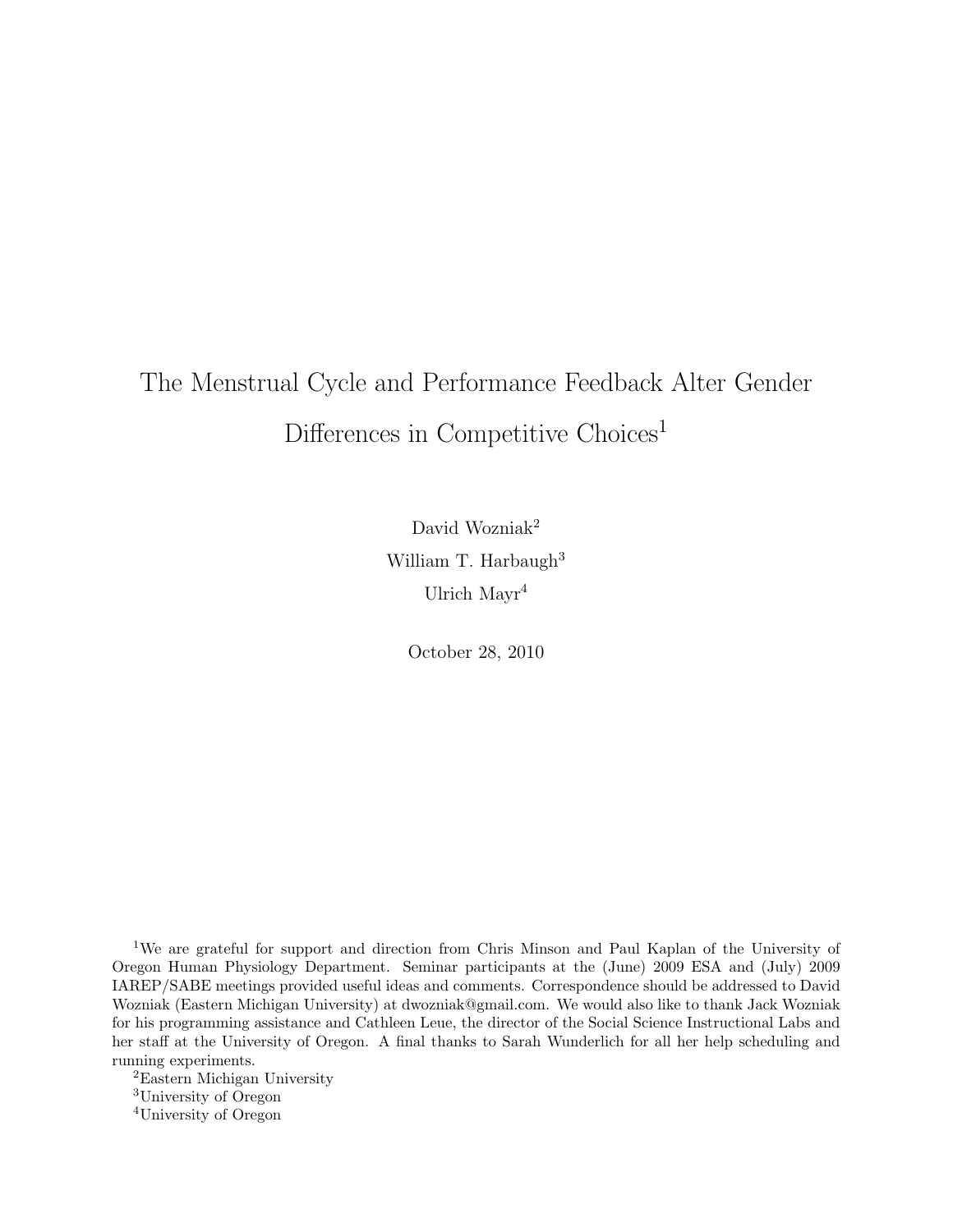# The Menstrual Cycle and Performance Feedback Alter Gender Differences in Competitive Choices[1]

David Wozniak[2]

William T. Harbaugh[3]

Ulrich Mayr[4]

October 28, 2010

[1]We are grateful for support and direction from Chris Minson and Paul Kaplan of the University of Oregon Human Physiology Department. Seminar participants at the (June) 2009 ESA and (July) 2009 IAREP/SABE meetings provided useful ideas and comments. Correspondence should be addressed to David Wozniak (Eastern Michigan University) at dwozniak@gmail.com. We would also like to thank Jack Wozniak for his programming assistance and Cathleen Leue, the director of the Social Science Instructional Labs and her staff at the University of Oregon. A final thanks to Sarah Wunderlich for all her help scheduling and running experiments.

[2]Eastern Michigan University

[3]University of Oregon

[4]University of Oregon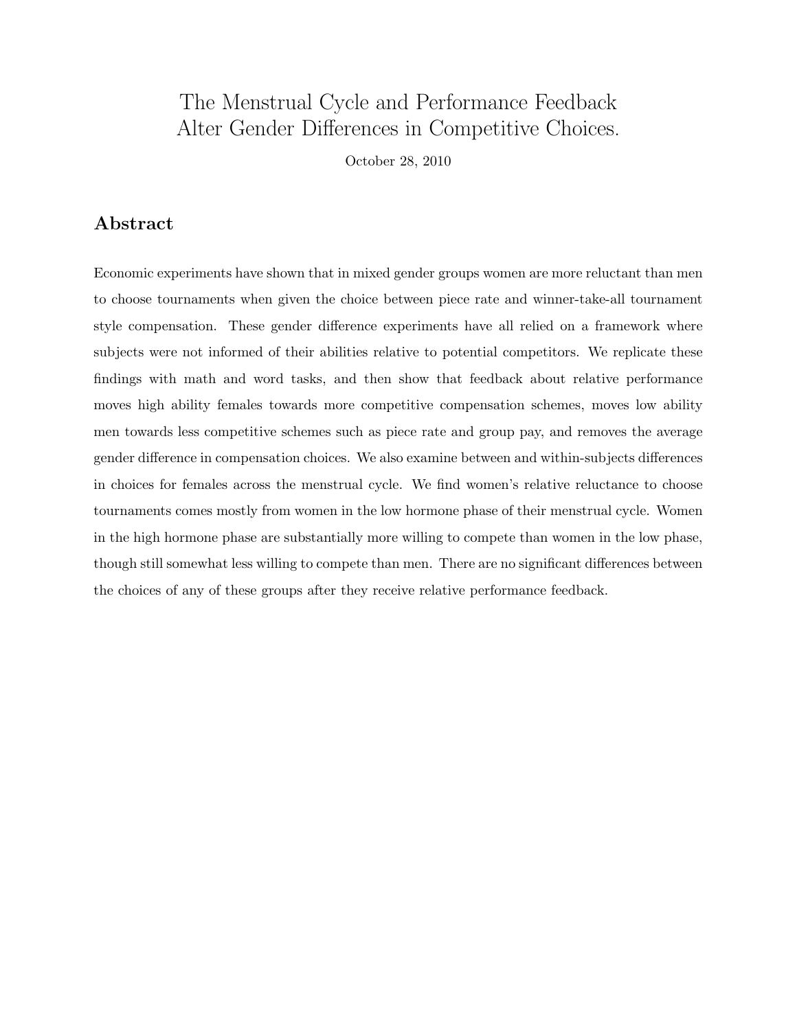# The Menstrual Cycle and Performance Feedback Alter Gender Differences in Competitive Choices.

October 28, 2010

## Abstract

Economic experiments have shown that in mixed gender groups women are more reluctant than men to choose tournaments when given the choice between piece rate and winner-take-all tournament style compensation. These gender difference experiments have all relied on a framework where subjects were not informed of their abilities relative to potential competitors. We replicate these findings with math and word tasks, and then show that feedback about relative performance moves high ability females towards more competitive compensation schemes, moves low ability men towards less competitive schemes such as piece rate and group pay, and removes the average gender difference in compensation choices. We also examine between and within-subjects differences in choices for females across the menstrual cycle. We find women's relative reluctance to choose tournaments comes mostly from women in the low hormone phase of their menstrual cycle. Women in the high hormone phase are substantially more willing to compete than women in the low phase, though still somewhat less willing to compete than men. There are no significant differences between the choices of any of these groups after they receive relative performance feedback.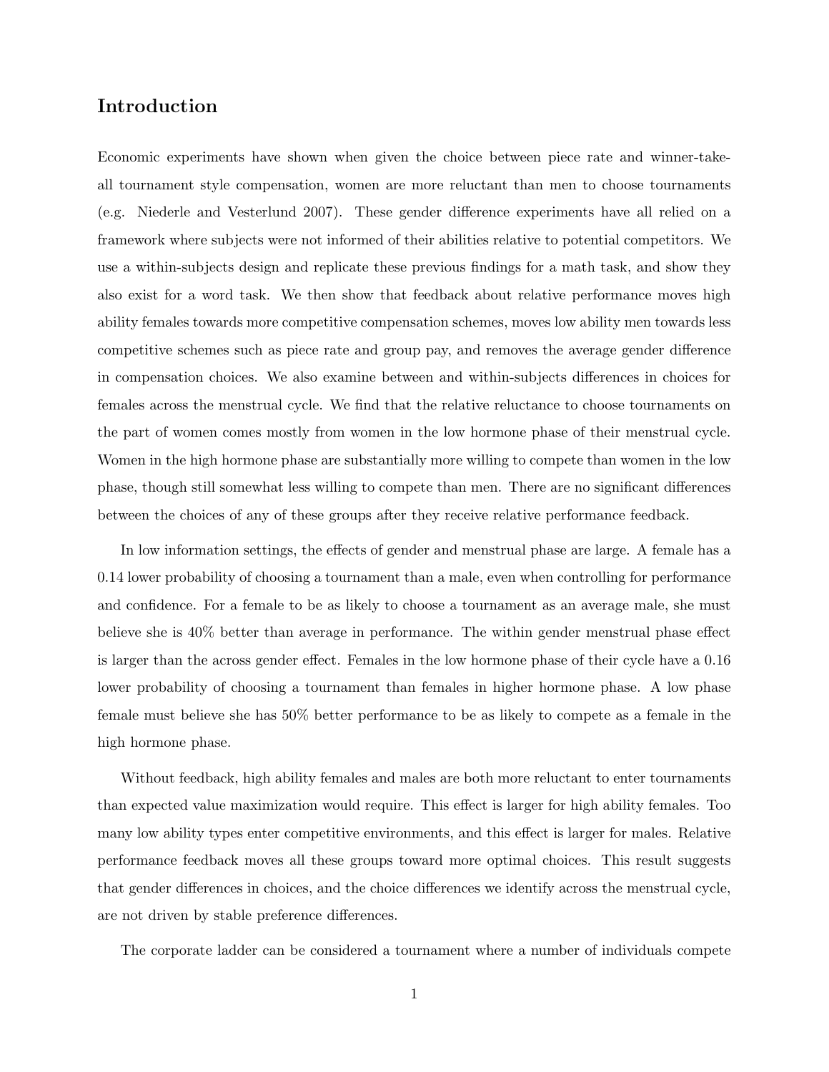## Introduction

Economic experiments have shown when given the choice between piece rate and winner-take-all tournament style compensation, women are more reluctant than men to choose tournaments (e.g. Niederle and Vesterlund 2007). These gender difference experiments have all relied on a framework where subjects were not informed of their abilities relative to potential competitors. We use a within-subjects design and replicate these previous findings for a math task, and show they also exist for a word task. We then show that feedback about relative performance moves high ability females towards more competitive compensation schemes, moves low ability men towards less competitive schemes such as piece rate and group pay, and removes the average gender difference in compensation choices. We also examine between and within-subjects differences in choices for females across the menstrual cycle. We find that the relative reluctance to choose tournaments on the part of women comes mostly from women in the low hormone phase of their menstrual cycle. Women in the high hormone phase are substantially more willing to compete than women in the low phase, though still somewhat less willing to compete than men. There are no significant differences between the choices of any of these groups after they receive relative performance feedback.

In low information settings, the effects of gender and menstrual phase are large. A female has a 0.14 lower probability of choosing a tournament than a male, even when controlling for performance and confidence. For a female to be as likely to choose a tournament as an average male, she must believe she is 40% better than average in performance. The within gender menstrual phase effect is larger than the across gender effect. Females in the low hormone phase of their cycle have a 0.16 lower probability of choosing a tournament than females in higher hormone phase. A low phase female must believe she has 50% better performance to be as likely to compete as a female in the high hormone phase.

Without feedback, high ability females and males are both more reluctant to enter tournaments than expected value maximization would require. This effect is larger for high ability females. Too many low ability types enter competitive environments, and this effect is larger for males. Relative performance feedback moves all these groups toward more optimal choices. This result suggests that gender differences in choices, and the choice differences we identify across the menstrual cycle, are not driven by stable preference differences.

The corporate ladder can be considered a tournament where a number of individuals compete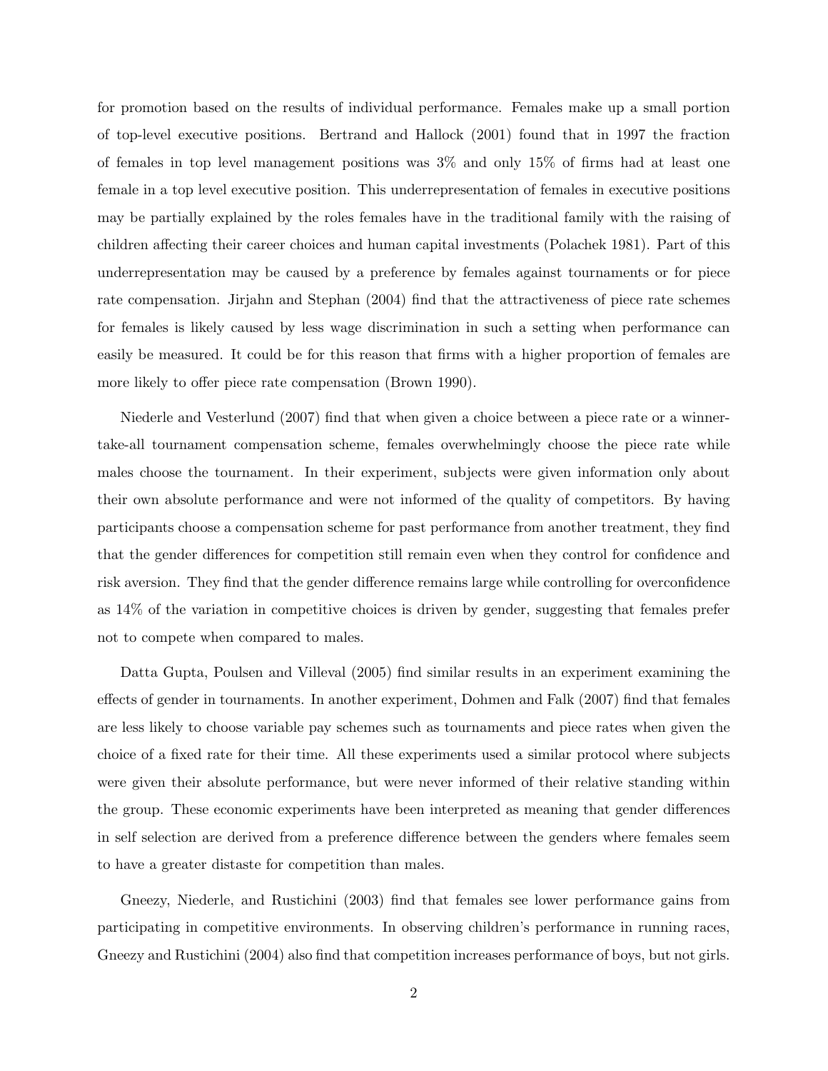for promotion based on the results of individual performance. Females make up a small portion of top-level executive positions. Bertrand and Hallock (2001) found that in 1997 the fraction of females in top level management positions was 3% and only 15% of firms had at least one female in a top level executive position. This underrepresentation of females in executive positions may be partially explained by the roles females have in the traditional family with the raising of children affecting their career choices and human capital investments (Polachek 1981). Part of this underrepresentation may be caused by a preference by females against tournaments or for piece rate compensation. Jirjahn and Stephan (2004) find that the attractiveness of piece rate schemes for females is likely caused by less wage discrimination in such a setting when performance can easily be measured. It could be for this reason that firms with a higher proportion of females are more likely to offer piece rate compensation (Brown 1990).

Niederle and Vesterlund (2007) find that when given a choice between a piece rate or a winner-take-all tournament compensation scheme, females overwhelmingly choose the piece rate while males choose the tournament. In their experiment, subjects were given information only about their own absolute performance and were not informed of the quality of competitors. By having participants choose a compensation scheme for past performance from another treatment, they find that the gender differences for competition still remain even when they control for confidence and risk aversion. They find that the gender difference remains large while controlling for overconfidence as 14% of the variation in competitive choices is driven by gender, suggesting that females prefer not to compete when compared to males.

Datta Gupta, Poulsen and Villeval (2005) find similar results in an experiment examining the effects of gender in tournaments. In another experiment, Dohmen and Falk (2007) find that females are less likely to choose variable pay schemes such as tournaments and piece rates when given the choice of a fixed rate for their time. All these experiments used a similar protocol where subjects were given their absolute performance, but were never informed of their relative standing within the group. These economic experiments have been interpreted as meaning that gender differences in self selection are derived from a preference difference between the genders where females seem to have a greater distaste for competition than males.

Gneezy, Niederle, and Rustichini (2003) find that females see lower performance gains from participating in competitive environments. In observing children's performance in running races, Gneezy and Rustichini (2004) also find that competition increases performance of boys, but not girls.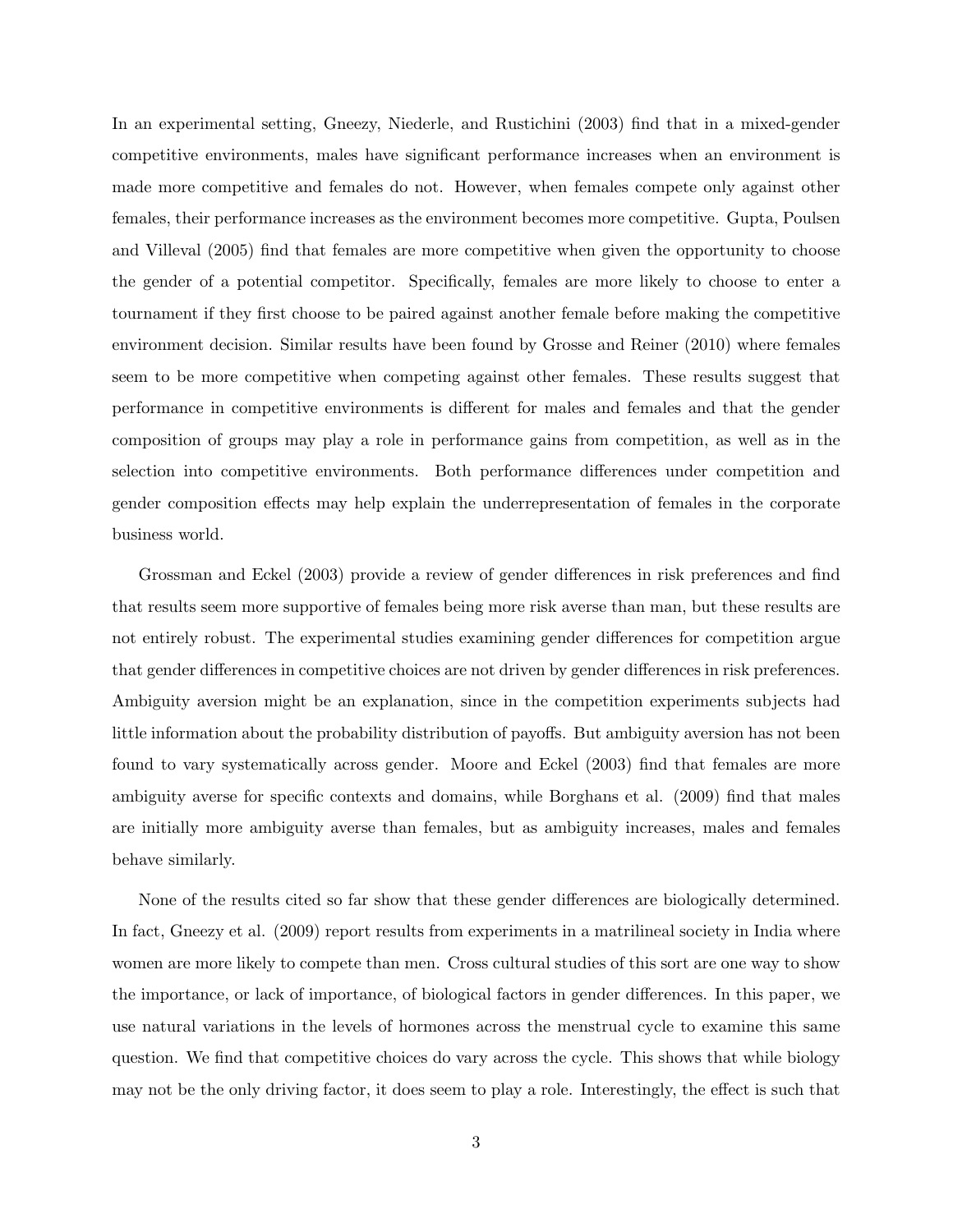In an experimental setting, Gneezy, Niederle, and Rustichini (2003) find that in a mixed-gender competitive environments, males have significant performance increases when an environment is made more competitive and females do not. However, when females compete only against other females, their performance increases as the environment becomes more competitive. Gupta, Poulsen and Villeval (2005) find that females are more competitive when given the opportunity to choose the gender of a potential competitor. Specifically, females are more likely to choose to enter a tournament if they first choose to be paired against another female before making the competitive environment decision. Similar results have been found by Grosse and Reiner (2010) where females seem to be more competitive when competing against other females. These results suggest that performance in competitive environments is different for males and females and that the gender composition of groups may play a role in performance gains from competition, as well as in the selection into competitive environments. Both performance differences under competition and gender composition effects may help explain the underrepresentation of females in the corporate business world.

Grossman and Eckel (2003) provide a review of gender differences in risk preferences and find that results seem more supportive of females being more risk averse than man, but these results are not entirely robust. The experimental studies examining gender differences for competition argue that gender differences in competitive choices are not driven by gender differences in risk preferences. Ambiguity aversion might be an explanation, since in the competition experiments subjects had little information about the probability distribution of payoffs. But ambiguity aversion has not been found to vary systematically across gender. Moore and Eckel (2003) find that females are more ambiguity averse for specific contexts and domains, while Borghans et al. (2009) find that males are initially more ambiguity averse than females, but as ambiguity increases, males and females behave similarly.

None of the results cited so far show that these gender differences are biologically determined. In fact, Gneezy et al. (2009) report results from experiments in a matrilineal society in India where women are more likely to compete than men. Cross cultural studies of this sort are one way to show the importance, or lack of importance, of biological factors in gender differences. In this paper, we use natural variations in the levels of hormones across the menstrual cycle to examine this same question. We find that competitive choices do vary across the cycle. This shows that while biology may not be the only driving factor, it does seem to play a role. Interestingly, the effect is such that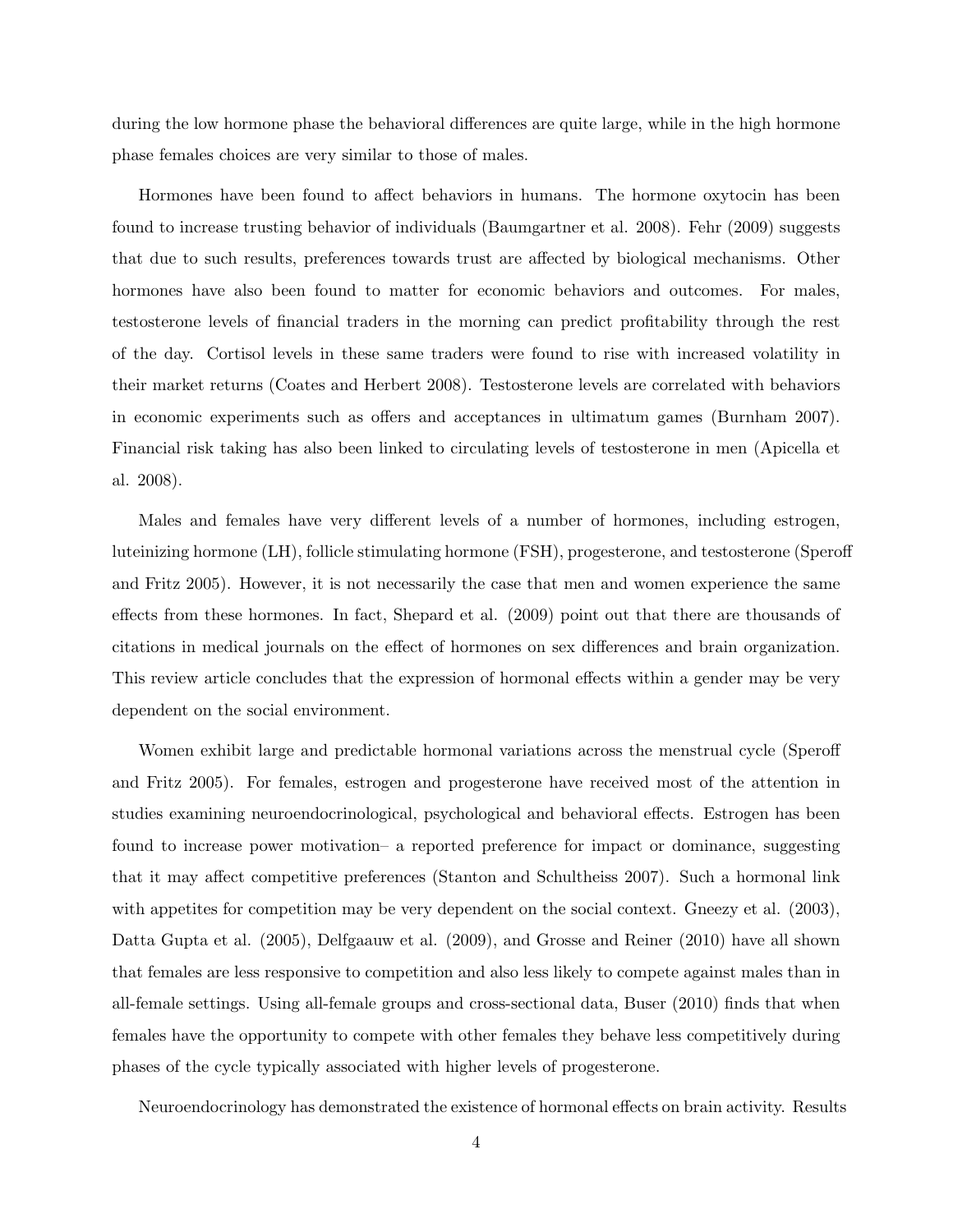during the low hormone phase the behavioral differences are quite large, while in the high hormone phase females choices are very similar to those of males.

Hormones have been found to affect behaviors in humans. The hormone oxytocin has been found to increase trusting behavior of individuals (Baumgartner et al. 2008). Fehr (2009) suggests that due to such results, preferences towards trust are affected by biological mechanisms. Other hormones have also been found to matter for economic behaviors and outcomes. For males, testosterone levels of financial traders in the morning can predict profitability through the rest of the day. Cortisol levels in these same traders were found to rise with increased volatility in their market returns (Coates and Herbert 2008). Testosterone levels are correlated with behaviors in economic experiments such as offers and acceptances in ultimatum games (Burnham 2007). Financial risk taking has also been linked to circulating levels of testosterone in men (Apicella et al. 2008).

Males and females have very different levels of a number of hormones, including estrogen, luteinizing hormone (LH), follicle stimulating hormone (FSH), progesterone, and testosterone (Speroff and Fritz 2005). However, it is not necessarily the case that men and women experience the same effects from these hormones. In fact, Shepard et al. (2009) point out that there are thousands of citations in medical journals on the effect of hormones on sex differences and brain organization. This review article concludes that the expression of hormonal effects within a gender may be very dependent on the social environment.

Women exhibit large and predictable hormonal variations across the menstrual cycle (Speroff and Fritz 2005). For females, estrogen and progesterone have received most of the attention in studies examining neuroendocrinological, psychological and behavioral effects. Estrogen has been found to increase power motivation– a reported preference for impact or dominance, suggesting that it may affect competitive preferences (Stanton and Schultheiss 2007). Such a hormonal link with appetites for competition may be very dependent on the social context. Gneezy et al. (2003), Datta Gupta et al. (2005), Delfgaauw et al. (2009), and Grosse and Reiner (2010) have all shown that females are less responsive to competition and also less likely to compete against males than in all-female settings. Using all-female groups and cross-sectional data, Buser (2010) finds that when females have the opportunity to compete with other females they behave less competitively during phases of the cycle typically associated with higher levels of progesterone.

Neuroendocrinology has demonstrated the existence of hormonal effects on brain activity. Results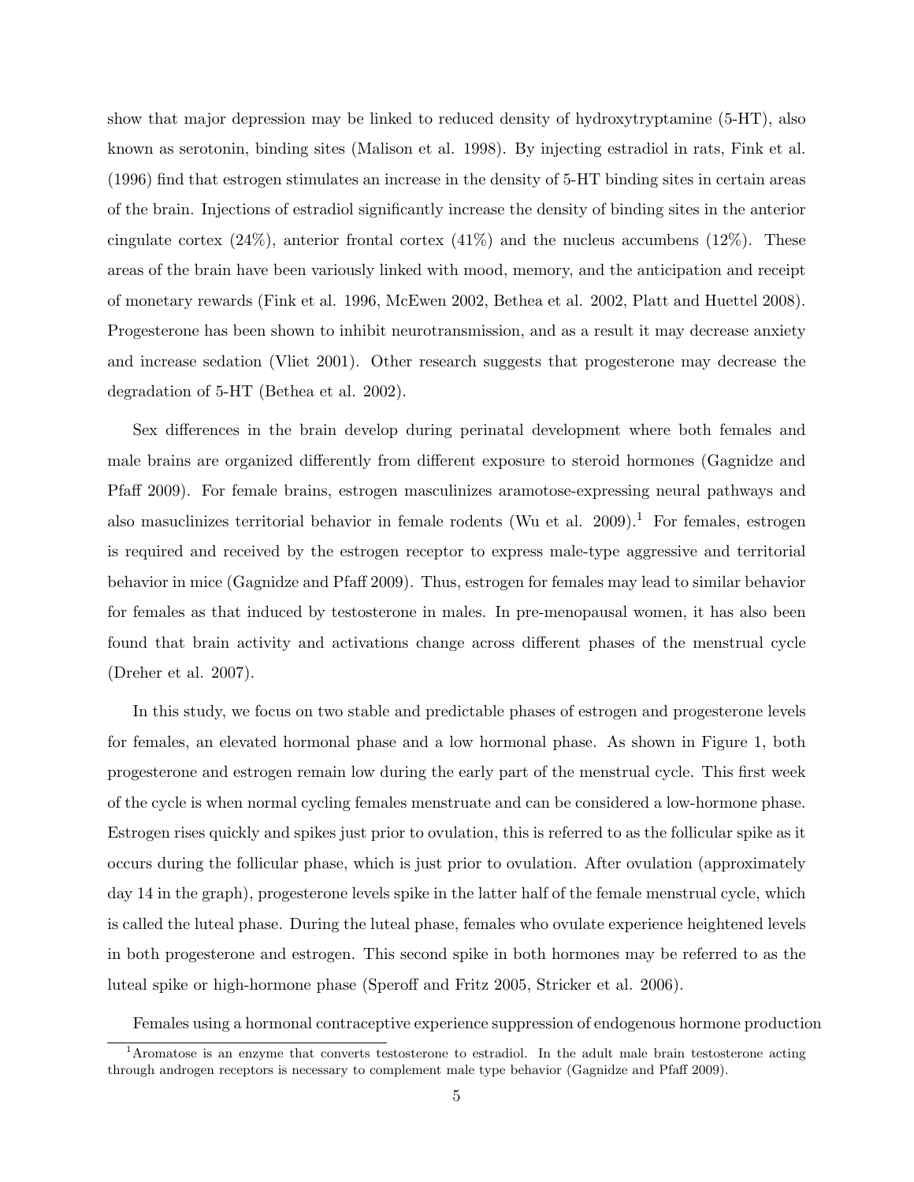show that major depression may be linked to reduced density of hydroxytryptamine (5-HT), also known as serotonin, binding sites (Malison et al. 1998). By injecting estradiol in rats, Fink et al. (1996) find that estrogen stimulates an increase in the density of 5-HT binding sites in certain areas of the brain. Injections of estradiol significantly increase the density of binding sites in the anterior cingulate cortex (24%), anterior frontal cortex (41%) and the nucleus accumbens (12%). These areas of the brain have been variously linked with mood, memory, and the anticipation and receipt of monetary rewards (Fink et al. 1996, McEwen 2002, Bethea et al. 2002, Platt and Huettel 2008). Progesterone has been shown to inhibit neurotransmission, and as a result it may decrease anxiety and increase sedation (Vliet 2001). Other research suggests that progesterone may decrease the degradation of 5-HT (Bethea et al. 2002).

Sex differences in the brain develop during perinatal development where both females and male brains are organized differently from different exposure to steroid hormones (Gagnidze and Pfaff 2009). For female brains, estrogen masculinizes aramotose-expressing neural pathways and also masuclinizes territorial behavior in female rodents (Wu et al. 2009).[1] For females, estrogen is required and received by the estrogen receptor to express male-type aggressive and territorial behavior in mice (Gagnidze and Pfaff 2009). Thus, estrogen for females may lead to similar behavior for females as that induced by testosterone in males. In pre-menopausal women, it has also been found that brain activity and activations change across different phases of the menstrual cycle (Dreher et al. 2007).

In this study, we focus on two stable and predictable phases of estrogen and progesterone levels for females, an elevated hormonal phase and a low hormonal phase. As shown in Figure 1, both progesterone and estrogen remain low during the early part of the menstrual cycle. This first week of the cycle is when normal cycling females menstruate and can be considered a low-hormone phase. Estrogen rises quickly and spikes just prior to ovulation, this is referred to as the follicular spike as it occurs during the follicular phase, which is just prior to ovulation. After ovulation (approximately day 14 in the graph), progesterone levels spike in the latter half of the female menstrual cycle, which is called the luteal phase. During the luteal phase, females who ovulate experience heightened levels in both progesterone and estrogen. This second spike in both hormones may be referred to as the luteal spike or high-hormone phase (Speroff and Fritz 2005, Stricker et al. 2006).

Females using a hormonal contraceptive experience suppression of endogenous hormone production

[1] Aromatose is an enzyme that converts testosterone to estradiol. In the adult male brain testosterone acting through androgen receptors is necessary to complement male type behavior (Gagnidze and Pfaff 2009).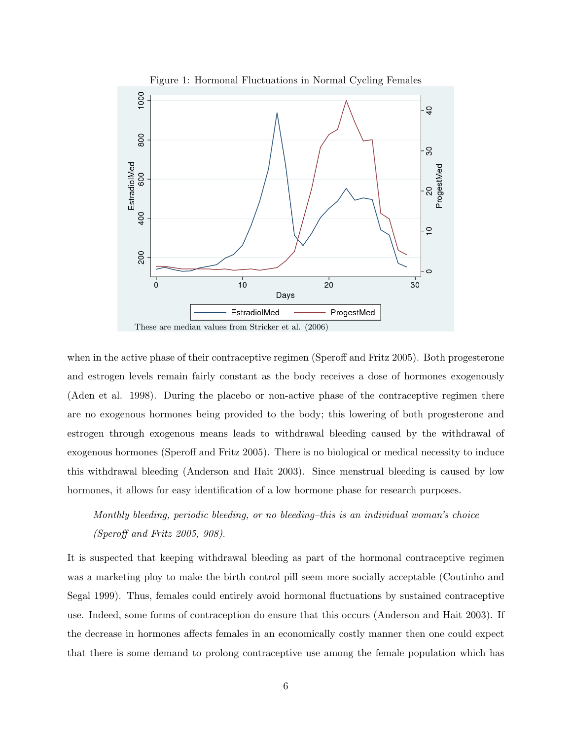Figure 1: Hormonal Fluctuations in Normal Cycling Females

These are median values from Stricker et al. (2006)

when in the active phase of their contraceptive regimen (Speroff and Fritz 2005). Both progesterone and estrogen levels remain fairly constant as the body receives a dose of hormones exogenously (Aden et al. 1998). During the placebo or non-active phase of the contraceptive regimen there are no exogenous hormones being provided to the body; this lowering of both progesterone and estrogen through exogenous means leads to withdrawal bleeding caused by the withdrawal of exogenous hormones (Speroff and Fritz 2005). There is no biological or medical necessity to induce this withdrawal bleeding (Anderson and Hait 2003). Since menstrual bleeding is caused by low hormones, it allows for easy identification of a low hormone phase for research purposes.

> *Monthly bleeding, periodic bleeding, or no bleeding–this is an individual woman's choice (Speroff and Fritz 2005, 908).*

It is suspected that keeping withdrawal bleeding as part of the hormonal contraceptive regimen was a marketing ploy to make the birth control pill seem more socially acceptable (Coutinho and Segal 1999). Thus, females could entirely avoid hormonal fluctuations by sustained contraceptive use. Indeed, some forms of contraception do ensure that this occurs (Anderson and Hait 2003). If the decrease in hormones affects females in an economically costly manner then one could expect that there is some demand to prolong contraceptive use among the female population which has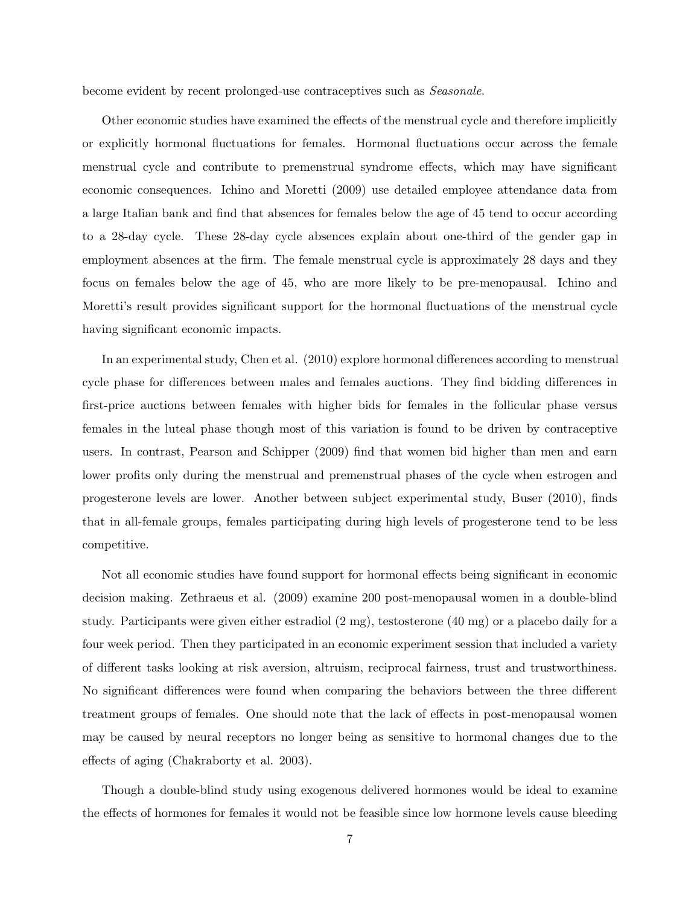become evident by recent prolonged-use contraceptives such as *Seasonale*.

Other economic studies have examined the effects of the menstrual cycle and therefore implicitly or explicitly hormonal fluctuations for females. Hormonal fluctuations occur across the female menstrual cycle and contribute to premenstrual syndrome effects, which may have significant economic consequences. Ichino and Moretti (2009) use detailed employee attendance data from a large Italian bank and find that absences for females below the age of 45 tend to occur according to a 28-day cycle. These 28-day cycle absences explain about one-third of the gender gap in employment absences at the firm. The female menstrual cycle is approximately 28 days and they focus on females below the age of 45, who are more likely to be pre-menopausal. Ichino and Moretti's result provides significant support for the hormonal fluctuations of the menstrual cycle having significant economic impacts.

In an experimental study, Chen et al. (2010) explore hormonal differences according to menstrual cycle phase for differences between males and females auctions. They find bidding differences in first-price auctions between females with higher bids for females in the follicular phase versus females in the luteal phase though most of this variation is found to be driven by contraceptive users. In contrast, Pearson and Schipper (2009) find that women bid higher than men and earn lower profits only during the menstrual and premenstrual phases of the cycle when estrogen and progesterone levels are lower. Another between subject experimental study, Buser (2010), finds that in all-female groups, females participating during high levels of progesterone tend to be less competitive.

Not all economic studies have found support for hormonal effects being significant in economic decision making. Zethraeus et al. (2009) examine 200 post-menopausal women in a double-blind study. Participants were given either estradiol (2 mg), testosterone (40 mg) or a placebo daily for a four week period. Then they participated in an economic experiment session that included a variety of different tasks looking at risk aversion, altruism, reciprocal fairness, trust and trustworthiness. No significant differences were found when comparing the behaviors between the three different treatment groups of females. One should note that the lack of effects in post-menopausal women may be caused by neural receptors no longer being as sensitive to hormonal changes due to the effects of aging (Chakraborty et al. 2003).

Though a double-blind study using exogenous delivered hormones would be ideal to examine the effects of hormones for females it would not be feasible since low hormone levels cause bleeding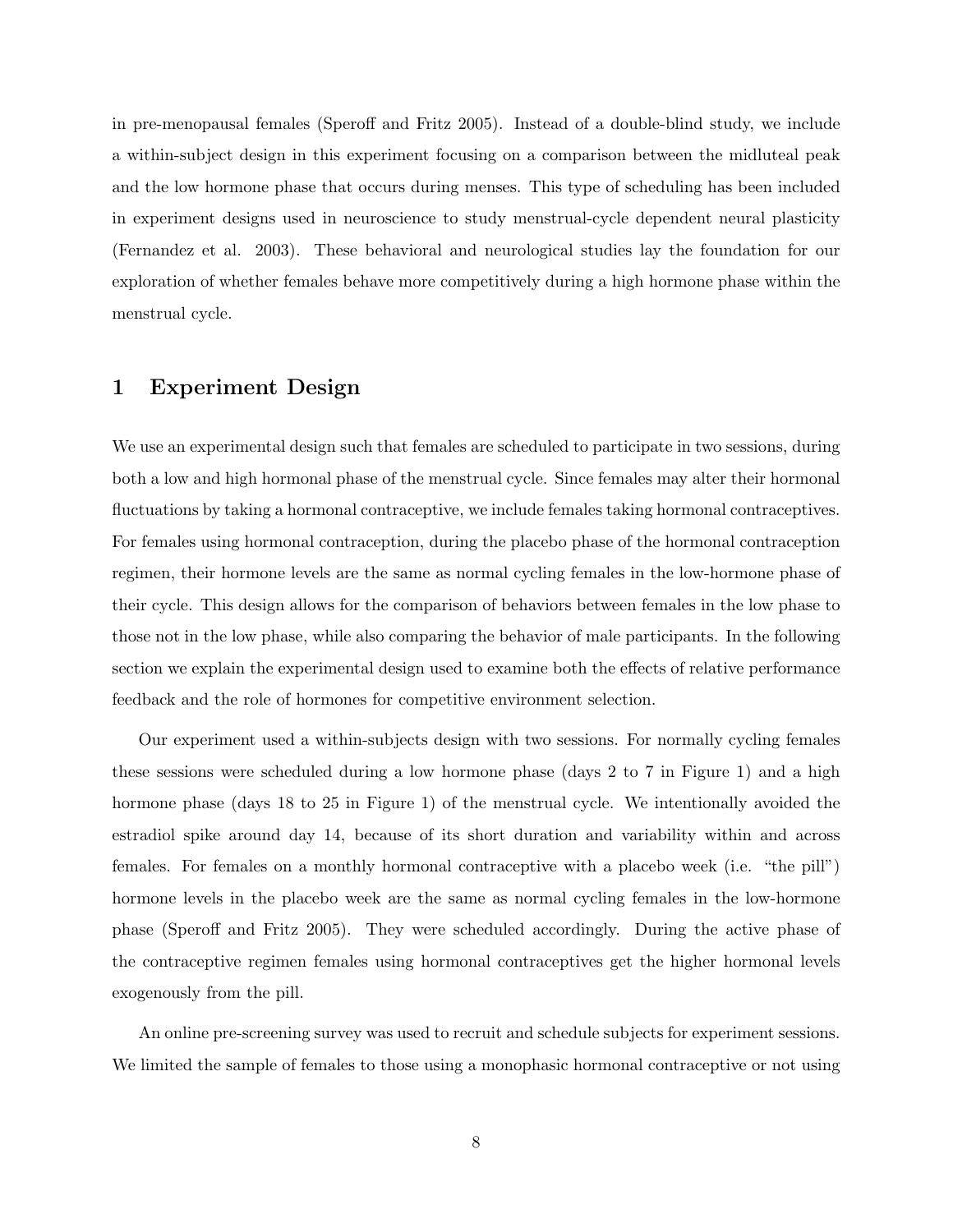in pre-menopausal females (Speroff and Fritz 2005). Instead of a double-blind study, we include a within-subject design in this experiment focusing on a comparison between the midluteal peak and the low hormone phase that occurs during menses. This type of scheduling has been included in experiment designs used in neuroscience to study menstrual-cycle dependent neural plasticity (Fernandez et al. 2003). These behavioral and neurological studies lay the foundation for our exploration of whether females behave more competitively during a high hormone phase within the menstrual cycle.

# 1 Experiment Design

We use an experimental design such that females are scheduled to participate in two sessions, during both a low and high hormonal phase of the menstrual cycle. Since females may alter their hormonal fluctuations by taking a hormonal contraceptive, we include females taking hormonal contraceptives. For females using hormonal contraception, during the placebo phase of the hormonal contraception regimen, their hormone levels are the same as normal cycling females in the low-hormone phase of their cycle. This design allows for the comparison of behaviors between females in the low phase to those not in the low phase, while also comparing the behavior of male participants. In the following section we explain the experimental design used to examine both the effects of relative performance feedback and the role of hormones for competitive environment selection.

Our experiment used a within-subjects design with two sessions. For normally cycling females these sessions were scheduled during a low hormone phase (days 2 to 7 in Figure 1) and a high hormone phase (days 18 to 25 in Figure 1) of the menstrual cycle. We intentionally avoided the estradiol spike around day 14, because of its short duration and variability within and across females. For females on a monthly hormonal contraceptive with a placebo week (i.e. "the pill") hormone levels in the placebo week are the same as normal cycling females in the low-hormone phase (Speroff and Fritz 2005). They were scheduled accordingly. During the active phase of the contraceptive regimen females using hormonal contraceptives get the higher hormonal levels exogenously from the pill.

An online pre-screening survey was used to recruit and schedule subjects for experiment sessions. We limited the sample of females to those using a monophasic hormonal contraceptive or not using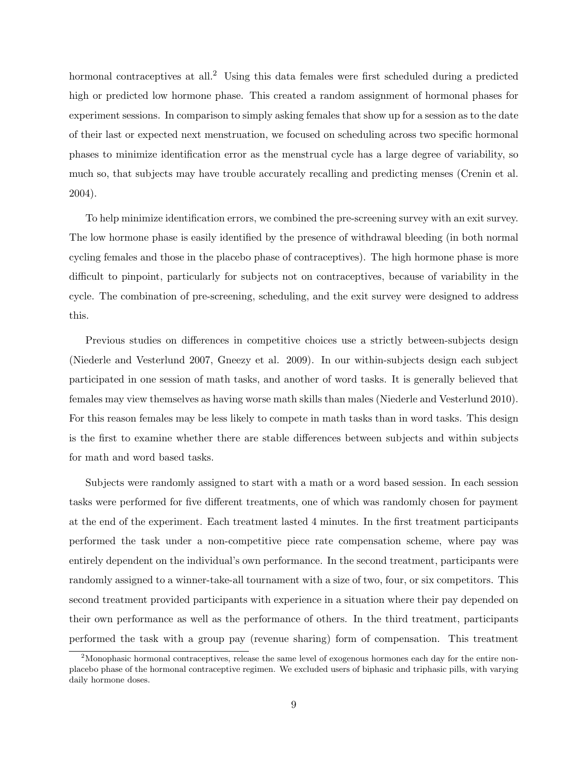hormonal contraceptives at all.[2] Using this data females were first scheduled during a predicted high or predicted low hormone phase. This created a random assignment of hormonal phases for experiment sessions. In comparison to simply asking females that show up for a session as to the date of their last or expected next menstruation, we focused on scheduling across two specific hormonal phases to minimize identification error as the menstrual cycle has a large degree of variability, so much so, that subjects may have trouble accurately recalling and predicting menses (Crenin et al. 2004).

To help minimize identification errors, we combined the pre-screening survey with an exit survey. The low hormone phase is easily identified by the presence of withdrawal bleeding (in both normal cycling females and those in the placebo phase of contraceptives). The high hormone phase is more difficult to pinpoint, particularly for subjects not on contraceptives, because of variability in the cycle. The combination of pre-screening, scheduling, and the exit survey were designed to address this.

Previous studies on differences in competitive choices use a strictly between-subjects design (Niederle and Vesterlund 2007, Gneezy et al. 2009). In our within-subjects design each subject participated in one session of math tasks, and another of word tasks. It is generally believed that females may view themselves as having worse math skills than males (Niederle and Vesterlund 2010). For this reason females may be less likely to compete in math tasks than in word tasks. This design is the first to examine whether there are stable differences between subjects and within subjects for math and word based tasks.

Subjects were randomly assigned to start with a math or a word based session. In each session tasks were performed for five different treatments, one of which was randomly chosen for payment at the end of the experiment. Each treatment lasted 4 minutes. In the first treatment participants performed the task under a non-competitive piece rate compensation scheme, where pay was entirely dependent on the individual's own performance. In the second treatment, participants were randomly assigned to a winner-take-all tournament with a size of two, four, or six competitors. This second treatment provided participants with experience in a situation where their pay depended on their own performance as well as the performance of others. In the third treatment, participants performed the task with a group pay (revenue sharing) form of compensation. This treatment

[2] Monophasic hormonal contraceptives, release the same level of exogenous hormones each day for the entire non-placebo phase of the hormonal contraceptive regimen. We excluded users of biphasic and triphasic pills, with varying daily hormone doses.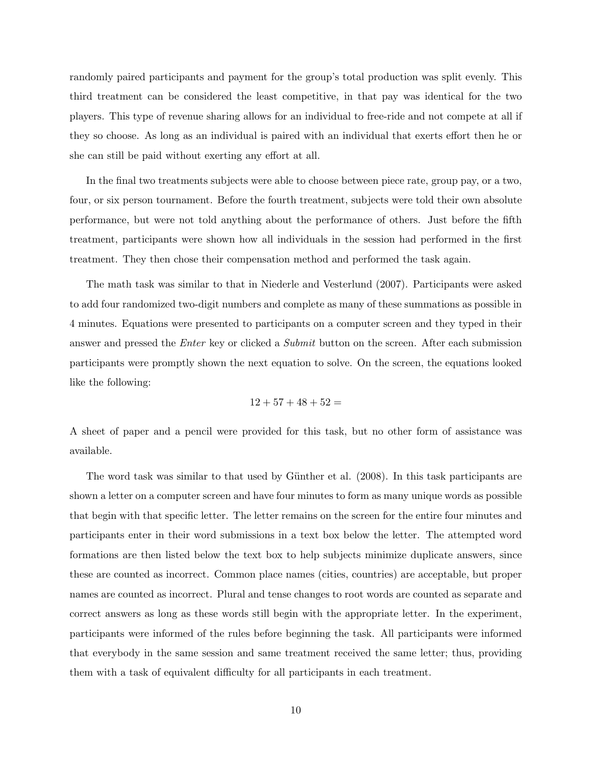randomly paired participants and payment for the group's total production was split evenly. This third treatment can be considered the least competitive, in that pay was identical for the two players. This type of revenue sharing allows for an individual to free-ride and not compete at all if they so choose. As long as an individual is paired with an individual that exerts effort then he or she can still be paid without exerting any effort at all.

In the final two treatments subjects were able to choose between piece rate, group pay, or a two, four, or six person tournament. Before the fourth treatment, subjects were told their own absolute performance, but were not told anything about the performance of others. Just before the fifth treatment, participants were shown how all individuals in the session had performed in the first treatment. They then chose their compensation method and performed the task again.

The math task was similar to that in Niederle and Vesterlund (2007). Participants were asked to add four randomized two-digit numbers and complete as many of these summations as possible in 4 minutes. Equations were presented to participants on a computer screen and they typed in their answer and pressed the *Enter* key or clicked a *Submit* button on the screen. After each submission participants were promptly shown the next equation to solve. On the screen, the equations looked like the following:

$$12 + 57 + 48 + 52 =$$

A sheet of paper and a pencil were provided for this task, but no other form of assistance was available.

The word task was similar to that used by Günther et al. (2008). In this task participants are shown a letter on a computer screen and have four minutes to form as many unique words as possible that begin with that specific letter. The letter remains on the screen for the entire four minutes and participants enter in their word submissions in a text box below the letter. The attempted word formations are then listed below the text box to help subjects minimize duplicate answers, since these are counted as incorrect. Common place names (cities, countries) are acceptable, but proper names are counted as incorrect. Plural and tense changes to root words are counted as separate and correct answers as long as these words still begin with the appropriate letter. In the experiment, participants were informed of the rules before beginning the task. All participants were informed that everybody in the same session and same treatment received the same letter; thus, providing them with a task of equivalent difficulty for all participants in each treatment.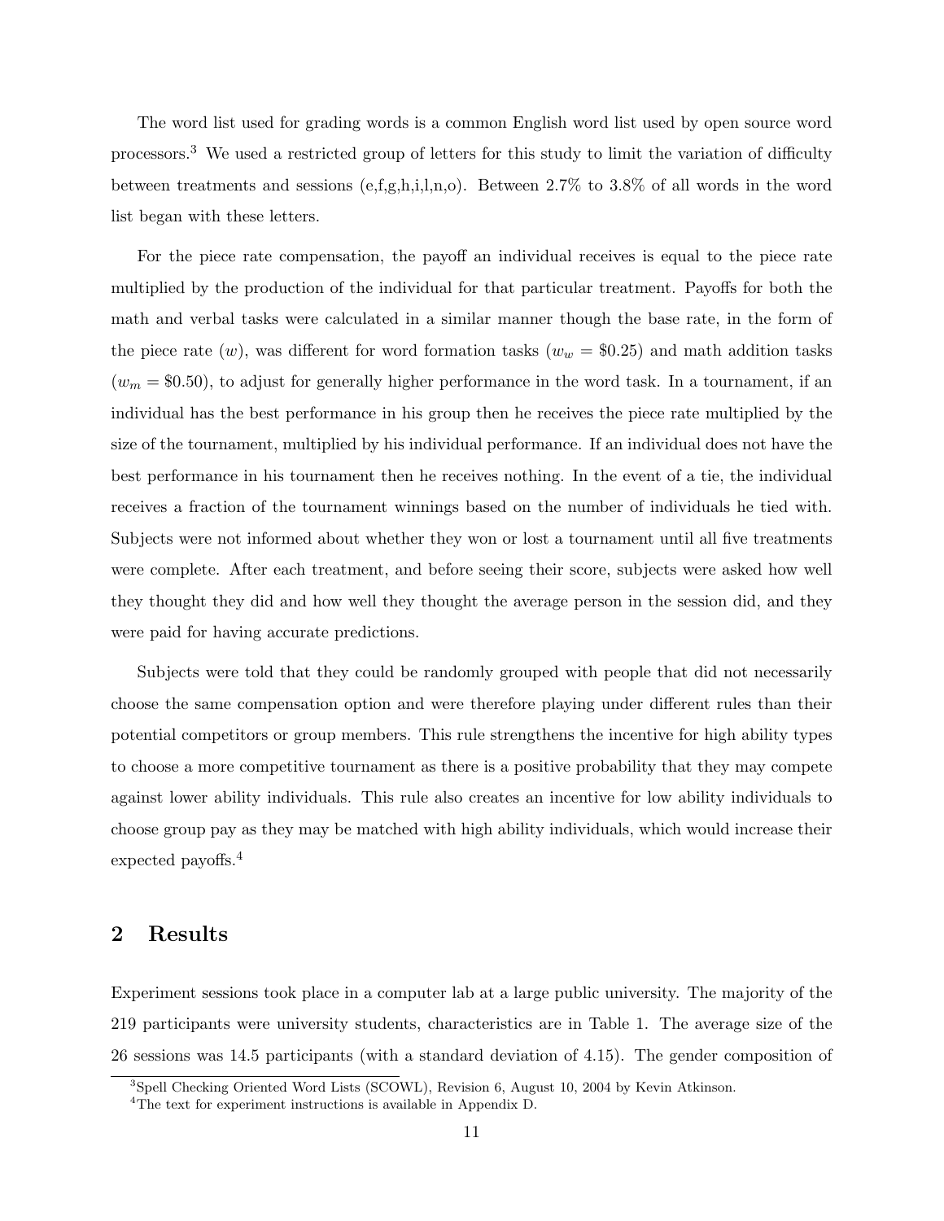The word list used for grading words is a common English word list used by open source word processors.[3] We used a restricted group of letters for this study to limit the variation of difficulty between treatments and sessions (e,f,g,h,i,l,n,o). Between 2.7% to 3.8% of all words in the word list began with these letters.

For the piece rate compensation, the payoff an individual receives is equal to the piece rate multiplied by the production of the individual for that particular treatment. Payoffs for both the math and verbal tasks were calculated in a similar manner though the base rate, in the form of the piece rate ($w$), was different for word formation tasks ($w_w = \$0.25$) and math addition tasks ($w_m = \$0.50$), to adjust for generally higher performance in the word task. In a tournament, if an individual has the best performance in his group then he receives the piece rate multiplied by the size of the tournament, multiplied by his individual performance. If an individual does not have the best performance in his tournament then he receives nothing. In the event of a tie, the individual receives a fraction of the tournament winnings based on the number of individuals he tied with. Subjects were not informed about whether they won or lost a tournament until all five treatments were complete. After each treatment, and before seeing their score, subjects were asked how well they thought they did and how well they thought the average person in the session did, and they were paid for having accurate predictions.

Subjects were told that they could be randomly grouped with people that did not necessarily choose the same compensation option and were therefore playing under different rules than their potential competitors or group members. This rule strengthens the incentive for high ability types to choose a more competitive tournament as there is a positive probability that they may compete against lower ability individuals. This rule also creates an incentive for low ability individuals to choose group pay as they may be matched with high ability individuals, which would increase their expected payoffs.[4]

## 2 Results

Experiment sessions took place in a computer lab at a large public university. The majority of the 219 participants were university students, characteristics are in Table 1. The average size of the 26 sessions was 14.5 participants (with a standard deviation of 4.15). The gender composition of

[3] Spell Checking Oriented Word Lists (SCOWL), Revision 6, August 10, 2004 by Kevin Atkinson.

[4] The text for experiment instructions is available in Appendix D.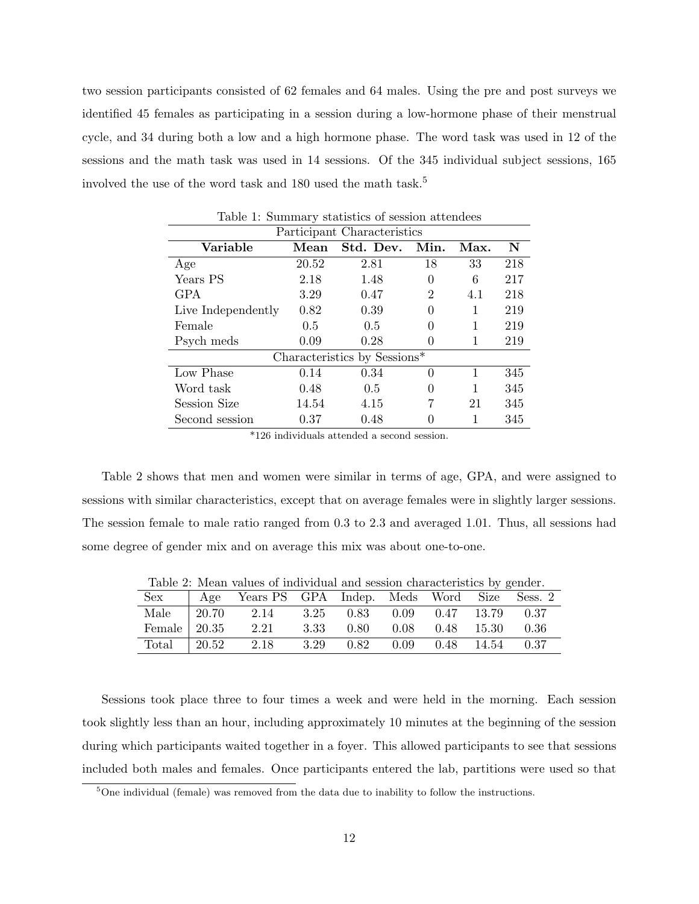two session participants consisted of 62 females and 64 males. Using the pre and post surveys we identified 45 females as participating in a session during a low-hormone phase of their menstrual cycle, and 34 during both a low and a high hormone phase. The word task was used in 12 of the sessions and the math task was used in 14 sessions. Of the 345 individual subject sessions, 165 involved the use of the word task and 180 used the math task.[5]

Table 1: Summary statistics of session attendees

| Participant Characteristics | | | | | |
|---|---|---|---|---|---|
| **Variable** | **Mean** | **Std. Dev.** | **Min.** | **Max.** | **N** |
| Age | 20.52 | 2.81 | 18 | 33 | 218 |
| Years PS | 2.18 | 1.48 | 0 | 6 | 217 |
| GPA | 3.29 | 0.47 | 2 | 4.1 | 218 |
| Live Independently | 0.82 | 0.39 | 0 | 1 | 219 |
| Female | 0.5 | 0.5 | 0 | 1 | 219 |
| Psych meds | 0.09 | 0.28 | 0 | 1 | 219 |
| **Characteristics by Sessions*** | | | | | |
| Low Phase | 0.14 | 0.34 | 0 | 1 | 345 |
| Word task | 0.48 | 0.5 | 0 | 1 | 345 |
| Session Size | 14.54 | 4.15 | 7 | 21 | 345 |
| Second session | 0.37 | 0.48 | 0 | 1 | 345 |

*126 individuals attended a second session.

Table 2 shows that men and women were similar in terms of age, GPA, and were assigned to sessions with similar characteristics, except that on average females were in slightly larger sessions. The session female to male ratio ranged from 0.3 to 2.3 and averaged 1.01. Thus, all sessions had some degree of gender mix and on average this mix was about one-to-one.

Table 2: Mean values of individual and session characteristics by gender.

| Sex | Age | Years PS | GPA | Indep. | Meds | Word | Size | Sess. 2 |
|---|---|---|---|---|---|---|---|---|
| Male | 20.70 | 2.14 | 3.25 | 0.83 | 0.09 | 0.47 | 13.79 | 0.37 |
| Female | 20.35 | 2.21 | 3.33 | 0.80 | 0.08 | 0.48 | 15.30 | 0.36 |
| Total | 20.52 | 2.18 | 3.29 | 0.82 | 0.09 | 0.48 | 14.54 | 0.37 |

Sessions took place three to four times a week and were held in the morning. Each session took slightly less than an hour, including approximately 10 minutes at the beginning of the session during which participants waited together in a foyer. This allowed participants to see that sessions included both males and females. Once participants entered the lab, partitions were used so that

[5]One individual (female) was removed from the data due to inability to follow the instructions.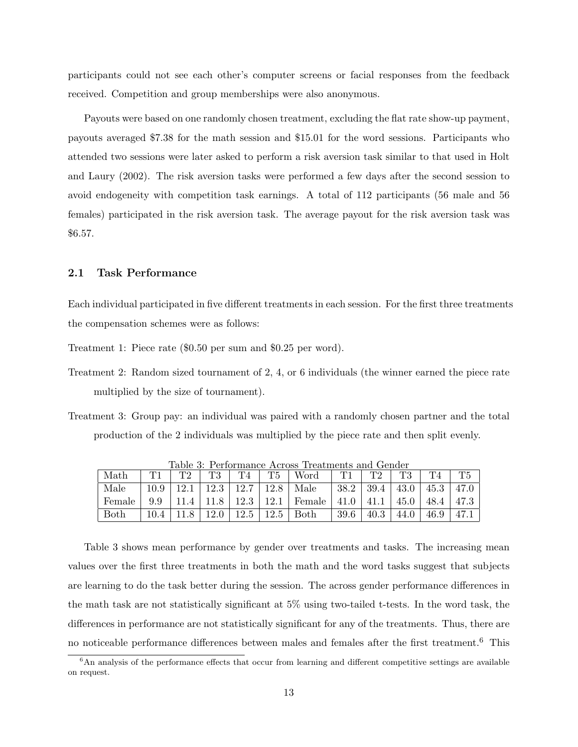participants could not see each other's computer screens or facial responses from the feedback received. Competition and group memberships were also anonymous.

Payouts were based on one randomly chosen treatment, excluding the flat rate show-up payment, payouts averaged \$7.38 for the math session and \$15.01 for the word sessions. Participants who attended two sessions were later asked to perform a risk aversion task similar to that used in Holt and Laury (2002). The risk aversion tasks were performed a few days after the second session to avoid endogeneity with competition task earnings. A total of 112 participants (56 male and 56 females) participated in the risk aversion task. The average payout for the risk aversion task was \$6.57.

### 2.1 Task Performance

Each individual participated in five different treatments in each session. For the first three treatments the compensation schemes were as follows:

Treatment 1: Piece rate (\$0.50 per sum and \$0.25 per word).

Treatment 2: Random sized tournament of 2, 4, or 6 individuals (the winner earned the piece rate multiplied by the size of tournament).

Treatment 3: Group pay: an individual was paired with a randomly chosen partner and the total production of the 2 individuals was multiplied by the piece rate and then split evenly.

Table 3: Performance Across Treatments and Gender

| Math | T1 | T2 | T3 | T4 | T5 | Word | T1 | T2 | T3 | T4 | T5 |
|---|---|---|---|---|---|---|---|---|---|---|---|
| Male | 10.9 | 12.1 | 12.3 | 12.7 | 12.8 | Male | 38.2 | 39.4 | 43.0 | 45.3 | 47.0 |
| Female | 9.9 | 11.4 | 11.8 | 12.3 | 12.1 | Female | 41.0 | 41.1 | 45.0 | 48.4 | 47.3 |
| Both | 10.4 | 11.8 | 12.0 | 12.5 | 12.5 | Both | 39.6 | 40.3 | 44.0 | 46.9 | 47.1 |

Table 3 shows mean performance by gender over treatments and tasks. The increasing mean values over the first three treatments in both the math and the word tasks suggest that subjects are learning to do the task better during the session. The across gender performance differences in the math task are not statistically significant at 5% using two-tailed t-tests. In the word task, the differences in performance are not statistically significant for any of the treatments. Thus, there are no noticeable performance differences between males and females after the first treatment.[6] This

[6] An analysis of the performance effects that occur from learning and different competitive settings are available on request.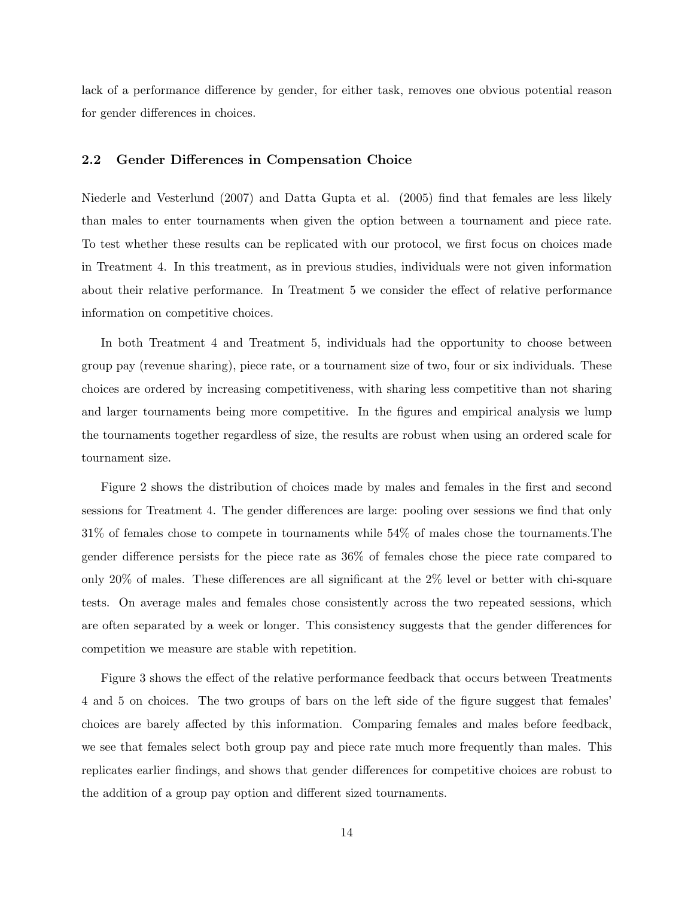lack of a performance difference by gender, for either task, removes one obvious potential reason for gender differences in choices.

### 2.2 Gender Differences in Compensation Choice

Niederle and Vesterlund (2007) and Datta Gupta et al. (2005) find that females are less likely than males to enter tournaments when given the option between a tournament and piece rate. To test whether these results can be replicated with our protocol, we first focus on choices made in Treatment 4. In this treatment, as in previous studies, individuals were not given information about their relative performance. In Treatment 5 we consider the effect of relative performance information on competitive choices.

In both Treatment 4 and Treatment 5, individuals had the opportunity to choose between group pay (revenue sharing), piece rate, or a tournament size of two, four or six individuals. These choices are ordered by increasing competitiveness, with sharing less competitive than not sharing and larger tournaments being more competitive. In the figures and empirical analysis we lump the tournaments together regardless of size, the results are robust when using an ordered scale for tournament size.

Figure 2 shows the distribution of choices made by males and females in the first and second sessions for Treatment 4. The gender differences are large: pooling over sessions we find that only 31% of females chose to compete in tournaments while 54% of males chose the tournaments.The gender difference persists for the piece rate as 36% of females chose the piece rate compared to only 20% of males. These differences are all significant at the 2% level or better with chi-square tests. On average males and females chose consistently across the two repeated sessions, which are often separated by a week or longer. This consistency suggests that the gender differences for competition we measure are stable with repetition.

Figure 3 shows the effect of the relative performance feedback that occurs between Treatments 4 and 5 on choices. The two groups of bars on the left side of the figure suggest that females' choices are barely affected by this information. Comparing females and males before feedback, we see that females select both group pay and piece rate much more frequently than males. This replicates earlier findings, and shows that gender differences for competitive choices are robust to the addition of a group pay option and different sized tournaments.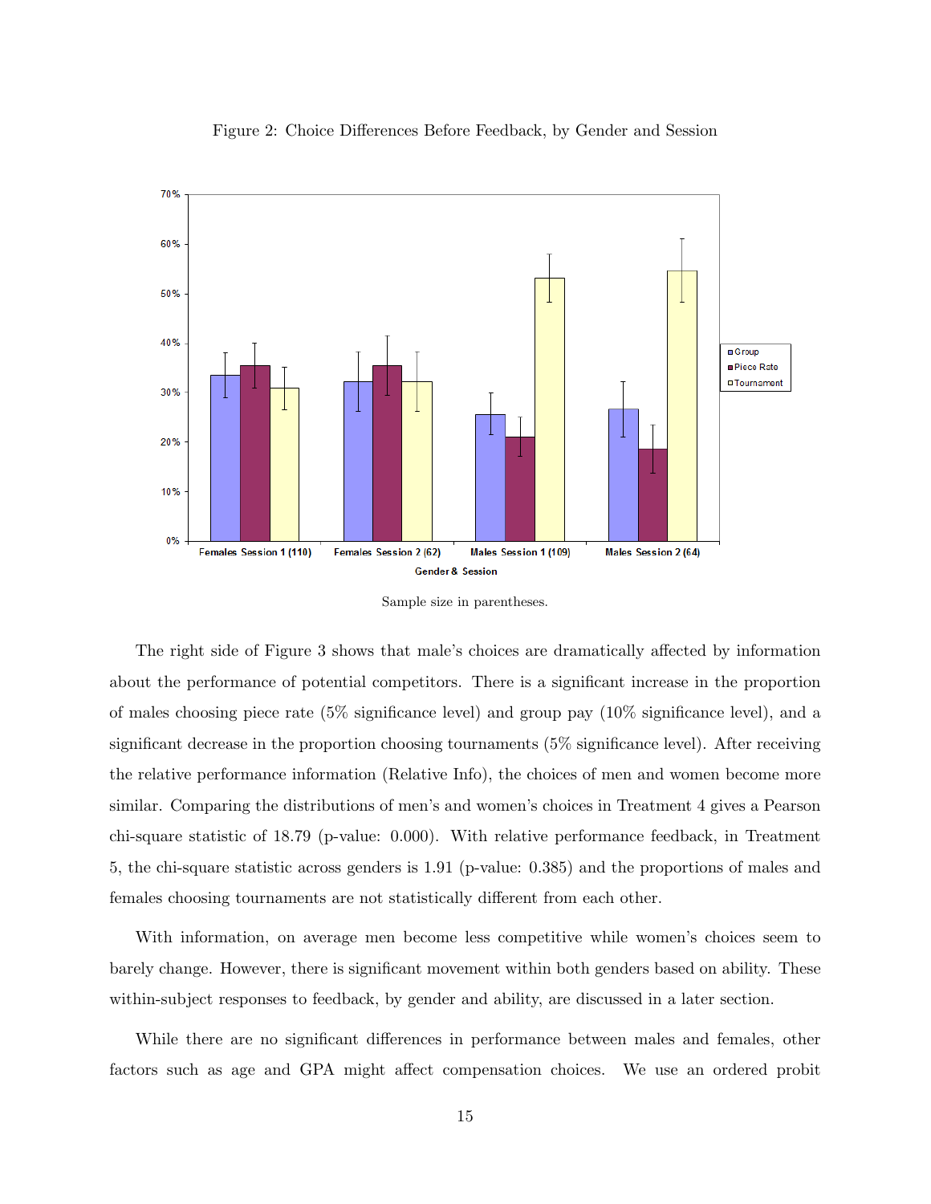Figure 2: Choice Differences Before Feedback, by Gender and Session

Sample size in parentheses.

The right side of Figure 3 shows that male's choices are dramatically affected by information about the performance of potential competitors. There is a significant increase in the proportion of males choosing piece rate (5% significance level) and group pay (10% significance level), and a significant decrease in the proportion choosing tournaments (5% significance level). After receiving the relative performance information (Relative Info), the choices of men and women become more similar. Comparing the distributions of men's and women's choices in Treatment 4 gives a Pearson chi-square statistic of 18.79 (p-value: 0.000). With relative performance feedback, in Treatment 5, the chi-square statistic across genders is 1.91 (p-value: 0.385) and the proportions of males and females choosing tournaments are not statistically different from each other.

With information, on average men become less competitive while women's choices seem to barely change. However, there is significant movement within both genders based on ability. These within-subject responses to feedback, by gender and ability, are discussed in a later section.

While there are no significant differences in performance between males and females, other factors such as age and GPA might affect compensation choices. We use an ordered probit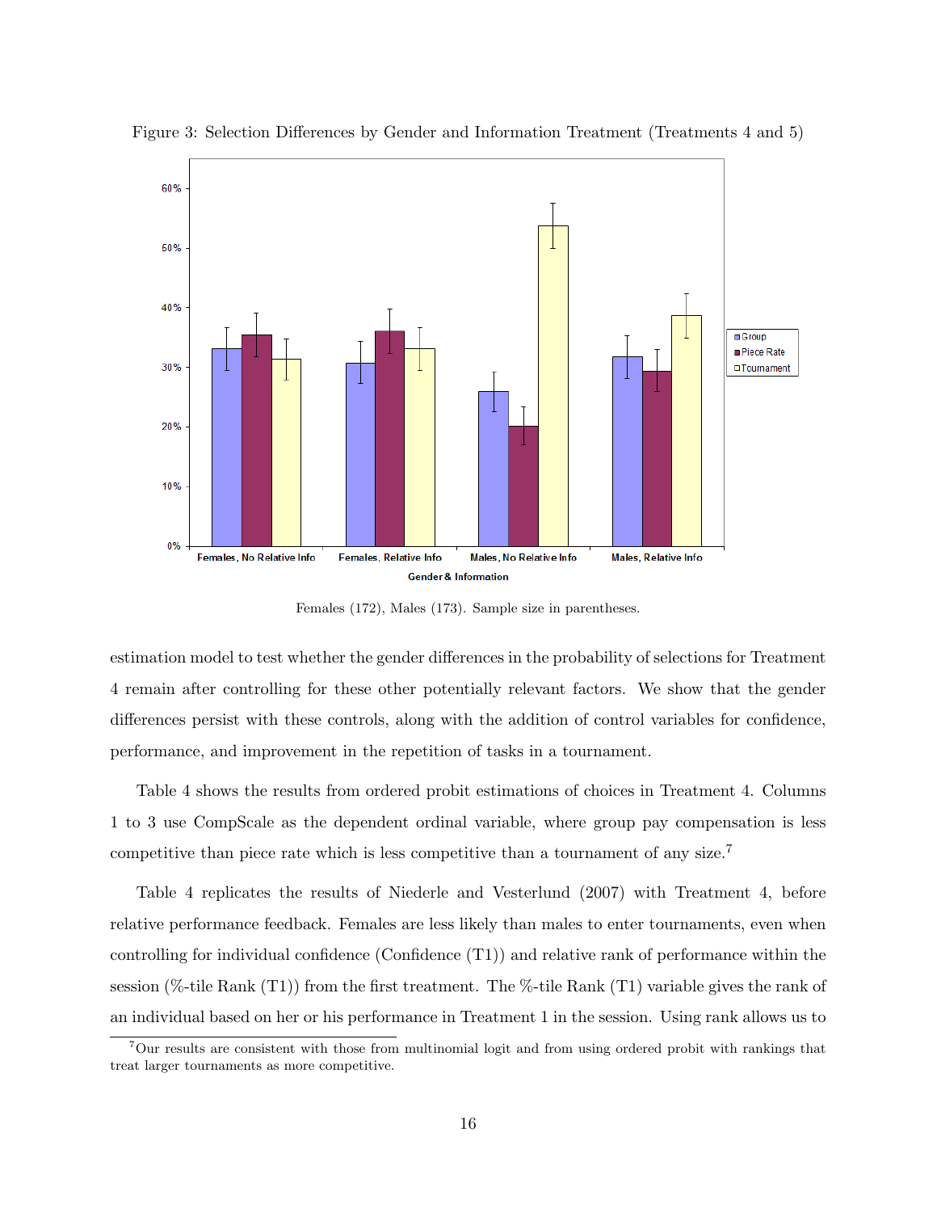Figure 3: Selection Differences by Gender and Information Treatment (Treatments 4 and 5)

Females (172), Males (173). Sample size in parentheses.

estimation model to test whether the gender differences in the probability of selections for Treatment 4 remain after controlling for these other potentially relevant factors. We show that the gender differences persist with these controls, along with the addition of control variables for confidence, performance, and improvement in the repetition of tasks in a tournament.

Table 4 shows the results from ordered probit estimations of choices in Treatment 4. Columns 1 to 3 use CompScale as the dependent ordinal variable, where group pay compensation is less competitive than piece rate which is less competitive than a tournament of any size.[7]

Table 4 replicates the results of Niederle and Vesterlund (2007) with Treatment 4, before relative performance feedback. Females are less likely than males to enter tournaments, even when controlling for individual confidence (Confidence (T1)) and relative rank of performance within the session (%-tile Rank (T1)) from the first treatment. The %-tile Rank (T1) variable gives the rank of an individual based on her or his performance in Treatment 1 in the session. Using rank allows us to

[7] Our results are consistent with those from multinomial logit and from using ordered probit with rankings that treat larger tournaments as more competitive.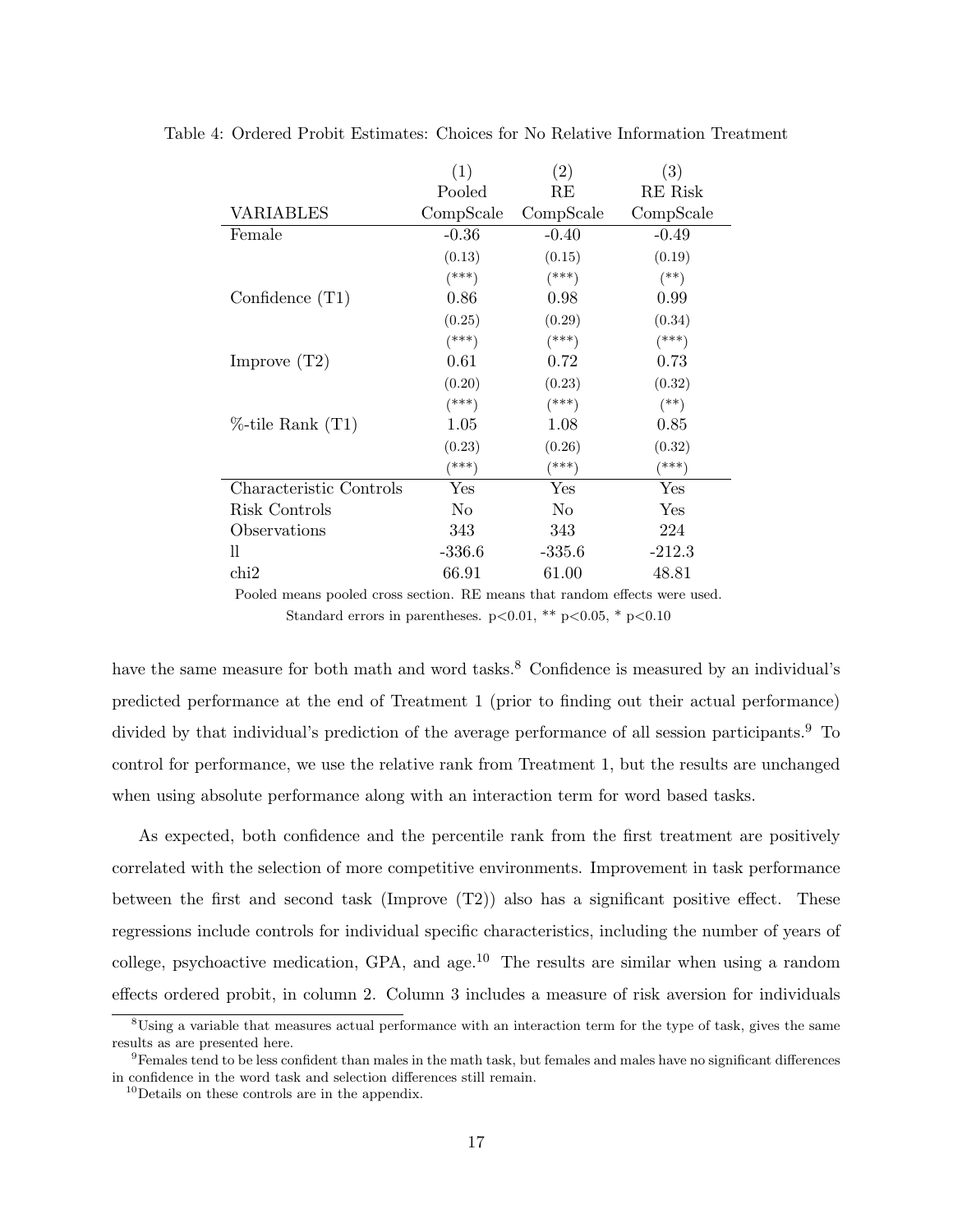Table 4: Ordered Probit Estimates: Choices for No Relative Information Treatment

| | (1) | (2) | (3) |
|---|---|---|---|
| | Pooled | RE | RE Risk |
| VARIABLES | CompScale | CompScale | CompScale |
| Female | -0.36 | -0.40 | -0.49 |
| | (0.13) | (0.15) | (0.19) |
| | (***) | (***) | (**) |
| Confidence (T1) | 0.86 | 0.98 | 0.99 |
| | (0.25) | (0.29) | (0.34) |
| | (***) | (***) | (***) |
| Improve (T2) | 0.61 | 0.72 | 0.73 |
| | (0.20) | (0.23) | (0.32) |
| | (***) | (***) | (**) |
| %-tile Rank (T1) | 1.05 | 1.08 | 0.85 |
| | (0.23) | (0.26) | (0.32) |
| | (***) | (***) | (***) |
| Characteristic Controls | Yes | Yes | Yes |
| Risk Controls | No | No | Yes |
| Observations | 343 | 343 | 224 |
| ll | -336.6 | -335.6 | -212.3 |
| chi2 | 66.91 | 61.00 | 48.81 |

Pooled means pooled cross section. RE means that random effects were used.
Standard errors in parentheses. p<0.01, ** p<0.05, * p<0.10

have the same measure for both math and word tasks.[8] Confidence is measured by an individual's predicted performance at the end of Treatment 1 (prior to finding out their actual performance) divided by that individual's prediction of the average performance of all session participants.[9] To control for performance, we use the relative rank from Treatment 1, but the results are unchanged when using absolute performance along with an interaction term for word based tasks.

As expected, both confidence and the percentile rank from the first treatment are positively correlated with the selection of more competitive environments. Improvement in task performance between the first and second task (Improve (T2)) also has a significant positive effect. These regressions include controls for individual specific characteristics, including the number of years of college, psychoactive medication, GPA, and age.[10] The results are similar when using a random effects ordered probit, in column 2. Column 3 includes a measure of risk aversion for individuals

[8] Using a variable that measures actual performance with an interaction term for the type of task, gives the same results as are presented here.

[9] Females tend to be less confident than males in the math task, but females and males have no significant differences in confidence in the word task and selection differences still remain.

[10] Details on these controls are in the appendix.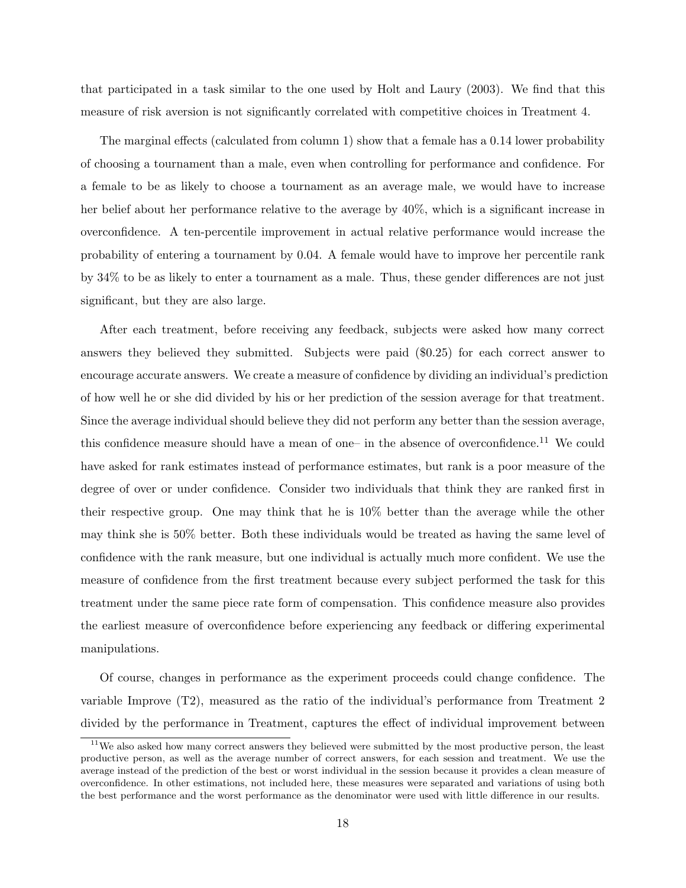that participated in a task similar to the one used by Holt and Laury (2003). We find that this measure of risk aversion is not significantly correlated with competitive choices in Treatment 4.

The marginal effects (calculated from column 1) show that a female has a 0.14 lower probability of choosing a tournament than a male, even when controlling for performance and confidence. For a female to be as likely to choose a tournament as an average male, we would have to increase her belief about her performance relative to the average by 40%, which is a significant increase in overconfidence. A ten-percentile improvement in actual relative performance would increase the probability of entering a tournament by 0.04. A female would have to improve her percentile rank by 34% to be as likely to enter a tournament as a male. Thus, these gender differences are not just significant, but they are also large.

After each treatment, before receiving any feedback, subjects were asked how many correct answers they believed they submitted. Subjects were paid ($0.25) for each correct answer to encourage accurate answers. We create a measure of confidence by dividing an individual's prediction of how well he or she did divided by his or her prediction of the session average for that treatment. Since the average individual should believe they did not perform any better than the session average, this confidence measure should have a mean of one– in the absence of overconfidence.[11] We could have asked for rank estimates instead of performance estimates, but rank is a poor measure of the degree of over or under confidence. Consider two individuals that think they are ranked first in their respective group. One may think that he is 10% better than the average while the other may think she is 50% better. Both these individuals would be treated as having the same level of confidence with the rank measure, but one individual is actually much more confident. We use the measure of confidence from the first treatment because every subject performed the task for this treatment under the same piece rate form of compensation. This confidence measure also provides the earliest measure of overconfidence before experiencing any feedback or differing experimental manipulations.

Of course, changes in performance as the experiment proceeds could change confidence. The variable Improve (T2), measured as the ratio of the individual's performance from Treatment 2 divided by the performance in Treatment, captures the effect of individual improvement between

[11] We also asked how many correct answers they believed were submitted by the most productive person, the least productive person, as well as the average number of correct answers, for each session and treatment. We use the average instead of the prediction of the best or worst individual in the session because it provides a clean measure of overconfidence. In other estimations, not included here, these measures were separated and variations of using both the best performance and the worst performance as the denominator were used with little difference in our results.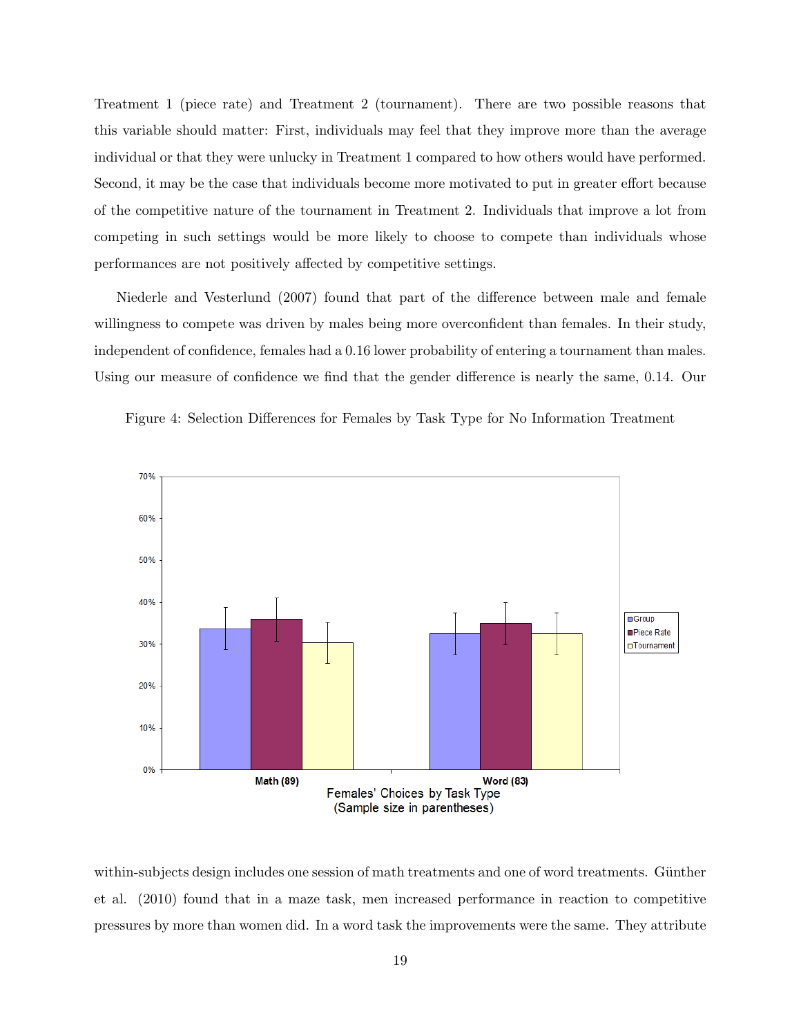Treatment 1 (piece rate) and Treatment 2 (tournament). There are two possible reasons that this variable should matter: First, individuals may feel that they improve more than the average individual or that they were unlucky in Treatment 1 compared to how others would have performed. Second, it may be the case that individuals become more motivated to put in greater effort because of the competitive nature of the tournament in Treatment 2. Individuals that improve a lot from competing in such settings would be more likely to choose to compete than individuals whose performances are not positively affected by competitive settings.

Niederle and Vesterlund (2007) found that part of the difference between male and female willingness to compete was driven by males being more overconfident than females. In their study, independent of confidence, females had a 0.16 lower probability of entering a tournament than males. Using our measure of confidence we find that the gender difference is nearly the same, 0.14. Our

Figure 4: Selection Differences for Females by Task Type for No Information Treatment

within-subjects design includes one session of math treatments and one of word treatments. Günther et al. (2010) found that in a maze task, men increased performance in reaction to competitive pressures by more than women did. In a word task the improvements were the same. They attribute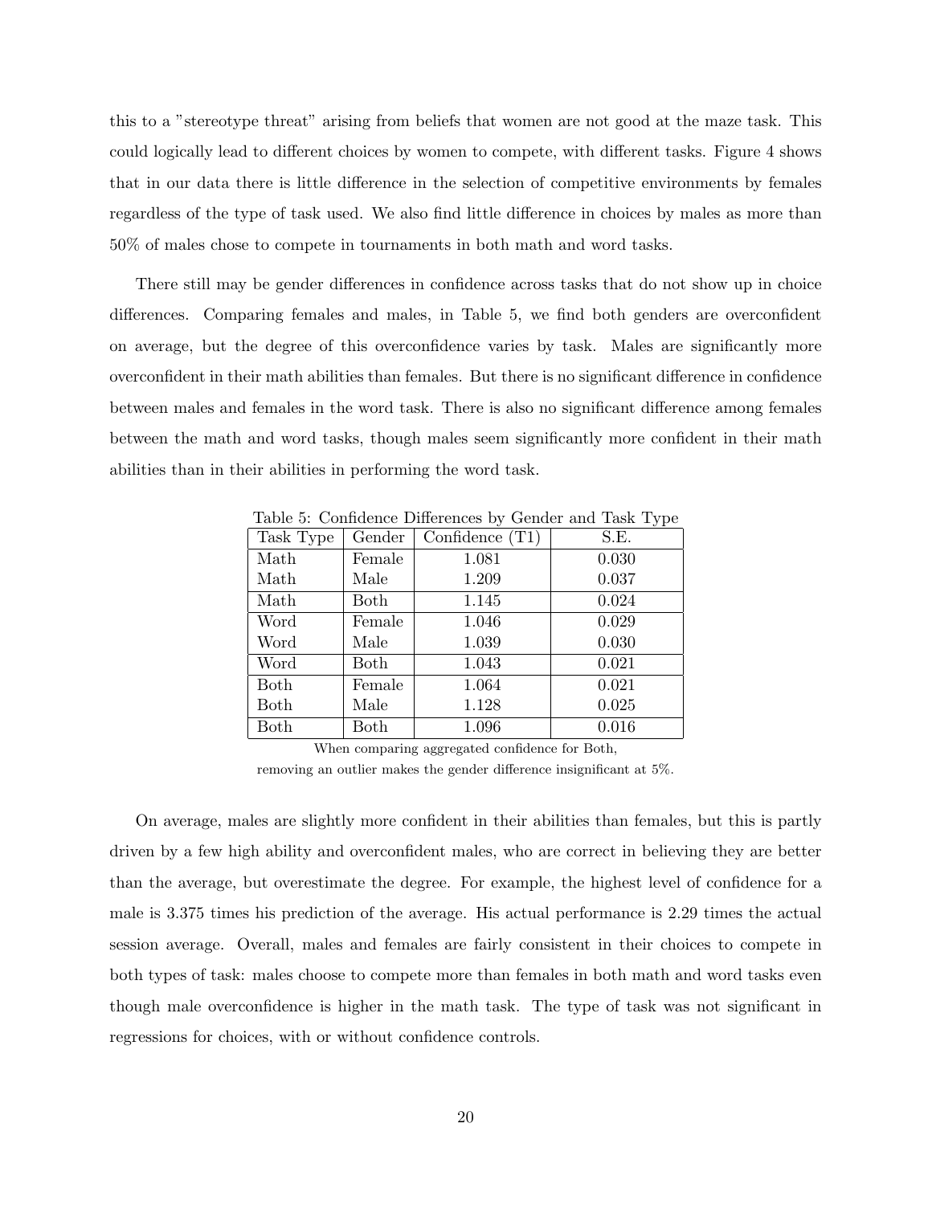this to a "stereotype threat" arising from beliefs that women are not good at the maze task. This could logically lead to different choices by women to compete, with different tasks. Figure 4 shows that in our data there is little difference in the selection of competitive environments by females regardless of the type of task used. We also find little difference in choices by males as more than 50% of males chose to compete in tournaments in both math and word tasks.

There still may be gender differences in confidence across tasks that do not show up in choice differences. Comparing females and males, in Table 5, we find both genders are overconfident on average, but the degree of this overconfidence varies by task. Males are significantly more overconfident in their math abilities than females. But there is no significant difference in confidence between males and females in the word task. There is also no significant difference among females between the math and word tasks, though males seem significantly more confident in their math abilities than in their abilities in performing the word task.

Table 5: Confidence Differences by Gender and Task Type

| Task Type | Gender | Confidence (T1) | S.E. |
|---|---|---|---|
| Math | Female | 1.081 | 0.030 |
| Math | Male | 1.209 | 0.037 |
| Math | Both | 1.145 | 0.024 |
| Word | Female | 1.046 | 0.029 |
| Word | Male | 1.039 | 0.030 |
| Word | Both | 1.043 | 0.021 |
| Both | Female | 1.064 | 0.021 |
| Both | Male | 1.128 | 0.025 |
| Both | Both | 1.096 | 0.016 |

When comparing aggregated confidence for Both, removing an outlier makes the gender difference insignificant at 5%.

On average, males are slightly more confident in their abilities than females, but this is partly driven by a few high ability and overconfident males, who are correct in believing they are better than the average, but overestimate the degree. For example, the highest level of confidence for a male is 3.375 times his prediction of the average. His actual performance is 2.29 times the actual session average. Overall, males and females are fairly consistent in their choices to compete in both types of task: males choose to compete more than females in both math and word tasks even though male overconfidence is higher in the math task. The type of task was not significant in regressions for choices, with or without confidence controls.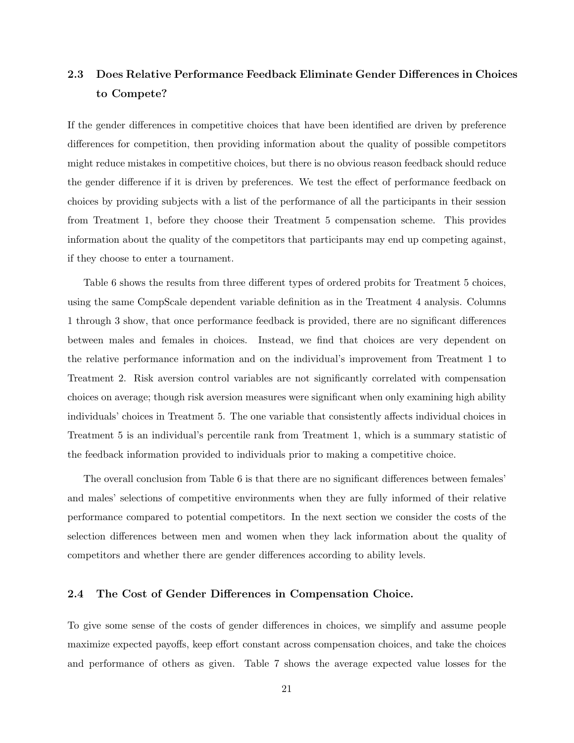## 2.3 Does Relative Performance Feedback Eliminate Gender Differences in Choices to Compete?

If the gender differences in competitive choices that have been identified are driven by preference differences for competition, then providing information about the quality of possible competitors might reduce mistakes in competitive choices, but there is no obvious reason feedback should reduce the gender difference if it is driven by preferences. We test the effect of performance feedback on choices by providing subjects with a list of the performance of all the participants in their session from Treatment 1, before they choose their Treatment 5 compensation scheme. This provides information about the quality of the competitors that participants may end up competing against, if they choose to enter a tournament.

Table 6 shows the results from three different types of ordered probits for Treatment 5 choices, using the same CompScale dependent variable definition as in the Treatment 4 analysis. Columns 1 through 3 show, that once performance feedback is provided, there are no significant differences between males and females in choices. Instead, we find that choices are very dependent on the relative performance information and on the individual's improvement from Treatment 1 to Treatment 2. Risk aversion control variables are not significantly correlated with compensation choices on average; though risk aversion measures were significant when only examining high ability individuals' choices in Treatment 5. The one variable that consistently affects individual choices in Treatment 5 is an individual's percentile rank from Treatment 1, which is a summary statistic of the feedback information provided to individuals prior to making a competitive choice.

The overall conclusion from Table 6 is that there are no significant differences between females' and males' selections of competitive environments when they are fully informed of their relative performance compared to potential competitors. In the next section we consider the costs of the selection differences between men and women when they lack information about the quality of competitors and whether there are gender differences according to ability levels.

## 2.4 The Cost of Gender Differences in Compensation Choice.

To give some sense of the costs of gender differences in choices, we simplify and assume people maximize expected payoffs, keep effort constant across compensation choices, and take the choices and performance of others as given. Table 7 shows the average expected value losses for the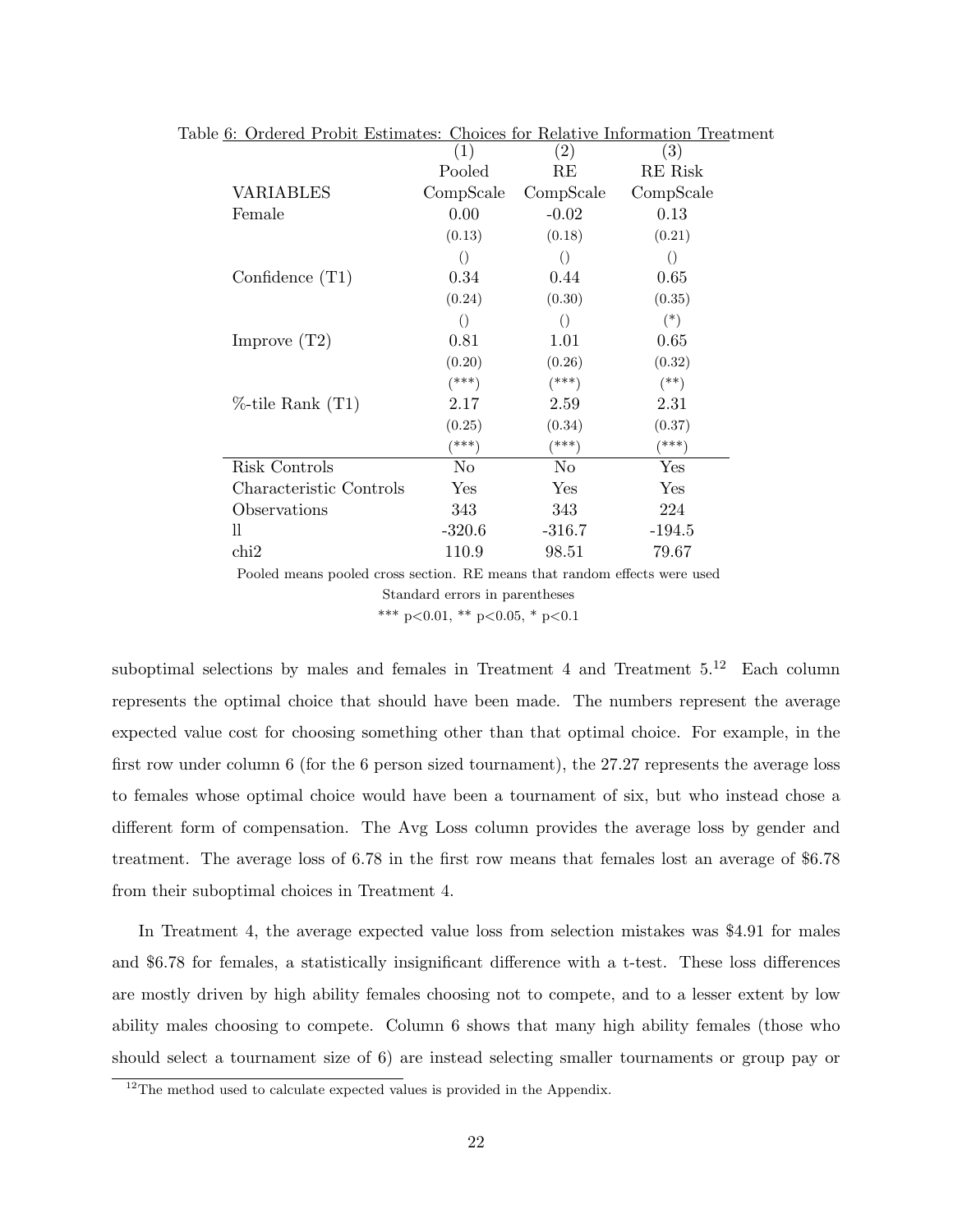Table 6: Ordered Probit Estimates: Choices for Relative Information Treatment

| | (1) | (2) | (3) |
|---|---|---|---|
| | Pooled | RE | RE Risk |
| VARIABLES | CompScale | CompScale | CompScale |
| Female | 0.00 | -0.02 | 0.13 |
| | (0.13) | (0.18) | (0.21) |
| | () | () | () |
| Confidence (T1) | 0.34 | 0.44 | 0.65 |
| | (0.24) | (0.30) | (0.35) |
| | () | () | (*) |
| Improve (T2) | 0.81 | 1.01 | 0.65 |
| | (0.20) | (0.26) | (0.32) |
| | (***) | (***) | (**) |
| %-tile Rank (T1) | 2.17 | 2.59 | 2.31 |
| | (0.25) | (0.34) | (0.37) |
| | (***) | (***) | (***) |
| Risk Controls | No | No | Yes |
| Characteristic Controls | Yes | Yes | Yes |
| Observations | 343 | 343 | 224 |
| ll | -320.6 | -316.7 | -194.5 |
| chi2 | 110.9 | 98.51 | 79.67 |

Pooled means pooled cross section. RE means that random effects were used

Standard errors in parentheses

*** p<0.01, ** p<0.05, * p<0.1

suboptimal selections by males and females in Treatment 4 and Treatment 5.[12] Each column represents the optimal choice that should have been made. The numbers represent the average expected value cost for choosing something other than that optimal choice. For example, in the first row under column 6 (for the 6 person sized tournament), the 27.27 represents the average loss to females whose optimal choice would have been a tournament of six, but who instead chose a different form of compensation. The Avg Loss column provides the average loss by gender and treatment. The average loss of 6.78 in the first row means that females lost an average of $6.78 from their suboptimal choices in Treatment 4.

In Treatment 4, the average expected value loss from selection mistakes was $4.91 for males and $6.78 for females, a statistically insignificant difference with a t-test. These loss differences are mostly driven by high ability females choosing not to compete, and to a lesser extent by low ability males choosing to compete. Column 6 shows that many high ability females (those who should select a tournament size of 6) are instead selecting smaller tournaments or group pay or

[12] The method used to calculate expected values is provided in the Appendix.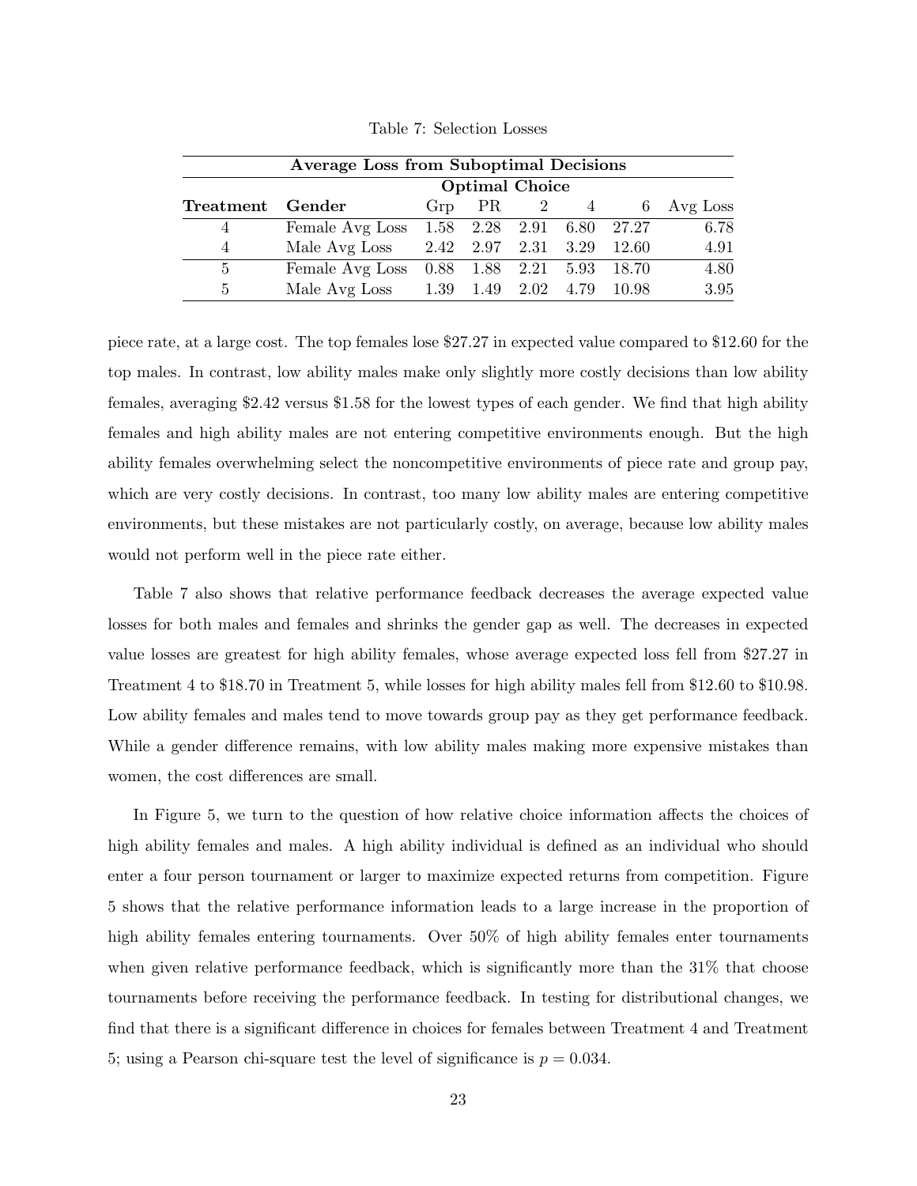Table 7: Selection Losses

| **Average Loss from Suboptimal Decisions** | | | | | | | |
|---|---|---|---|---|---|---|---|
| | | **Optimal Choice** | | | | | |
| **Treatment** | **Gender** | Grp | PR | 2 | 4 | 6 | Avg Loss |
| 4 | Female Avg Loss | 1.58 | 2.28 | 2.91 | 6.80 | 27.27 | 6.78 |
| 4 | Male Avg Loss | 2.42 | 2.97 | 2.31 | 3.29 | 12.60 | 4.91 |
| 5 | Female Avg Loss | 0.88 | 1.88 | 2.21 | 5.93 | 18.70 | 4.80 |
| 5 | Male Avg Loss | 1.39 | 1.49 | 2.02 | 4.79 | 10.98 | 3.95 |

piece rate, at a large cost. The top females lose $27.27 in expected value compared to $12.60 for the top males. In contrast, low ability males make only slightly more costly decisions than low ability females, averaging $2.42 versus $1.58 for the lowest types of each gender. We find that high ability females and high ability males are not entering competitive environments enough. But the high ability females overwhelming select the noncompetitive environments of piece rate and group pay, which are very costly decisions. In contrast, too many low ability males are entering competitive environments, but these mistakes are not particularly costly, on average, because low ability males would not perform well in the piece rate either.

Table 7 also shows that relative performance feedback decreases the average expected value losses for both males and females and shrinks the gender gap as well. The decreases in expected value losses are greatest for high ability females, whose average expected loss fell from $27.27 in Treatment 4 to $18.70 in Treatment 5, while losses for high ability males fell from $12.60 to $10.98. Low ability females and males tend to move towards group pay as they get performance feedback. While a gender difference remains, with low ability males making more expensive mistakes than women, the cost differences are small.

In Figure 5, we turn to the question of how relative choice information affects the choices of high ability females and males. A high ability individual is defined as an individual who should enter a four person tournament or larger to maximize expected returns from competition. Figure 5 shows that the relative performance information leads to a large increase in the proportion of high ability females entering tournaments. Over 50% of high ability females enter tournaments when given relative performance feedback, which is significantly more than the 31% that choose tournaments before receiving the performance feedback. In testing for distributional changes, we find that there is a significant difference in choices for females between Treatment 4 and Treatment 5; using a Pearson chi-square test the level of significance is $p = 0.034$.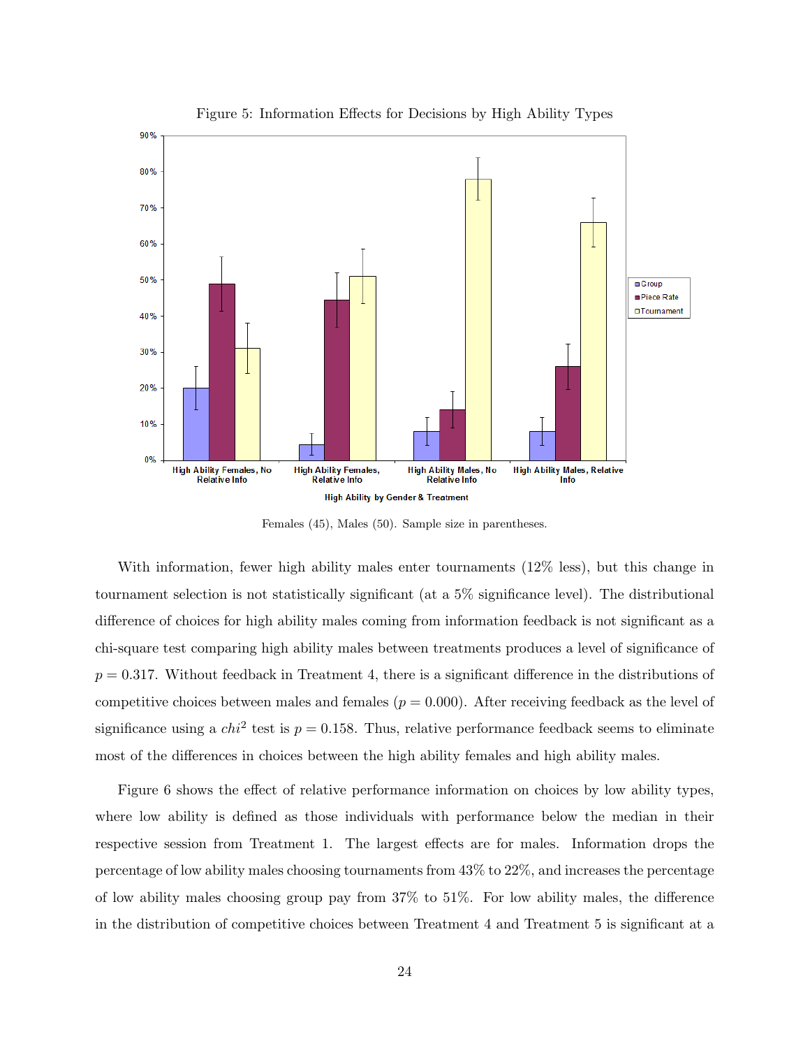Figure 5: Information Effects for Decisions by High Ability Types

Females (45), Males (50). Sample size in parentheses.

With information, fewer high ability males enter tournaments (12% less), but this change in tournament selection is not statistically significant (at a 5% significance level). The distributional difference of choices for high ability males coming from information feedback is not significant as a chi-square test comparing high ability males between treatments produces a level of significance of $p = 0.317$. Without feedback in Treatment 4, there is a significant difference in the distributions of competitive choices between males and females ($p = 0.000$). After receiving feedback as the level of significance using a $chi^2$ test is $p = 0.158$. Thus, relative performance feedback seems to eliminate most of the differences in choices between the high ability females and high ability males.

Figure 6 shows the effect of relative performance information on choices by low ability types, where low ability is defined as those individuals with performance below the median in their respective session from Treatment 1. The largest effects are for males. Information drops the percentage of low ability males choosing tournaments from 43% to 22%, and increases the percentage of low ability males choosing group pay from 37% to 51%. For low ability males, the difference in the distribution of competitive choices between Treatment 4 and Treatment 5 is significant at a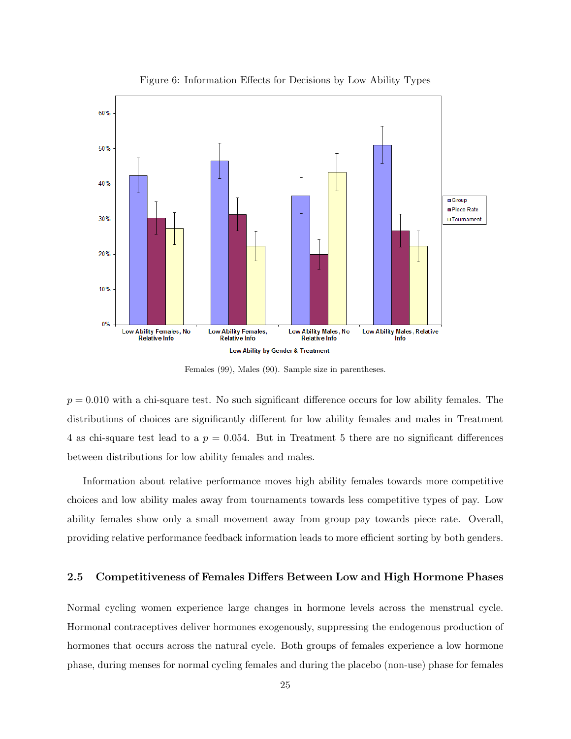Figure 6: Information Effects for Decisions by Low Ability Types

Females (99), Males (90). Sample size in parentheses.

$p = 0.010$ with a chi-square test. No such significant difference occurs for low ability females. The distributions of choices are significantly different for low ability females and males in Treatment 4 as chi-square test lead to a $p = 0.054$. But in Treatment 5 there are no significant differences between distributions for low ability females and males.

Information about relative performance moves high ability females towards more competitive choices and low ability males away from tournaments towards less competitive types of pay. Low ability females show only a small movement away from group pay towards piece rate. Overall, providing relative performance feedback information leads to more efficient sorting by both genders.

## 2.5 Competitiveness of Females Differs Between Low and High Hormone Phases

Normal cycling women experience large changes in hormone levels across the menstrual cycle. Hormonal contraceptives deliver hormones exogenously, suppressing the endogenous production of hormones that occurs across the natural cycle. Both groups of females experience a low hormone phase, during menses for normal cycling females and during the placebo (non-use) phase for females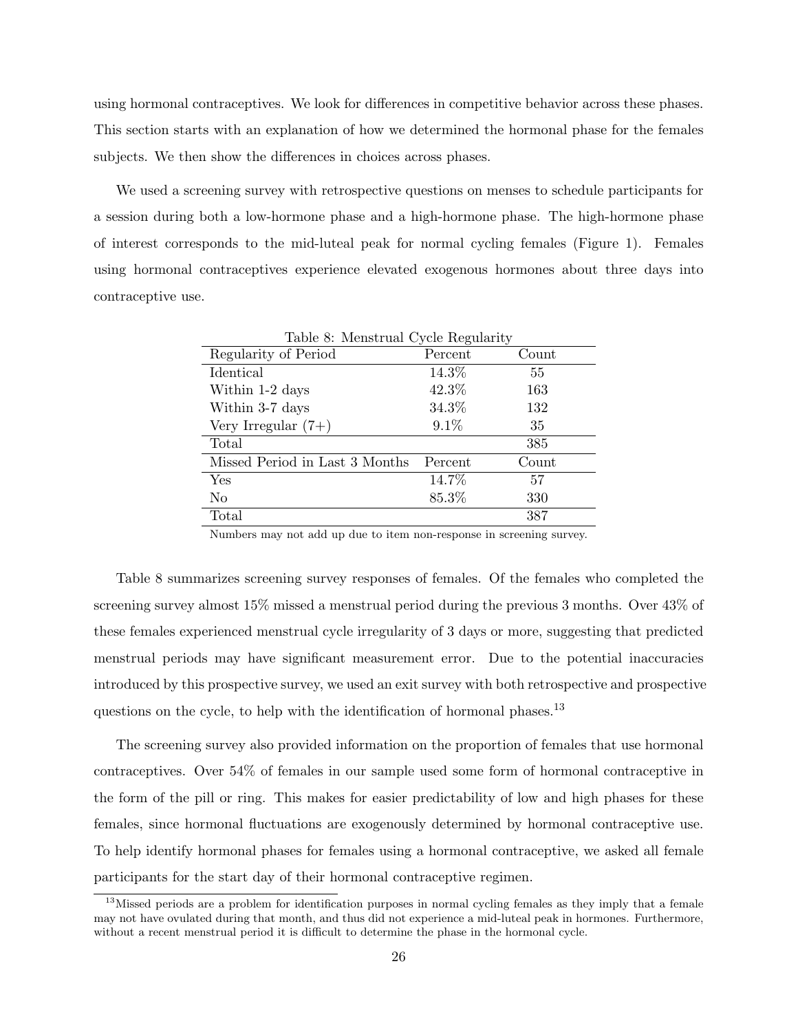using hormonal contraceptives. We look for differences in competitive behavior across these phases. This section starts with an explanation of how we determined the hormonal phase for the females subjects. We then show the differences in choices across phases.

We used a screening survey with retrospective questions on menses to schedule participants for a session during both a low-hormone phase and a high-hormone phase. The high-hormone phase of interest corresponds to the mid-luteal peak for normal cycling females (Figure 1). Females using hormonal contraceptives experience elevated exogenous hormones about three days into contraceptive use.

Table 8: Menstrual Cycle Regularity

| Regularity of Period | Percent | Count |
|---|---|---|
| Identical | 14.3% | 55 |
| Within 1-2 days | 42.3% | 163 |
| Within 3-7 days | 34.3% | 132 |
| Very Irregular (7+) | 9.1% | 35 |
| Total | | 385 |
| **Missed Period in Last 3 Months** | **Percent** | **Count** |
| Yes | 14.7% | 57 |
| No | 85.3% | 330 |
| Total | | 387 |

Numbers may not add up due to item non-response in screening survey.

Table 8 summarizes screening survey responses of females. Of the females who completed the screening survey almost 15% missed a menstrual period during the previous 3 months. Over 43% of these females experienced menstrual cycle irregularity of 3 days or more, suggesting that predicted menstrual periods may have significant measurement error. Due to the potential inaccuracies introduced by this prospective survey, we used an exit survey with both retrospective and prospective questions on the cycle, to help with the identification of hormonal phases.[13]

The screening survey also provided information on the proportion of females that use hormonal contraceptives. Over 54% of females in our sample used some form of hormonal contraceptive in the form of the pill or ring. This makes for easier predictability of low and high phases for these females, since hormonal fluctuations are exogenously determined by hormonal contraceptive use. To help identify hormonal phases for females using a hormonal contraceptive, we asked all female participants for the start day of their hormonal contraceptive regimen.

[13] Missed periods are a problem for identification purposes in normal cycling females as they imply that a female may not have ovulated during that month, and thus did not experience a mid-luteal peak in hormones. Furthermore, without a recent menstrual period it is difficult to determine the phase in the hormonal cycle.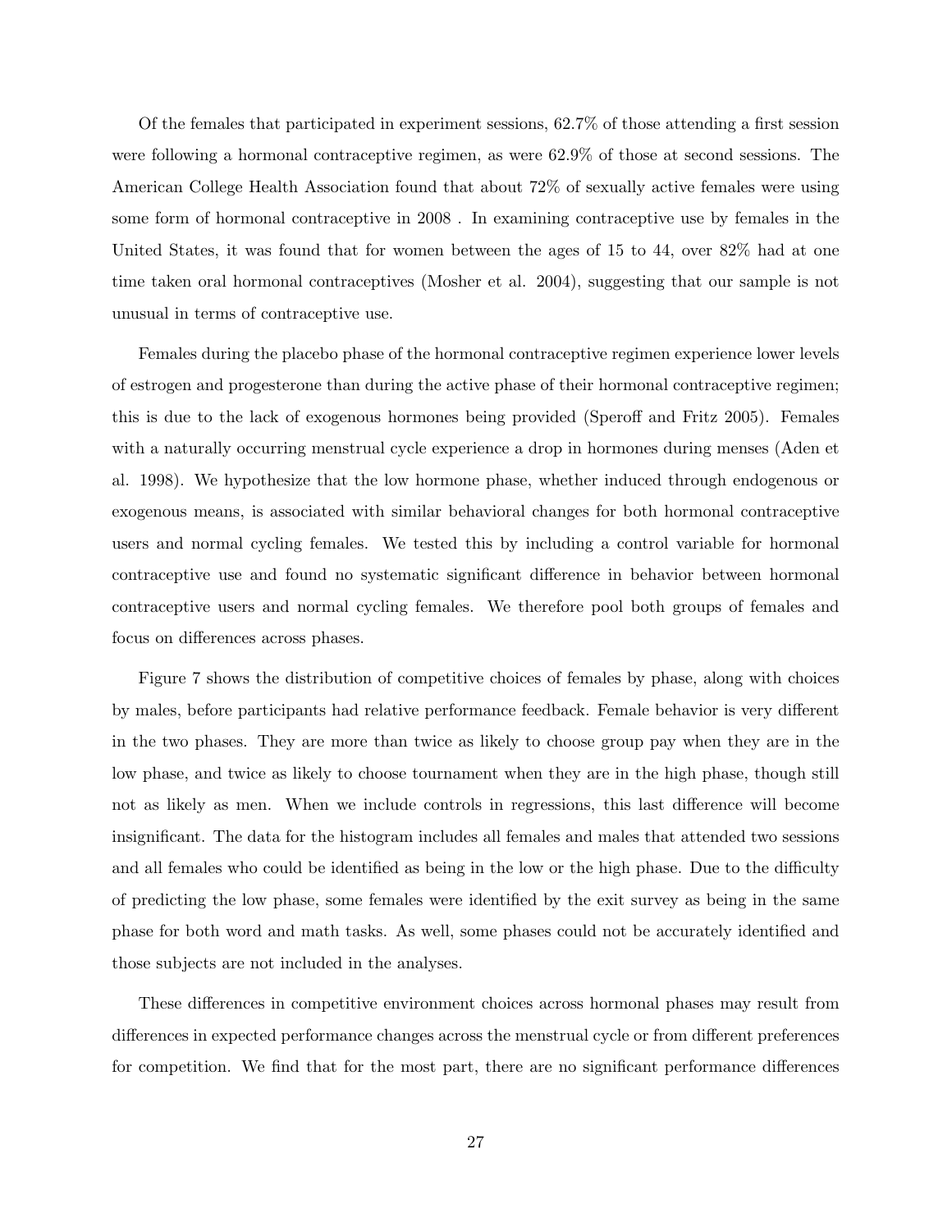Of the females that participated in experiment sessions, 62.7% of those attending a first session were following a hormonal contraceptive regimen, as were 62.9% of those at second sessions. The American College Health Association found that about 72% of sexually active females were using some form of hormonal contraceptive in 2008 . In examining contraceptive use by females in the United States, it was found that for women between the ages of 15 to 44, over 82% had at one time taken oral hormonal contraceptives (Mosher et al. 2004), suggesting that our sample is not unusual in terms of contraceptive use.

Females during the placebo phase of the hormonal contraceptive regimen experience lower levels of estrogen and progesterone than during the active phase of their hormonal contraceptive regimen; this is due to the lack of exogenous hormones being provided (Speroff and Fritz 2005). Females with a naturally occurring menstrual cycle experience a drop in hormones during menses (Aden et al. 1998). We hypothesize that the low hormone phase, whether induced through endogenous or exogenous means, is associated with similar behavioral changes for both hormonal contraceptive users and normal cycling females. We tested this by including a control variable for hormonal contraceptive use and found no systematic significant difference in behavior between hormonal contraceptive users and normal cycling females. We therefore pool both groups of females and focus on differences across phases.

Figure 7 shows the distribution of competitive choices of females by phase, along with choices by males, before participants had relative performance feedback. Female behavior is very different in the two phases. They are more than twice as likely to choose group pay when they are in the low phase, and twice as likely to choose tournament when they are in the high phase, though still not as likely as men. When we include controls in regressions, this last difference will become insignificant. The data for the histogram includes all females and males that attended two sessions and all females who could be identified as being in the low or the high phase. Due to the difficulty of predicting the low phase, some females were identified by the exit survey as being in the same phase for both word and math tasks. As well, some phases could not be accurately identified and those subjects are not included in the analyses.

These differences in competitive environment choices across hormonal phases may result from differences in expected performance changes across the menstrual cycle or from different preferences for competition. We find that for the most part, there are no significant performance differences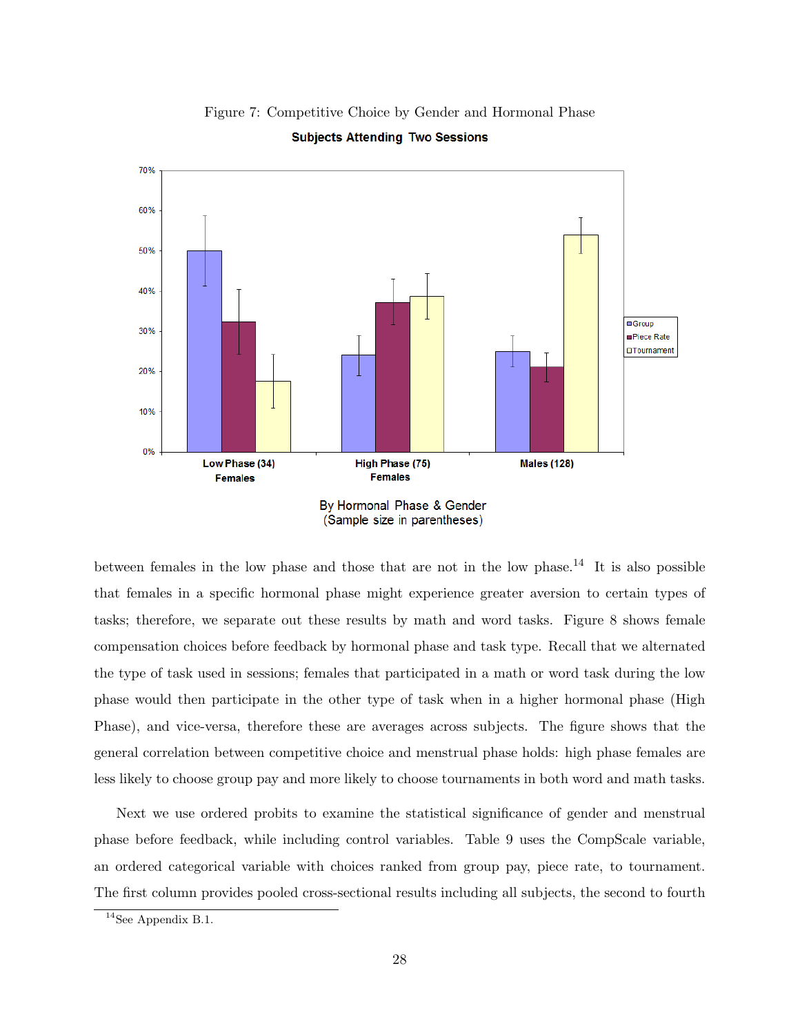Figure 7: Competitive Choice by Gender and Hormonal Phase

**Subjects Attending Two Sessions**

By Hormonal Phase & Gender
(Sample size in parentheses)

between females in the low phase and those that are not in the low phase.[14] It is also possible that females in a specific hormonal phase might experience greater aversion to certain types of tasks; therefore, we separate out these results by math and word tasks. Figure 8 shows female compensation choices before feedback by hormonal phase and task type. Recall that we alternated the type of task used in sessions; females that participated in a math or word task during the low phase would then participate in the other type of task when in a higher hormonal phase (High Phase), and vice-versa, therefore these are averages across subjects. The figure shows that the general correlation between competitive choice and menstrual phase holds: high phase females are less likely to choose group pay and more likely to choose tournaments in both word and math tasks.

Next we use ordered probits to examine the statistical significance of gender and menstrual phase before feedback, while including control variables. Table 9 uses the CompScale variable, an ordered categorical variable with choices ranked from group pay, piece rate, to tournament. The first column provides pooled cross-sectional results including all subjects, the second to fourth

[14] See Appendix B.1.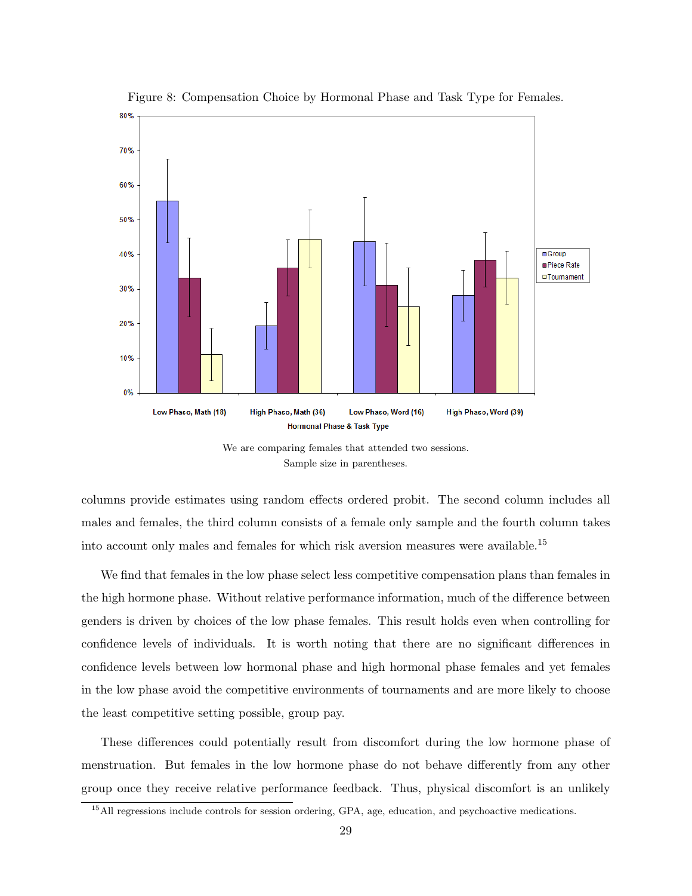Figure 8: Compensation Choice by Hormonal Phase and Task Type for Females.

We are comparing females that attended two sessions.
Sample size in parentheses.

columns provide estimates using random effects ordered probit. The second column includes all males and females, the third column consists of a female only sample and the fourth column takes into account only males and females for which risk aversion measures were available.[15]

We find that females in the low phase select less competitive compensation plans than females in the high hormone phase. Without relative performance information, much of the difference between genders is driven by choices of the low phase females. This result holds even when controlling for confidence levels of individuals. It is worth noting that there are no significant differences in confidence levels between low hormonal phase and high hormonal phase females and yet females in the low phase avoid the competitive environments of tournaments and are more likely to choose the least competitive setting possible, group pay.

These differences could potentially result from discomfort during the low hormone phase of menstruation. But females in the low hormone phase do not behave differently from any other group once they receive relative performance feedback. Thus, physical discomfort is an unlikely

[15] All regressions include controls for session ordering, GPA, age, education, and psychoactive medications.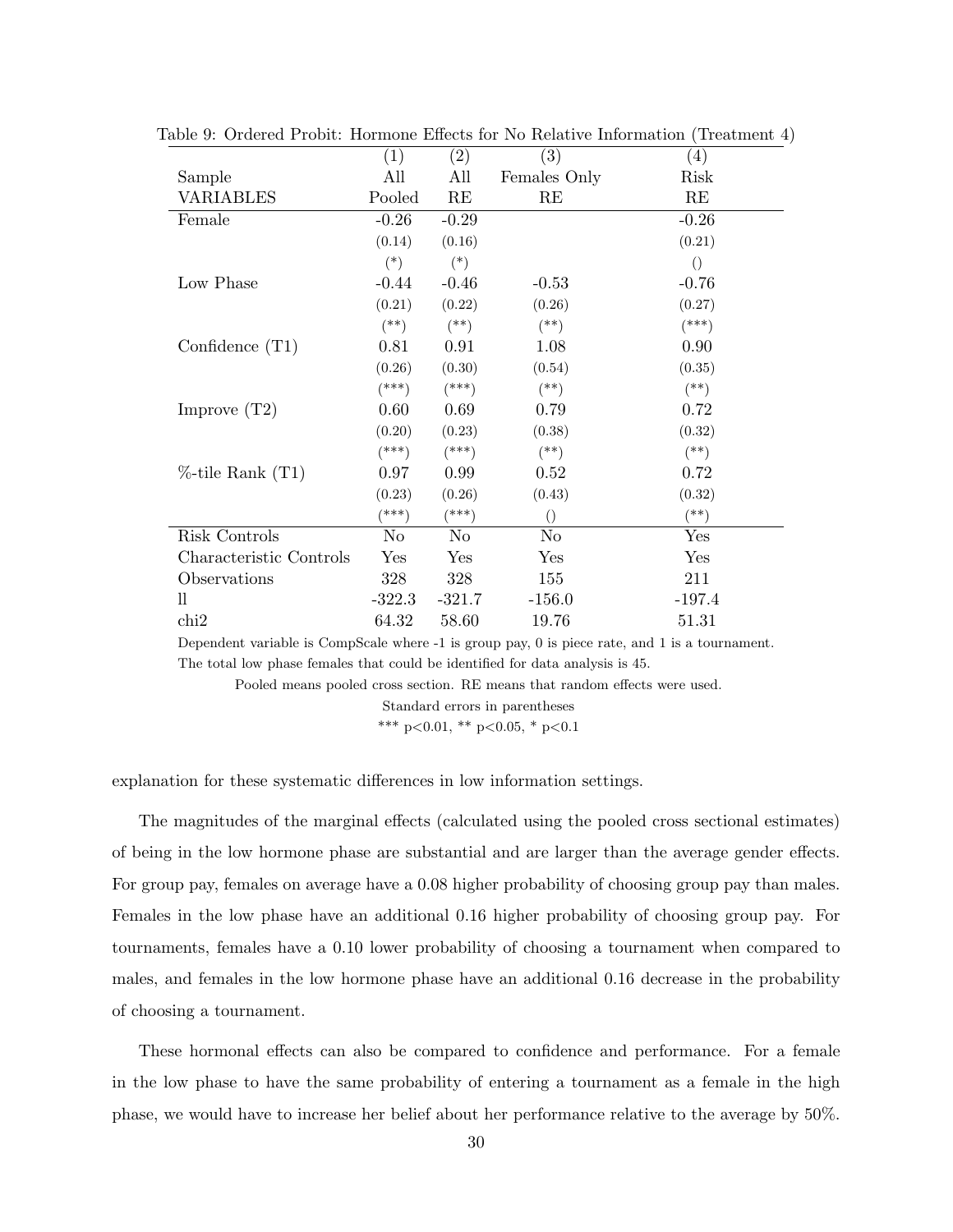Table 9: Ordered Probit: Hormone Effects for No Relative Information (Treatment 4)

| | (1) | (2) | (3) | (4) |
|---|---|---|---|---|
| Sample | All | All | Females Only | Risk |
| VARIABLES | Pooled | RE | RE | RE |
| Female | -0.26 | -0.29 | | -0.26 |
| | (0.14) | (0.16) | | (0.21) |
| | (*) | (*) | | () |
| Low Phase | -0.44 | -0.46 | -0.53 | -0.76 |
| | (0.21) | (0.22) | (0.26) | (0.27) |
| | (**) | (**) | (**) | (***) |
| Confidence (T1) | 0.81 | 0.91 | 1.08 | 0.90 |
| | (0.26) | (0.30) | (0.54) | (0.35) |
| | (***) | (***) | (**) | (**) |
| Improve (T2) | 0.60 | 0.69 | 0.79 | 0.72 |
| | (0.20) | (0.23) | (0.38) | (0.32) |
| | (***) | (***) | (**) | (**) |
| %-tile Rank (T1) | 0.97 | 0.99 | 0.52 | 0.72 |
| | (0.23) | (0.26) | (0.43) | (0.32) |
| | (***) | (***) | () | (**) |
| Risk Controls | No | No | No | Yes |
| Characteristic Controls | Yes | Yes | Yes | Yes |
| Observations | 328 | 328 | 155 | 211 |
| ll | -322.3 | -321.7 | -156.0 | -197.4 |
| chi2 | 64.32 | 58.60 | 19.76 | 51.31 |

Dependent variable is CompScale where -1 is group pay, 0 is piece rate, and 1 is a tournament.
The total low phase females that could be identified for data analysis is 45.
Pooled means pooled cross section. RE means that random effects were used.
Standard errors in parentheses
*** p<0.01, ** p<0.05, * p<0.1

explanation for these systematic differences in low information settings.

The magnitudes of the marginal effects (calculated using the pooled cross sectional estimates) of being in the low hormone phase are substantial and are larger than the average gender effects. For group pay, females on average have a 0.08 higher probability of choosing group pay than males. Females in the low phase have an additional 0.16 higher probability of choosing group pay. For tournaments, females have a 0.10 lower probability of choosing a tournament when compared to males, and females in the low hormone phase have an additional 0.16 decrease in the probability of choosing a tournament.

These hormonal effects can also be compared to confidence and performance. For a female in the low phase to have the same probability of entering a tournament as a female in the high phase, we would have to increase her belief about her performance relative to the average by 50%.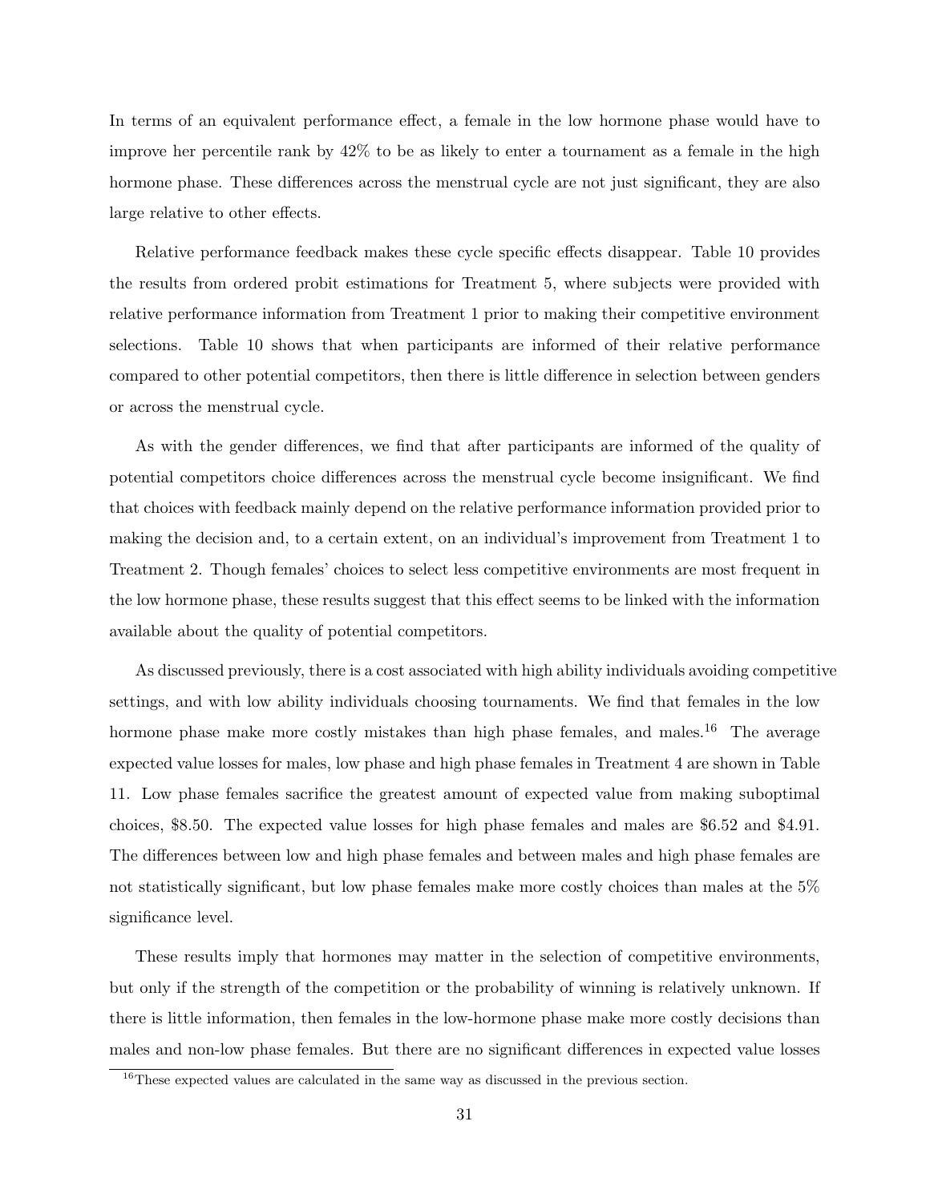In terms of an equivalent performance effect, a female in the low hormone phase would have to improve her percentile rank by 42% to be as likely to enter a tournament as a female in the high hormone phase. These differences across the menstrual cycle are not just significant, they are also large relative to other effects.

Relative performance feedback makes these cycle specific effects disappear. Table 10 provides the results from ordered probit estimations for Treatment 5, where subjects were provided with relative performance information from Treatment 1 prior to making their competitive environment selections. Table 10 shows that when participants are informed of their relative performance compared to other potential competitors, then there is little difference in selection between genders or across the menstrual cycle.

As with the gender differences, we find that after participants are informed of the quality of potential competitors choice differences across the menstrual cycle become insignificant. We find that choices with feedback mainly depend on the relative performance information provided prior to making the decision and, to a certain extent, on an individual's improvement from Treatment 1 to Treatment 2. Though females' choices to select less competitive environments are most frequent in the low hormone phase, these results suggest that this effect seems to be linked with the information available about the quality of potential competitors.

As discussed previously, there is a cost associated with high ability individuals avoiding competitive settings, and with low ability individuals choosing tournaments. We find that females in the low hormone phase make more costly mistakes than high phase females, and males.[16] The average expected value losses for males, low phase and high phase females in Treatment 4 are shown in Table 11. Low phase females sacrifice the greatest amount of expected value from making suboptimal choices, \$8.50. The expected value losses for high phase females and males are \$6.52 and \$4.91. The differences between low and high phase females and between males and high phase females are not statistically significant, but low phase females make more costly choices than males at the 5% significance level.

These results imply that hormones may matter in the selection of competitive environments, but only if the strength of the competition or the probability of winning is relatively unknown. If there is little information, then females in the low-hormone phase make more costly decisions than males and non-low phase females. But there are no significant differences in expected value losses

[16]These expected values are calculated in the same way as discussed in the previous section.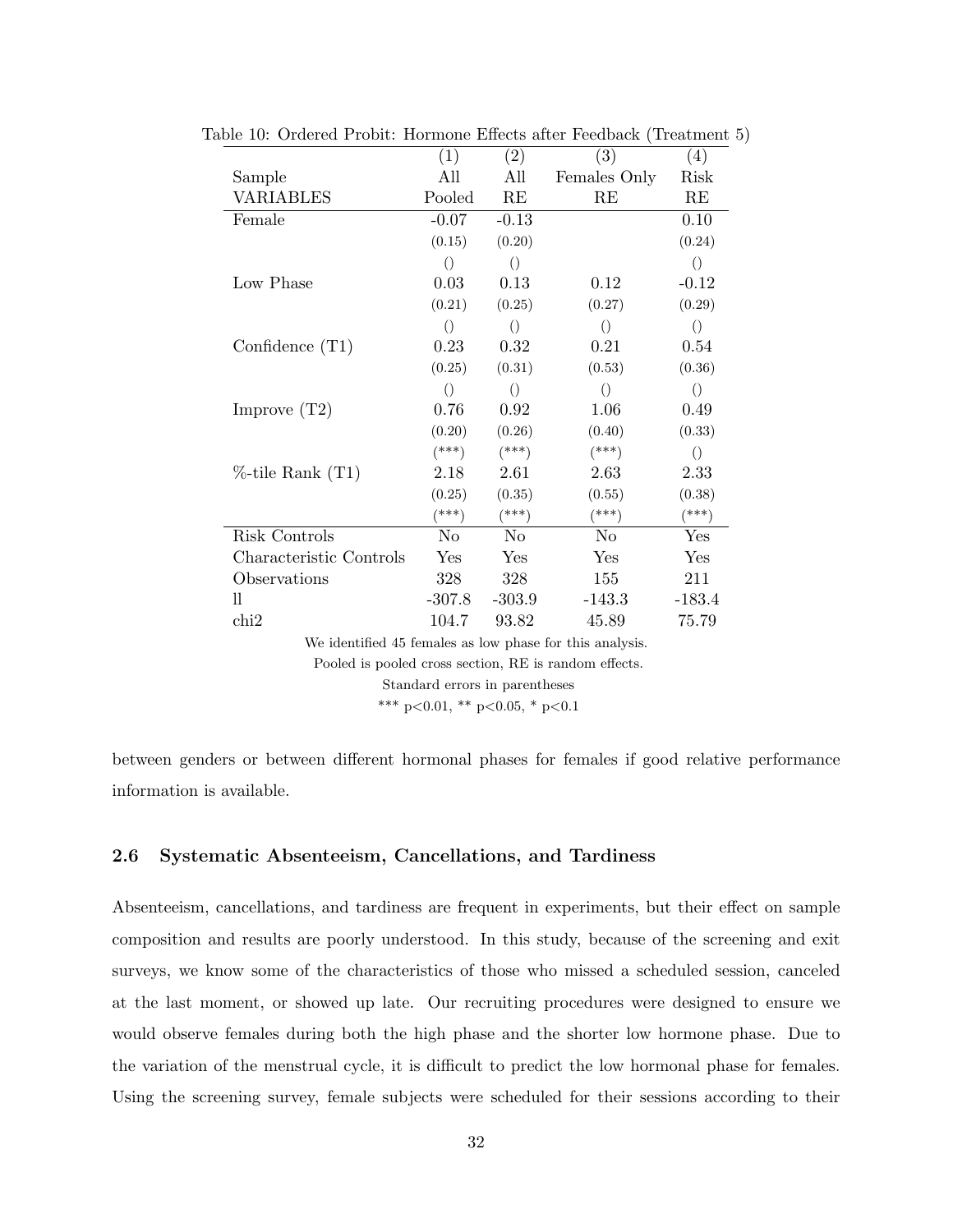Table 10: Ordered Probit: Hormone Effects after Feedback (Treatment 5)

| | (1) | (2) | (3) | (4) |
|---|---|---|---|---|
| Sample | All | All | Females Only | Risk |
| VARIABLES | Pooled | RE | RE | RE |
| Female | -0.07 | -0.13 | | 0.10 |
| | (0.15) | (0.20) | | (0.24) |
| | () | () | | () |
| Low Phase | 0.03 | 0.13 | 0.12 | -0.12 |
| | (0.21) | (0.25) | (0.27) | (0.29) |
| | () | () | () | () |
| Confidence (T1) | 0.23 | 0.32 | 0.21 | 0.54 |
| | (0.25) | (0.31) | (0.53) | (0.36) |
| | () | () | () | () |
| Improve (T2) | 0.76 | 0.92 | 1.06 | 0.49 |
| | (0.20) | (0.26) | (0.40) | (0.33) |
| | (***) | (***) | (***) | () |
| %-tile Rank (T1) | 2.18 | 2.61 | 2.63 | 2.33 |
| | (0.25) | (0.35) | (0.55) | (0.38) |
| | (***) | (***) | (***) | (***) |
| Risk Controls | No | No | No | Yes |
| Characteristic Controls | Yes | Yes | Yes | Yes |
| Observations | 328 | 328 | 155 | 211 |
| ll | -307.8 | -303.9 | -143.3 | -183.4 |
| chi2 | 104.7 | 93.82 | 45.89 | 75.79 |

We identified 45 females as low phase for this analysis.

Pooled is pooled cross section, RE is random effects.

Standard errors in parentheses

*** p<0.01, ** p<0.05, * p<0.1

between genders or between different hormonal phases for females if good relative performance information is available.

### 2.6 Systematic Absenteeism, Cancellations, and Tardiness

Absenteeism, cancellations, and tardiness are frequent in experiments, but their effect on sample composition and results are poorly understood. In this study, because of the screening and exit surveys, we know some of the characteristics of those who missed a scheduled session, canceled at the last moment, or showed up late. Our recruiting procedures were designed to ensure we would observe females during both the high phase and the shorter low hormone phase. Due to the variation of the menstrual cycle, it is difficult to predict the low hormonal phase for females. Using the screening survey, female subjects were scheduled for their sessions according to their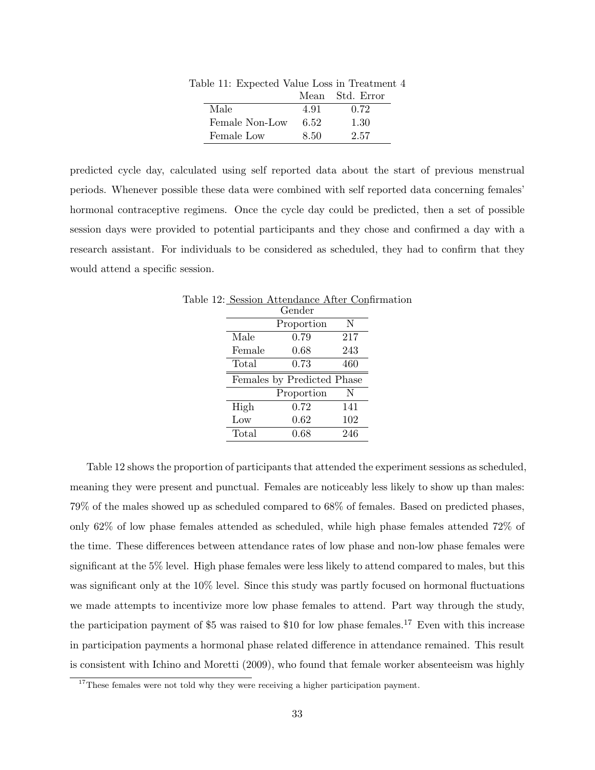Table 11: Expected Value Loss in Treatment 4

| | Mean | Std. Error |
|---|---|---|
| Male | 4.91 | 0.72 |
| Female Non-Low | 6.52 | 1.30 |
| Female Low | 8.50 | 2.57 |

predicted cycle day, calculated using self reported data about the start of previous menstrual periods. Whenever possible these data were combined with self reported data concerning females' hormonal contraceptive regimens. Once the cycle day could be predicted, then a set of possible session days were provided to potential participants and they chose and confirmed a day with a research assistant. For individuals to be considered as scheduled, they had to confirm that they would attend a specific session.

Table 12: Session Attendance After Confirmation

| Gender | | |
|---|---|---|
| | Proportion | N |
| Male | 0.79 | 217 |
| Female | 0.68 | 243 |
| Total | 0.73 | 460 |
| **Females by Predicted Phase** | | |
| | Proportion | N |
| High | 0.72 | 141 |
| Low | 0.62 | 102 |
| Total | 0.68 | 246 |

Table 12 shows the proportion of participants that attended the experiment sessions as scheduled, meaning they were present and punctual. Females are noticeably less likely to show up than males: 79% of the males showed up as scheduled compared to 68% of females. Based on predicted phases, only 62% of low phase females attended as scheduled, while high phase females attended 72% of the time. These differences between attendance rates of low phase and non-low phase females were significant at the 5% level. High phase females were less likely to attend compared to males, but this was significant only at the 10% level. Since this study was partly focused on hormonal fluctuations we made attempts to incentivize more low phase females to attend. Part way through the study, the participation payment of \$5 was raised to \$10 for low phase females.[17] Even with this increase in participation payments a hormonal phase related difference in attendance remained. This result is consistent with Ichino and Moretti (2009), who found that female worker absenteeism was highly

[17] These females were not told why they were receiving a higher participation payment.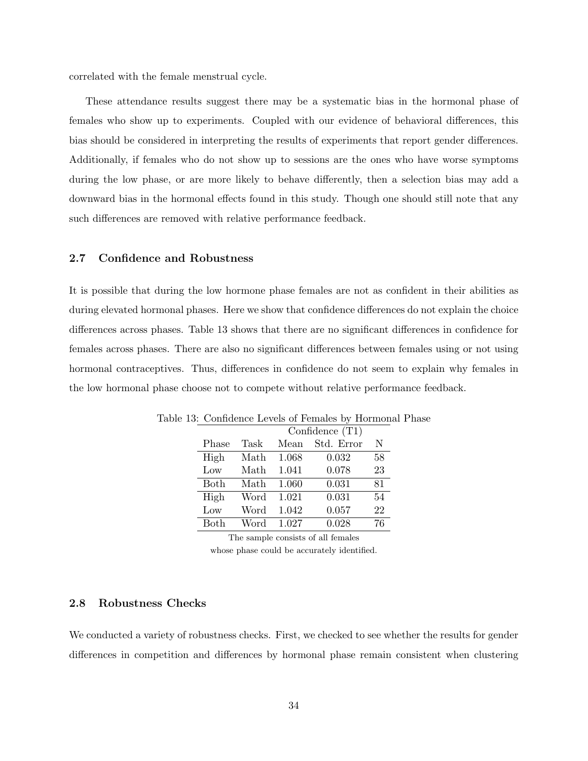correlated with the female menstrual cycle.

These attendance results suggest there may be a systematic bias in the hormonal phase of females who show up to experiments. Coupled with our evidence of behavioral differences, this bias should be considered in interpreting the results of experiments that report gender differences. Additionally, if females who do not show up to sessions are the ones who have worse symptoms during the low phase, or are more likely to behave differently, then a selection bias may add a downward bias in the hormonal effects found in this study. Though one should still note that any such differences are removed with relative performance feedback.

### 2.7 Confidence and Robustness

It is possible that during the low hormone phase females are not as confident in their abilities as during elevated hormonal phases. Here we show that confidence differences do not explain the choice differences across phases. Table 13 shows that there are no significant differences in confidence for females across phases. There are also no significant differences between females using or not using hormonal contraceptives. Thus, differences in confidence do not seem to explain why females in the low hormonal phase choose not to compete without relative performance feedback.

Table 13: Confidence Levels of Females by Hormonal Phase

| | | Confidence (T1) | | |
|---|---|---|---|---|
| Phase | Task | Mean | Std. Error | N |
| High | Math | 1.068 | 0.032 | 58 |
| Low | Math | 1.041 | 0.078 | 23 |
| Both | Math | 1.060 | 0.031 | 81 |
| High | Word | 1.021 | 0.031 | 54 |
| Low | Word | 1.042 | 0.057 | 22 |
| Both | Word | 1.027 | 0.028 | 76 |

The sample consists of all females whose phase could be accurately identified.

### 2.8 Robustness Checks

We conducted a variety of robustness checks. First, we checked to see whether the results for gender differences in competition and differences by hormonal phase remain consistent when clustering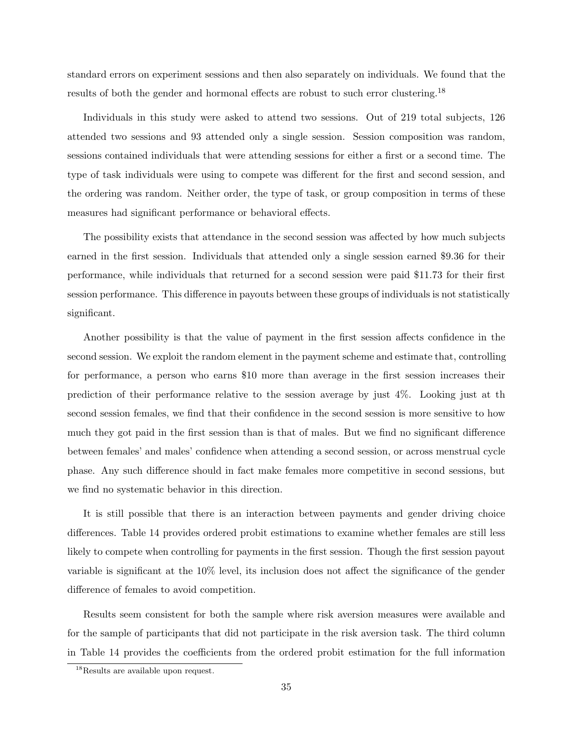standard errors on experiment sessions and then also separately on individuals. We found that the results of both the gender and hormonal effects are robust to such error clustering.[18]

Individuals in this study were asked to attend two sessions. Out of 219 total subjects, 126 attended two sessions and 93 attended only a single session. Session composition was random, sessions contained individuals that were attending sessions for either a first or a second time. The type of task individuals were using to compete was different for the first and second session, and the ordering was random. Neither order, the type of task, or group composition in terms of these measures had significant performance or behavioral effects.

The possibility exists that attendance in the second session was affected by how much subjects earned in the first session. Individuals that attended only a single session earned $9.36 for their performance, while individuals that returned for a second session were paid $11.73 for their first session performance. This difference in payouts between these groups of individuals is not statistically significant.

Another possibility is that the value of payment in the first session affects confidence in the second session. We exploit the random element in the payment scheme and estimate that, controlling for performance, a person who earns $10 more than average in the first session increases their prediction of their performance relative to the session average by just 4%. Looking just at th second session females, we find that their confidence in the second session is more sensitive to how much they got paid in the first session than is that of males. But we find no significant difference between females' and males' confidence when attending a second session, or across menstrual cycle phase. Any such difference should in fact make females more competitive in second sessions, but we find no systematic behavior in this direction.

It is still possible that there is an interaction between payments and gender driving choice differences. Table 14 provides ordered probit estimations to examine whether females are still less likely to compete when controlling for payments in the first session. Though the first session payout variable is significant at the 10% level, its inclusion does not affect the significance of the gender difference of females to avoid competition.

Results seem consistent for both the sample where risk aversion measures were available and for the sample of participants that did not participate in the risk aversion task. The third column in Table 14 provides the coefficients from the ordered probit estimation for the full information

[18] Results are available upon request.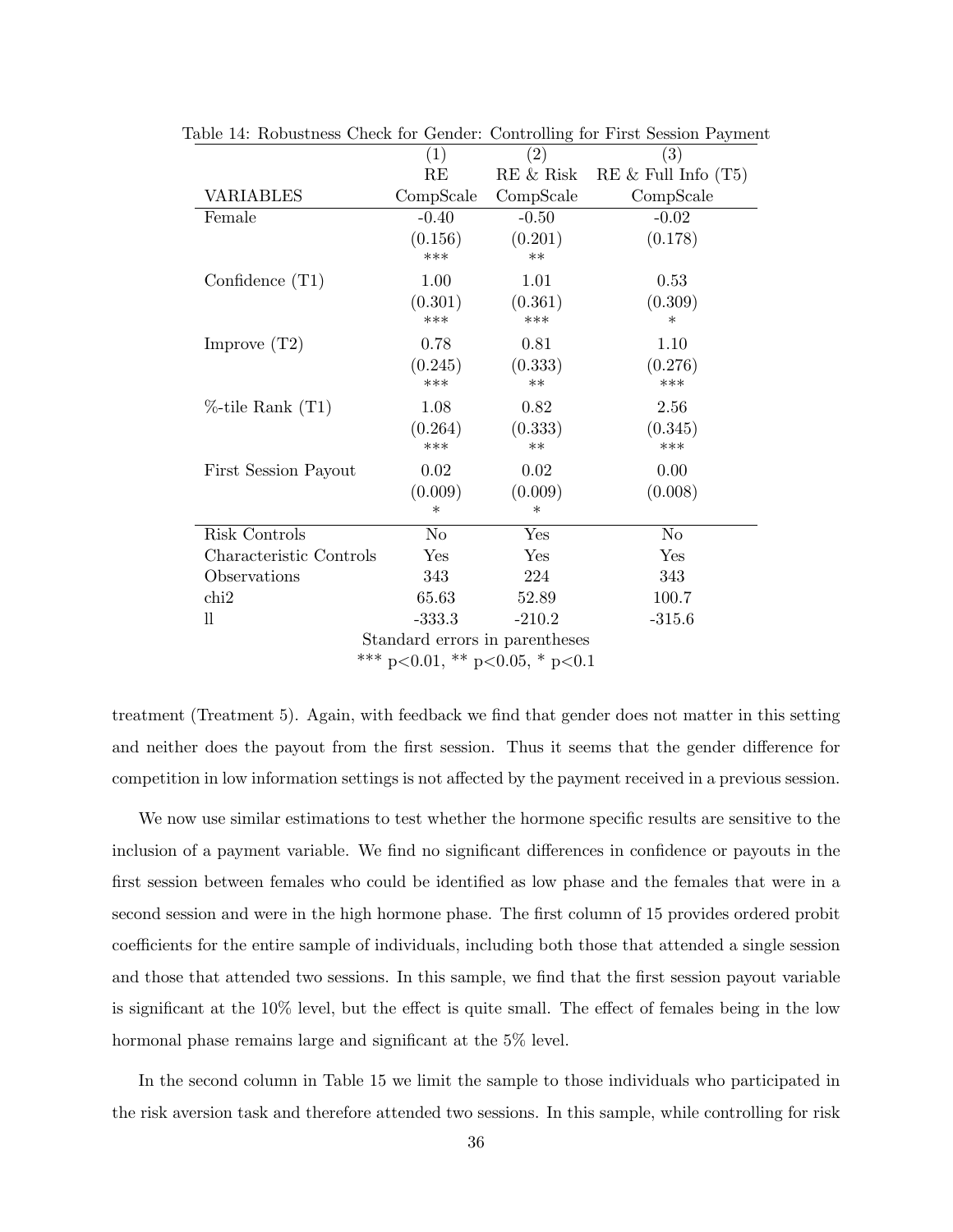Table 14: Robustness Check for Gender: Controlling for First Session Payment

| | (1) | (2) | (3) |
|---|---|---|---|
| | RE | RE & Risk | RE & Full Info (T5) |
| VARIABLES | CompScale | CompScale | CompScale |
| Female | -0.40 | -0.50 | -0.02 |
| | (0.156) | (0.201) | (0.178) |
| | *** | ** | |
| Confidence (T1) | 1.00 | 1.01 | 0.53 |
| | (0.301) | (0.361) | (0.309) |
| | *** | *** | * |
| Improve (T2) | 0.78 | 0.81 | 1.10 |
| | (0.245) | (0.333) | (0.276) |
| | *** | ** | *** |
| %-tile Rank (T1) | 1.08 | 0.82 | 2.56 |
| | (0.264) | (0.333) | (0.345) |
| | *** | ** | *** |
| First Session Payout | 0.02 | 0.02 | 0.00 |
| | (0.009) | (0.009) | (0.008) |
| | * | * | |
| Risk Controls | No | Yes | No |
| Characteristic Controls | Yes | Yes | Yes |
| Observations | 343 | 224 | 343 |
| chi2 | 65.63 | 52.89 | 100.7 |
| ll | -333.3 | -210.2 | -315.6 |

Standard errors in parentheses

*** p<0.01, ** p<0.05, * p<0.1

treatment (Treatment 5). Again, with feedback we find that gender does not matter in this setting and neither does the payout from the first session. Thus it seems that the gender difference for competition in low information settings is not affected by the payment received in a previous session.

We now use similar estimations to test whether the hormone specific results are sensitive to the inclusion of a payment variable. We find no significant differences in confidence or payouts in the first session between females who could be identified as low phase and the females that were in a second session and were in the high hormone phase. The first column of 15 provides ordered probit coefficients for the entire sample of individuals, including both those that attended a single session and those that attended two sessions. In this sample, we find that the first session payout variable is significant at the 10% level, but the effect is quite small. The effect of females being in the low hormonal phase remains large and significant at the 5% level.

In the second column in Table 15 we limit the sample to those individuals who participated in the risk aversion task and therefore attended two sessions. In this sample, while controlling for risk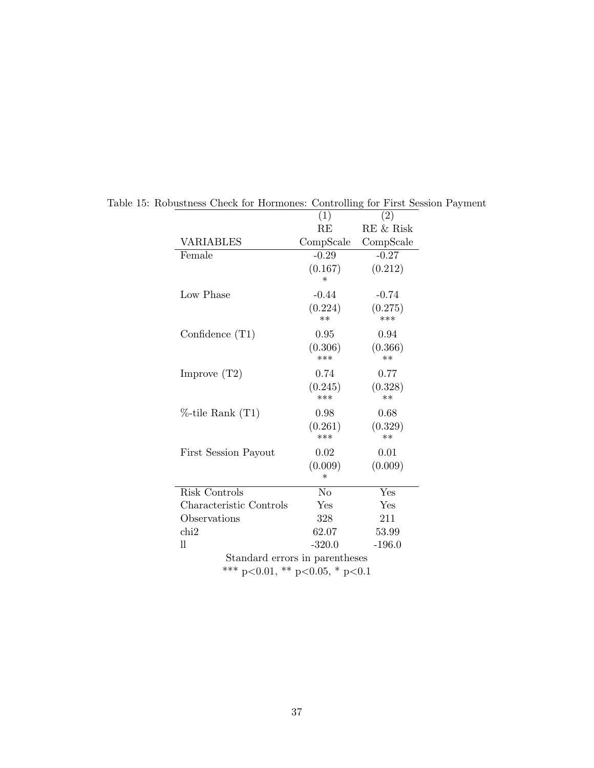Table 15: Robustness Check for Hormones: Controlling for First Session Payment

| | (1) | (2) |
|---|---|---|
| | RE | RE & Risk |
| VARIABLES | CompScale | CompScale |
| Female | -0.29 | -0.27 |
| | (0.167) | (0.212) |
| | * | |
| Low Phase | -0.44 | -0.74 |
| | (0.224) | (0.275) |
| | ** | *** |
| Confidence (T1) | 0.95 | 0.94 |
| | (0.306) | (0.366) |
| | *** | ** |
| Improve (T2) | 0.74 | 0.77 |
| | (0.245) | (0.328) |
| | *** | ** |
| %-tile Rank (T1) | 0.98 | 0.68 |
| | (0.261) | (0.329) |
| | *** | ** |
| First Session Payout | 0.02 | 0.01 |
| | (0.009) | (0.009) |
| | * | |
| Risk Controls | No | Yes |
| Characteristic Controls | Yes | Yes |
| Observations | 328 | 211 |
| chi2 | 62.07 | 53.99 |
| ll | -320.0 | -196.0 |

Standard errors in parentheses

*** p<0.01, ** p<0.05, * p<0.1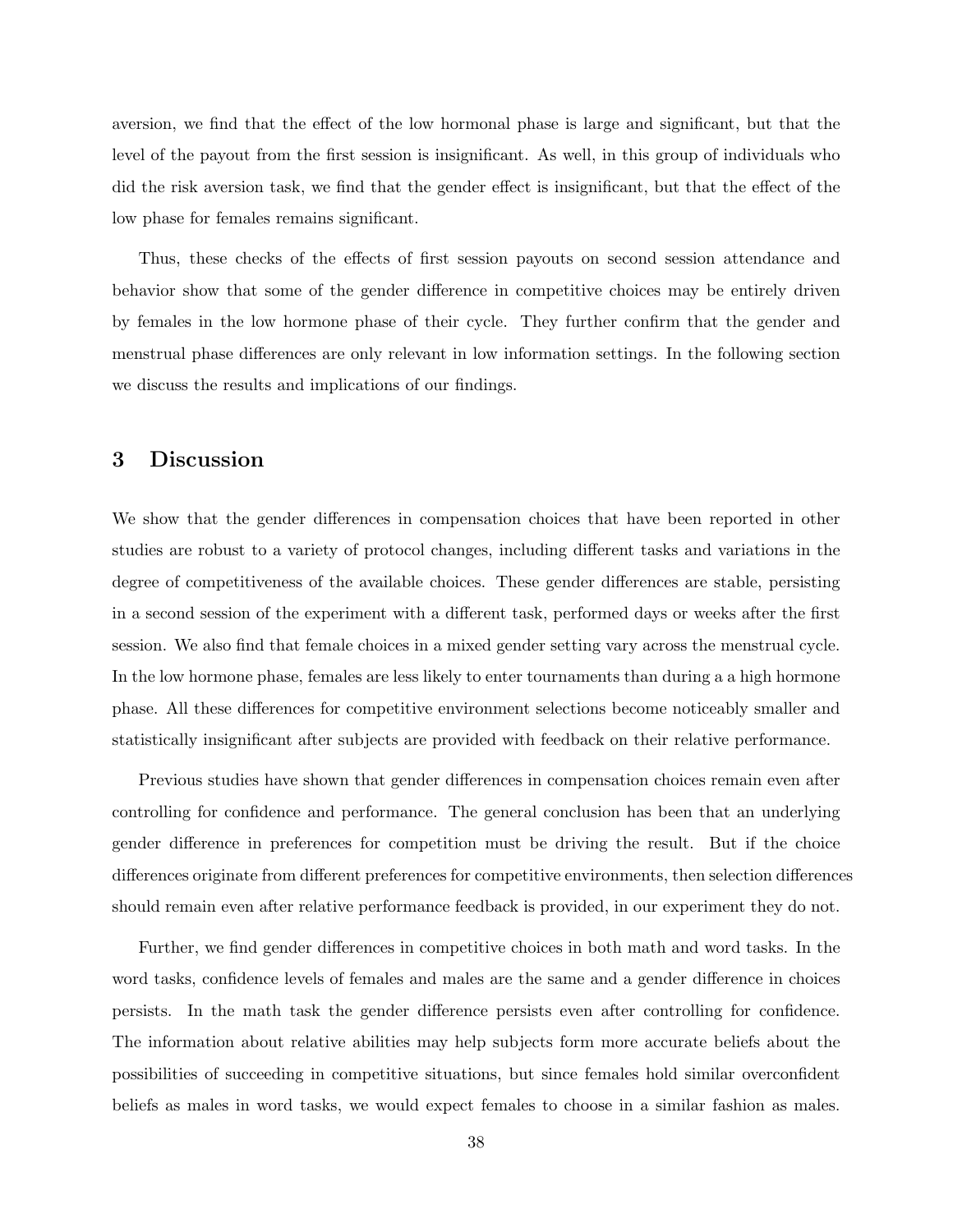aversion, we find that the effect of the low hormonal phase is large and significant, but that the level of the payout from the first session is insignificant. As well, in this group of individuals who did the risk aversion task, we find that the gender effect is insignificant, but that the effect of the low phase for females remains significant.

Thus, these checks of the effects of first session payouts on second session attendance and behavior show that some of the gender difference in competitive choices may be entirely driven by females in the low hormone phase of their cycle. They further confirm that the gender and menstrual phase differences are only relevant in low information settings. In the following section we discuss the results and implications of our findings.

## 3 Discussion

We show that the gender differences in compensation choices that have been reported in other studies are robust to a variety of protocol changes, including different tasks and variations in the degree of competitiveness of the available choices. These gender differences are stable, persisting in a second session of the experiment with a different task, performed days or weeks after the first session. We also find that female choices in a mixed gender setting vary across the menstrual cycle. In the low hormone phase, females are less likely to enter tournaments than during a a high hormone phase. All these differences for competitive environment selections become noticeably smaller and statistically insignificant after subjects are provided with feedback on their relative performance.

Previous studies have shown that gender differences in compensation choices remain even after controlling for confidence and performance. The general conclusion has been that an underlying gender difference in preferences for competition must be driving the result. But if the choice differences originate from different preferences for competitive environments, then selection differences should remain even after relative performance feedback is provided, in our experiment they do not.

Further, we find gender differences in competitive choices in both math and word tasks. In the word tasks, confidence levels of females and males are the same and a gender difference in choices persists. In the math task the gender difference persists even after controlling for confidence. The information about relative abilities may help subjects form more accurate beliefs about the possibilities of succeeding in competitive situations, but since females hold similar overconfident beliefs as males in word tasks, we would expect females to choose in a similar fashion as males.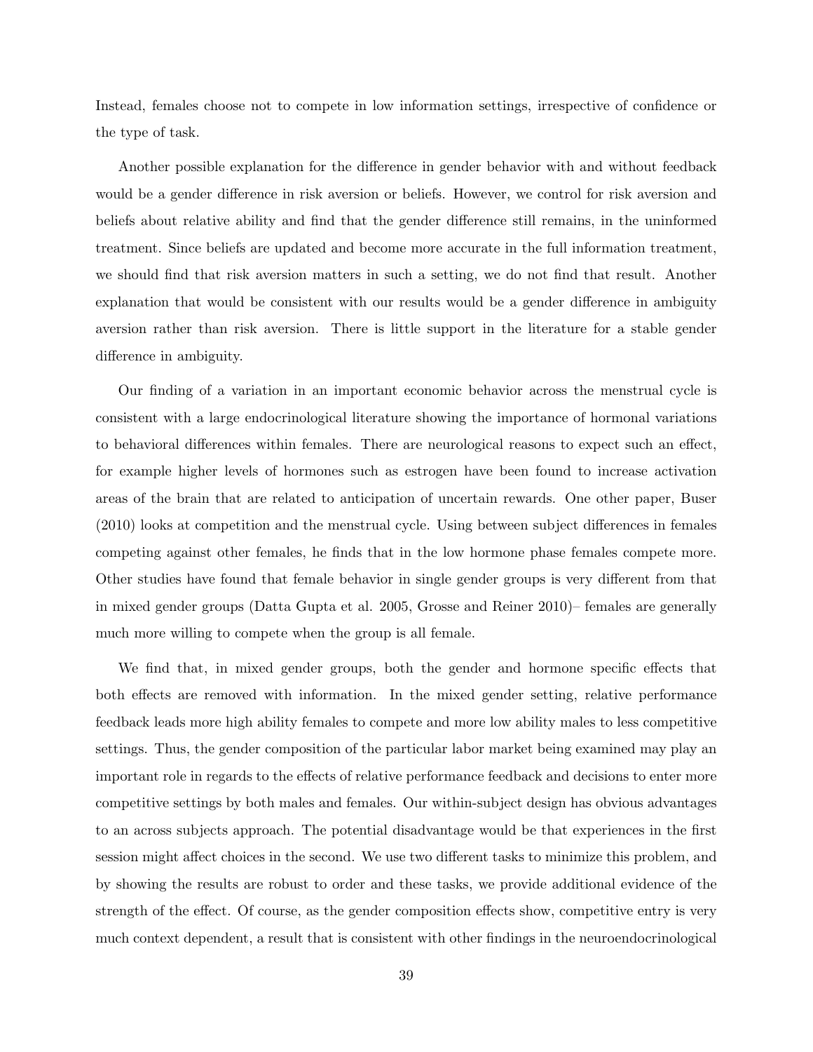Instead, females choose not to compete in low information settings, irrespective of confidence or the type of task.

Another possible explanation for the difference in gender behavior with and without feedback would be a gender difference in risk aversion or beliefs. However, we control for risk aversion and beliefs about relative ability and find that the gender difference still remains, in the uninformed treatment. Since beliefs are updated and become more accurate in the full information treatment, we should find that risk aversion matters in such a setting, we do not find that result. Another explanation that would be consistent with our results would be a gender difference in ambiguity aversion rather than risk aversion. There is little support in the literature for a stable gender difference in ambiguity.

Our finding of a variation in an important economic behavior across the menstrual cycle is consistent with a large endocrinological literature showing the importance of hormonal variations to behavioral differences within females. There are neurological reasons to expect such an effect, for example higher levels of hormones such as estrogen have been found to increase activation areas of the brain that are related to anticipation of uncertain rewards. One other paper, Buser (2010) looks at competition and the menstrual cycle. Using between subject differences in females competing against other females, he finds that in the low hormone phase females compete more. Other studies have found that female behavior in single gender groups is very different from that in mixed gender groups (Datta Gupta et al. 2005, Grosse and Reiner 2010)– females are generally much more willing to compete when the group is all female.

We find that, in mixed gender groups, both the gender and hormone specific effects that both effects are removed with information. In the mixed gender setting, relative performance feedback leads more high ability females to compete and more low ability males to less competitive settings. Thus, the gender composition of the particular labor market being examined may play an important role in regards to the effects of relative performance feedback and decisions to enter more competitive settings by both males and females. Our within-subject design has obvious advantages to an across subjects approach. The potential disadvantage would be that experiences in the first session might affect choices in the second. We use two different tasks to minimize this problem, and by showing the results are robust to order and these tasks, we provide additional evidence of the strength of the effect. Of course, as the gender composition effects show, competitive entry is very much context dependent, a result that is consistent with other findings in the neuroendocrinological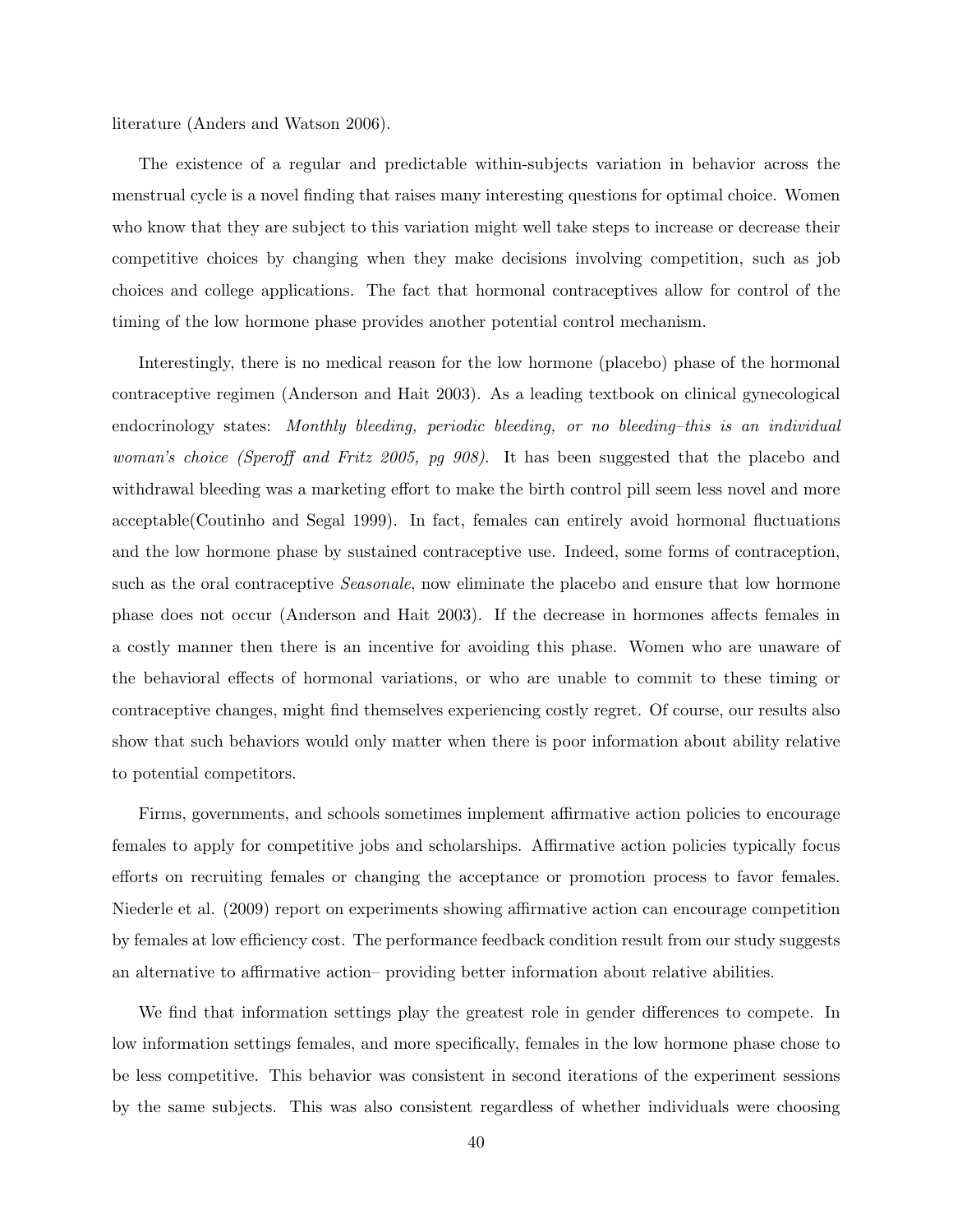literature (Anders and Watson 2006).

The existence of a regular and predictable within-subjects variation in behavior across the menstrual cycle is a novel finding that raises many interesting questions for optimal choice. Women who know that they are subject to this variation might well take steps to increase or decrease their competitive choices by changing when they make decisions involving competition, such as job choices and college applications. The fact that hormonal contraceptives allow for control of the timing of the low hormone phase provides another potential control mechanism.

Interestingly, there is no medical reason for the low hormone (placebo) phase of the hormonal contraceptive regimen (Anderson and Hait 2003). As a leading textbook on clinical gynecological endocrinology states: *Monthly bleeding, periodic bleeding, or no bleeding–this is an individual woman's choice (Speroff and Fritz 2005, pg 908).* It has been suggested that the placebo and withdrawal bleeding was a marketing effort to make the birth control pill seem less novel and more acceptable(Coutinho and Segal 1999). In fact, females can entirely avoid hormonal fluctuations and the low hormone phase by sustained contraceptive use. Indeed, some forms of contraception, such as the oral contraceptive *Seasonale*, now eliminate the placebo and ensure that low hormone phase does not occur (Anderson and Hait 2003). If the decrease in hormones affects females in a costly manner then there is an incentive for avoiding this phase. Women who are unaware of the behavioral effects of hormonal variations, or who are unable to commit to these timing or contraceptive changes, might find themselves experiencing costly regret. Of course, our results also show that such behaviors would only matter when there is poor information about ability relative to potential competitors.

Firms, governments, and schools sometimes implement affirmative action policies to encourage females to apply for competitive jobs and scholarships. Affirmative action policies typically focus efforts on recruiting females or changing the acceptance or promotion process to favor females. Niederle et al. (2009) report on experiments showing affirmative action can encourage competition by females at low efficiency cost. The performance feedback condition result from our study suggests an alternative to affirmative action– providing better information about relative abilities.

We find that information settings play the greatest role in gender differences to compete. In low information settings females, and more specifically, females in the low hormone phase chose to be less competitive. This behavior was consistent in second iterations of the experiment sessions by the same subjects. This was also consistent regardless of whether individuals were choosing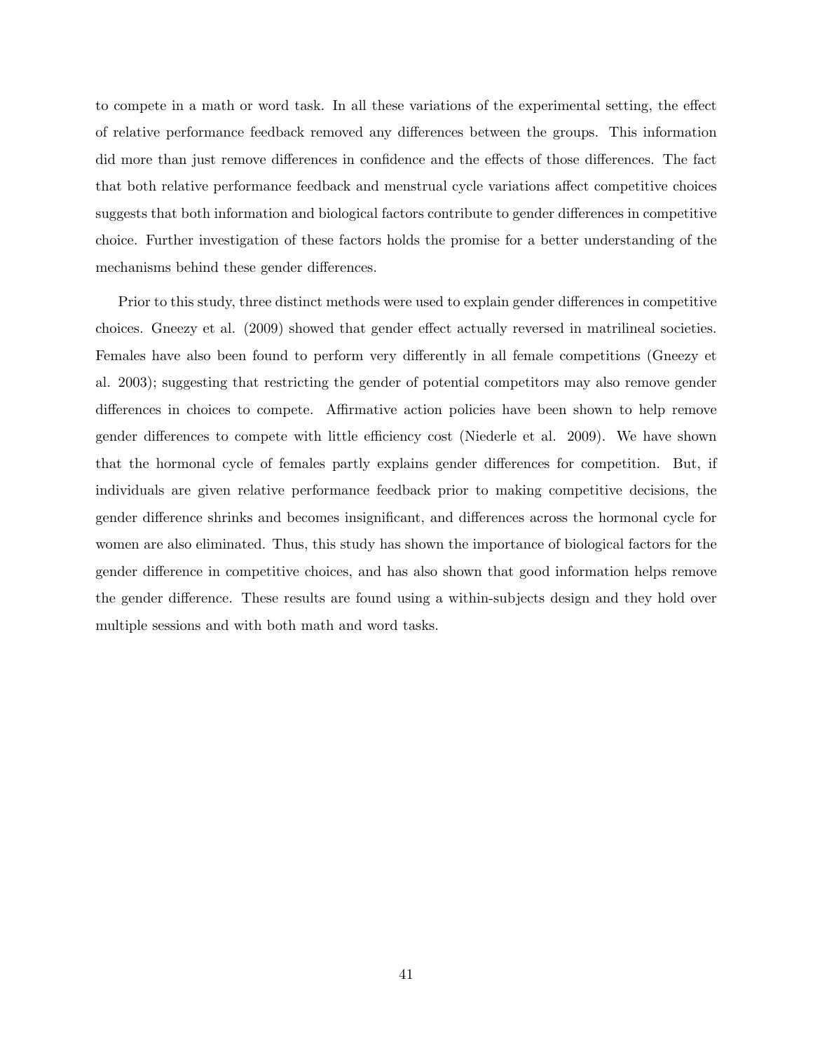to compete in a math or word task. In all these variations of the experimental setting, the effect of relative performance feedback removed any differences between the groups. This information did more than just remove differences in confidence and the effects of those differences. The fact that both relative performance feedback and menstrual cycle variations affect competitive choices suggests that both information and biological factors contribute to gender differences in competitive choice. Further investigation of these factors holds the promise for a better understanding of the mechanisms behind these gender differences.

Prior to this study, three distinct methods were used to explain gender differences in competitive choices. Gneezy et al. (2009) showed that gender effect actually reversed in matrilineal societies. Females have also been found to perform very differently in all female competitions (Gneezy et al. 2003); suggesting that restricting the gender of potential competitors may also remove gender differences in choices to compete. Affirmative action policies have been shown to help remove gender differences to compete with little efficiency cost (Niederle et al. 2009). We have shown that the hormonal cycle of females partly explains gender differences for competition. But, if individuals are given relative performance feedback prior to making competitive decisions, the gender difference shrinks and becomes insignificant, and differences across the hormonal cycle for women are also eliminated. Thus, this study has shown the importance of biological factors for the gender difference in competitive choices, and has also shown that good information helps remove the gender difference. These results are found using a within-subjects design and they hold over multiple sessions and with both math and word tasks.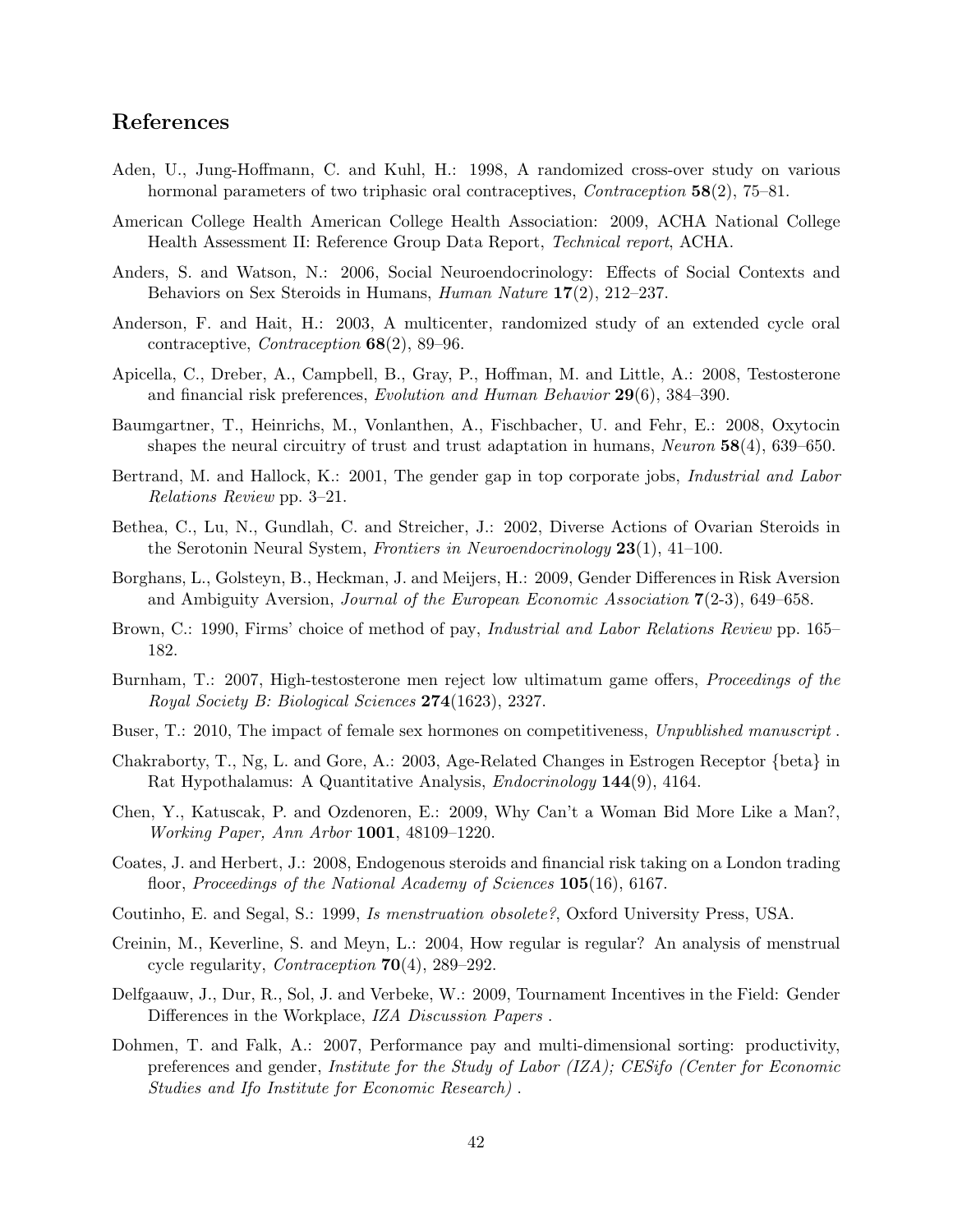## References

Aden, U., Jung-Hoffmann, C. and Kuhl, H.: 1998, A randomized cross-over study on various hormonal parameters of two triphasic oral contraceptives, *Contraception* **58**(2), 75–81.

American College Health American College Health Association: 2009, ACHA National College Health Assessment II: Reference Group Data Report, *Technical report*, ACHA.

Anders, S. and Watson, N.: 2006, Social Neuroendocrinology: Effects of Social Contexts and Behaviors on Sex Steroids in Humans, *Human Nature* **17**(2), 212–237.

Anderson, F. and Hait, H.: 2003, A multicenter, randomized study of an extended cycle oral contraceptive, *Contraception* **68**(2), 89–96.

Apicella, C., Dreber, A., Campbell, B., Gray, P., Hoffman, M. and Little, A.: 2008, Testosterone and financial risk preferences, *Evolution and Human Behavior* **29**(6), 384–390.

Baumgartner, T., Heinrichs, M., Vonlanthen, A., Fischbacher, U. and Fehr, E.: 2008, Oxytocin shapes the neural circuitry of trust and trust adaptation in humans, *Neuron* **58**(4), 639–650.

Bertrand, M. and Hallock, K.: 2001, The gender gap in top corporate jobs, *Industrial and Labor Relations Review* pp. 3–21.

Bethea, C., Lu, N., Gundlah, C. and Streicher, J.: 2002, Diverse Actions of Ovarian Steroids in the Serotonin Neural System, *Frontiers in Neuroendocrinology* **23**(1), 41–100.

Borghans, L., Golsteyn, B., Heckman, J. and Meijers, H.: 2009, Gender Differences in Risk Aversion and Ambiguity Aversion, *Journal of the European Economic Association* **7**(2-3), 649–658.

Brown, C.: 1990, Firms' choice of method of pay, *Industrial and Labor Relations Review* pp. 165–182.

Burnham, T.: 2007, High-testosterone men reject low ultimatum game offers, *Proceedings of the Royal Society B: Biological Sciences* **274**(1623), 2327.

Buser, T.: 2010, The impact of female sex hormones on competitiveness, *Unpublished manuscript* .

Chakraborty, T., Ng, L. and Gore, A.: 2003, Age-Related Changes in Estrogen Receptor {beta} in Rat Hypothalamus: A Quantitative Analysis, *Endocrinology* **144**(9), 4164.

Chen, Y., Katuscak, P. and Ozdenoren, E.: 2009, Why Can't a Woman Bid More Like a Man?, *Working Paper, Ann Arbor* **1001**, 48109–1220.

Coates, J. and Herbert, J.: 2008, Endogenous steroids and financial risk taking on a London trading floor, *Proceedings of the National Academy of Sciences* **105**(16), 6167.

Coutinho, E. and Segal, S.: 1999, *Is menstruation obsolete?*, Oxford University Press, USA.

Creinin, M., Keverline, S. and Meyn, L.: 2004, How regular is regular? An analysis of menstrual cycle regularity, *Contraception* **70**(4), 289–292.

Delfgaauw, J., Dur, R., Sol, J. and Verbeke, W.: 2009, Tournament Incentives in the Field: Gender Differences in the Workplace, *IZA Discussion Papers* .

Dohmen, T. and Falk, A.: 2007, Performance pay and multi-dimensional sorting: productivity, preferences and gender, *Institute for the Study of Labor (IZA); CESifo (Center for Economic Studies and Ifo Institute for Economic Research)* .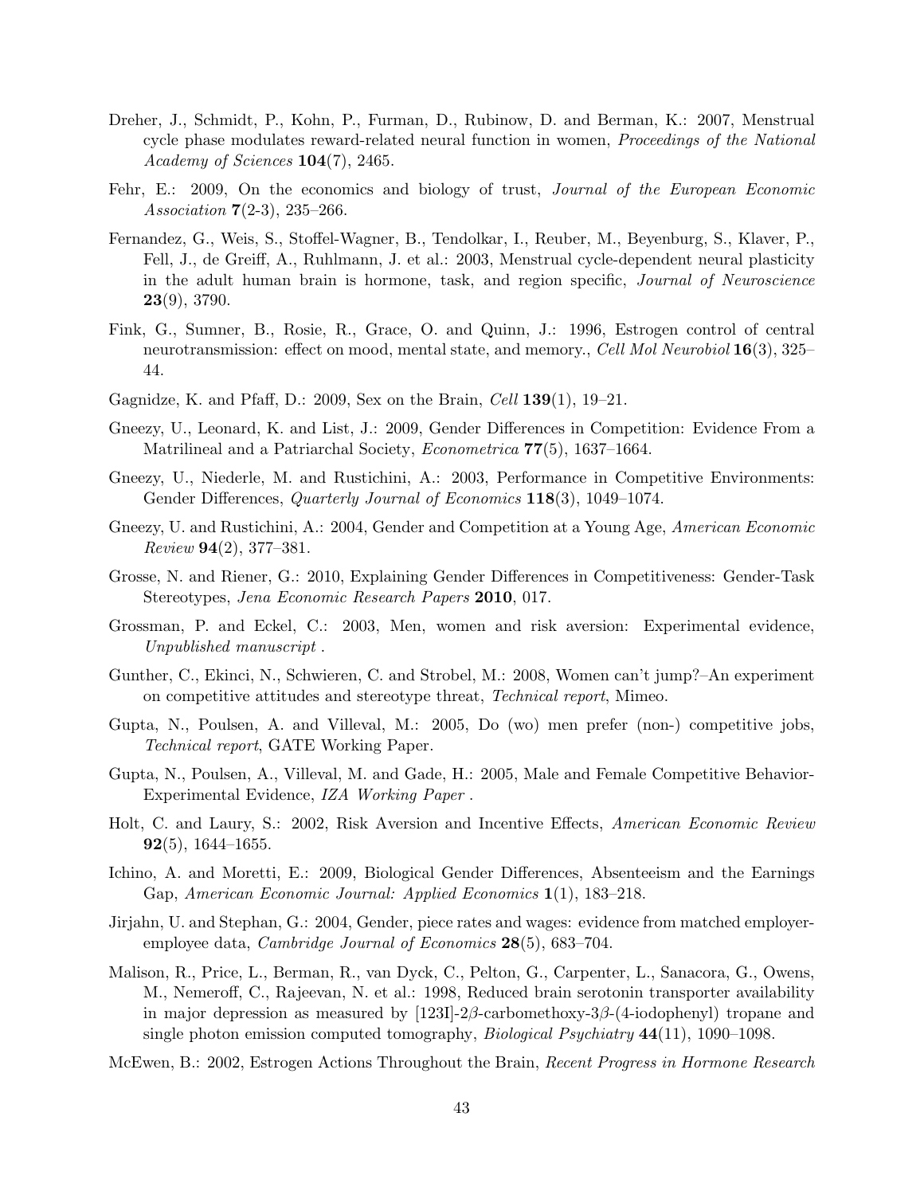Dreher, J., Schmidt, P., Kohn, P., Furman, D., Rubinow, D. and Berman, K.: 2007, Menstrual cycle phase modulates reward-related neural function in women, *Proceedings of the National Academy of Sciences* **104**(7), 2465.

Fehr, E.: 2009, On the economics and biology of trust, *Journal of the European Economic Association* **7**(2-3), 235–266.

Fernandez, G., Weis, S., Stoffel-Wagner, B., Tendolkar, I., Reuber, M., Beyenburg, S., Klaver, P., Fell, J., de Greiff, A., Ruhlmann, J. et al.: 2003, Menstrual cycle-dependent neural plasticity in the adult human brain is hormone, task, and region specific, *Journal of Neuroscience* **23**(9), 3790.

Fink, G., Sumner, B., Rosie, R., Grace, O. and Quinn, J.: 1996, Estrogen control of central neurotransmission: effect on mood, mental state, and memory., *Cell Mol Neurobiol* **16**(3), 325–44.

Gagnidze, K. and Pfaff, D.: 2009, Sex on the Brain, *Cell* **139**(1), 19–21.

Gneezy, U., Leonard, K. and List, J.: 2009, Gender Differences in Competition: Evidence From a Matrilineal and a Patriarchal Society, *Econometrica* **77**(5), 1637–1664.

Gneezy, U., Niederle, M. and Rustichini, A.: 2003, Performance in Competitive Environments: Gender Differences, *Quarterly Journal of Economics* **118**(3), 1049–1074.

Gneezy, U. and Rustichini, A.: 2004, Gender and Competition at a Young Age, *American Economic Review* **94**(2), 377–381.

Grosse, N. and Riener, G.: 2010, Explaining Gender Differences in Competitiveness: Gender-Task Stereotypes, *Jena Economic Research Papers* **2010**, 017.

Grossman, P. and Eckel, C.: 2003, Men, women and risk aversion: Experimental evidence, *Unpublished manuscript* .

Gunther, C., Ekinci, N., Schwieren, C. and Strobel, M.: 2008, Women can't jump?–An experiment on competitive attitudes and stereotype threat, *Technical report*, Mimeo.

Gupta, N., Poulsen, A. and Villeval, M.: 2005, Do (wo) men prefer (non-) competitive jobs, *Technical report*, GATE Working Paper.

Gupta, N., Poulsen, A., Villeval, M. and Gade, H.: 2005, Male and Female Competitive Behavior-Experimental Evidence, *IZA Working Paper* .

Holt, C. and Laury, S.: 2002, Risk Aversion and Incentive Effects, *American Economic Review* **92**(5), 1644–1655.

Ichino, A. and Moretti, E.: 2009, Biological Gender Differences, Absenteeism and the Earnings Gap, *American Economic Journal: Applied Economics* **1**(1), 183–218.

Jirjahn, U. and Stephan, G.: 2004, Gender, piece rates and wages: evidence from matched employer-employee data, *Cambridge Journal of Economics* **28**(5), 683–704.

Malison, R., Price, L., Berman, R., van Dyck, C., Pelton, G., Carpenter, L., Sanacora, G., Owens, M., Nemeroff, C., Rajeevan, N. et al.: 1998, Reduced brain serotonin transporter availability in major depression as measured by [123I]-2$\beta$-carbomethoxy-3$\beta$-(4-iodophenyl) tropane and single photon emission computed tomography, *Biological Psychiatry* **44**(11), 1090–1098.

McEwen, B.: 2002, Estrogen Actions Throughout the Brain, *Recent Progress in Hormone Research*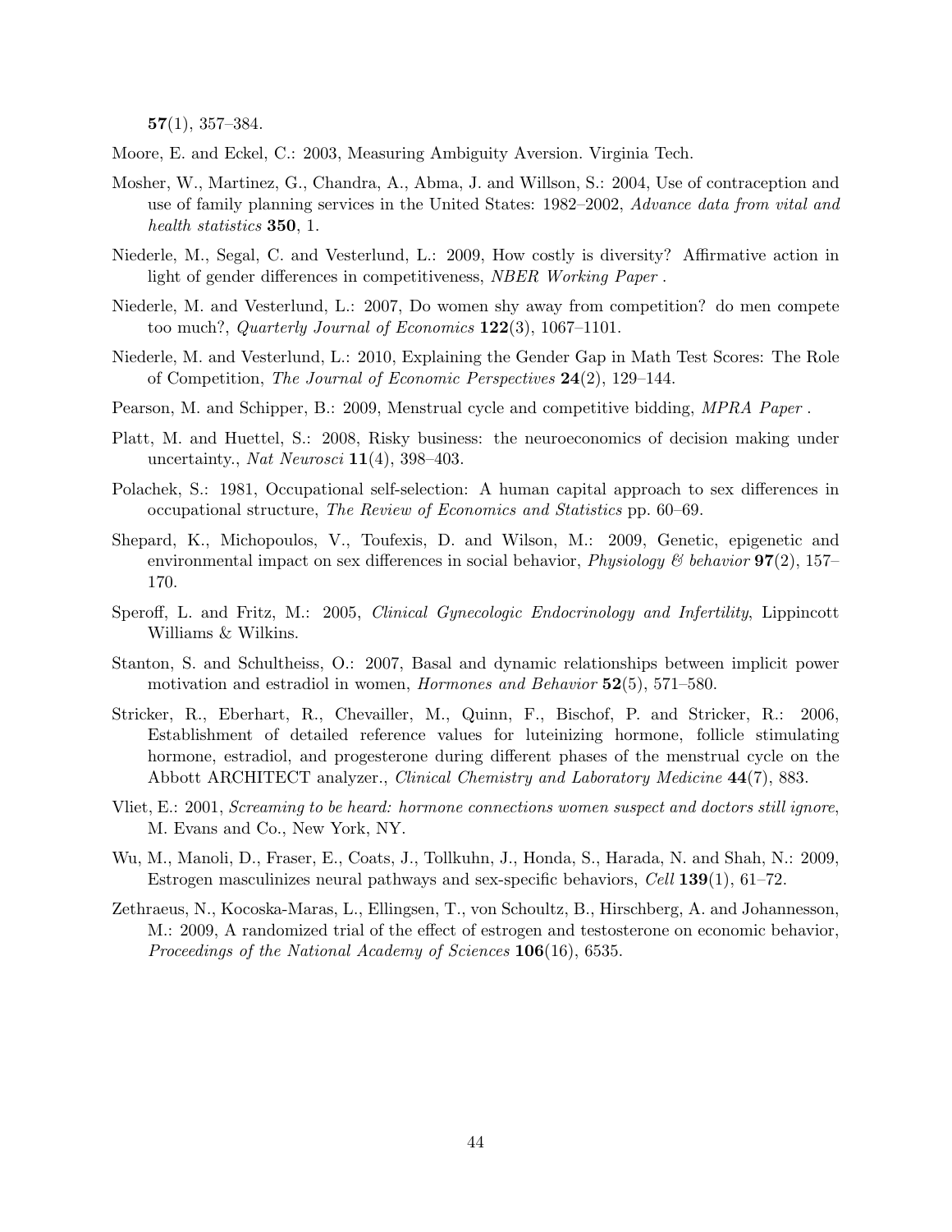**57**(1), 357–384.

Moore, E. and Eckel, C.: 2003, Measuring Ambiguity Aversion. Virginia Tech.

Mosher, W., Martinez, G., Chandra, A., Abma, J. and Willson, S.: 2004, Use of contraception and use of family planning services in the United States: 1982–2002, *Advance data from vital and health statistics* **350**, 1.

Niederle, M., Segal, C. and Vesterlund, L.: 2009, How costly is diversity? Affirmative action in light of gender differences in competitiveness, *NBER Working Paper* .

Niederle, M. and Vesterlund, L.: 2007, Do women shy away from competition? do men compete too much?, *Quarterly Journal of Economics* **122**(3), 1067–1101.

Niederle, M. and Vesterlund, L.: 2010, Explaining the Gender Gap in Math Test Scores: The Role of Competition, *The Journal of Economic Perspectives* **24**(2), 129–144.

Pearson, M. and Schipper, B.: 2009, Menstrual cycle and competitive bidding, *MPRA Paper* .

Platt, M. and Huettel, S.: 2008, Risky business: the neuroeconomics of decision making under uncertainty., *Nat Neurosci* **11**(4), 398–403.

Polachek, S.: 1981, Occupational self-selection: A human capital approach to sex differences in occupational structure, *The Review of Economics and Statistics* pp. 60–69.

Shepard, K., Michopoulos, V., Toufexis, D. and Wilson, M.: 2009, Genetic, epigenetic and environmental impact on sex differences in social behavior, *Physiology & behavior* **97**(2), 157–170.

Speroff, L. and Fritz, M.: 2005, *Clinical Gynecologic Endocrinology and Infertility*, Lippincott Williams & Wilkins.

Stanton, S. and Schultheiss, O.: 2007, Basal and dynamic relationships between implicit power motivation and estradiol in women, *Hormones and Behavior* **52**(5), 571–580.

Stricker, R., Eberhart, R., Chevailler, M., Quinn, F., Bischof, P. and Stricker, R.: 2006, Establishment of detailed reference values for luteinizing hormone, follicle stimulating hormone, estradiol, and progesterone during different phases of the menstrual cycle on the Abbott ARCHITECT analyzer., *Clinical Chemistry and Laboratory Medicine* **44**(7), 883.

Vliet, E.: 2001, *Screaming to be heard: hormone connections women suspect and doctors still ignore*, M. Evans and Co., New York, NY.

Wu, M., Manoli, D., Fraser, E., Coats, J., Tollkuhn, J., Honda, S., Harada, N. and Shah, N.: 2009, Estrogen masculinizes neural pathways and sex-specific behaviors, *Cell* **139**(1), 61–72.

Zethraeus, N., Kocoska-Maras, L., Ellingsen, T., von Schoultz, B., Hirschberg, A. and Johannesson, M.: 2009, A randomized trial of the effect of estrogen and testosterone on economic behavior, *Proceedings of the National Academy of Sciences* **106**(16), 6535.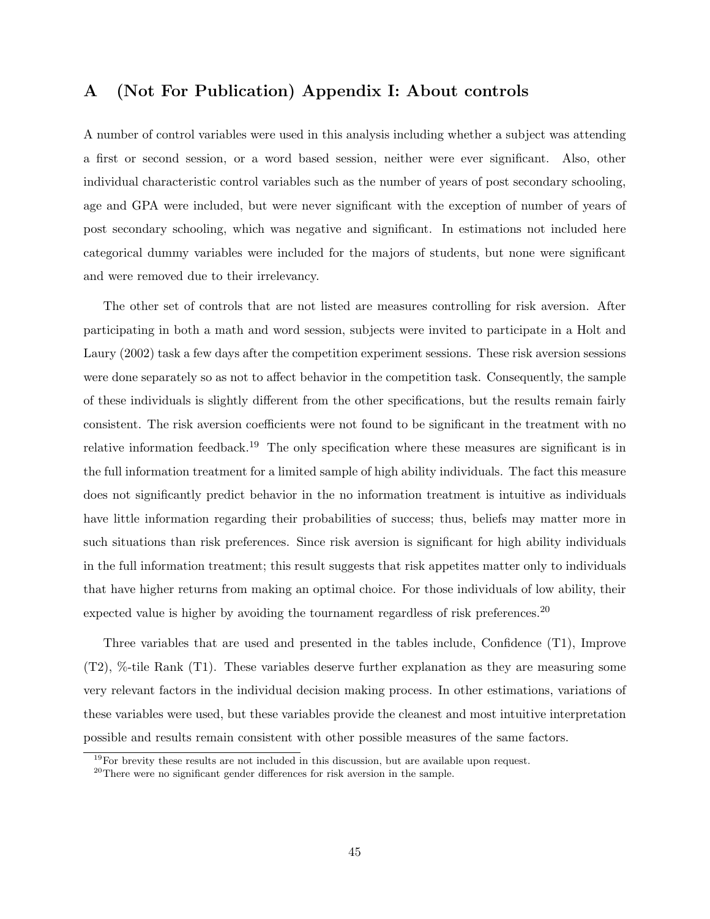# A (Not For Publication) Appendix I: About controls

A number of control variables were used in this analysis including whether a subject was attending a first or second session, or a word based session, neither were ever significant. Also, other individual characteristic control variables such as the number of years of post secondary schooling, age and GPA were included, but were never significant with the exception of number of years of post secondary schooling, which was negative and significant. In estimations not included here categorical dummy variables were included for the majors of students, but none were significant and were removed due to their irrelevancy.

The other set of controls that are not listed are measures controlling for risk aversion. After participating in both a math and word session, subjects were invited to participate in a Holt and Laury (2002) task a few days after the competition experiment sessions. These risk aversion sessions were done separately so as not to affect behavior in the competition task. Consequently, the sample of these individuals is slightly different from the other specifications, but the results remain fairly consistent. The risk aversion coefficients were not found to be significant in the treatment with no relative information feedback.[19] The only specification where these measures are significant is in the full information treatment for a limited sample of high ability individuals. The fact this measure does not significantly predict behavior in the no information treatment is intuitive as individuals have little information regarding their probabilities of success; thus, beliefs may matter more in such situations than risk preferences. Since risk aversion is significant for high ability individuals in the full information treatment; this result suggests that risk appetites matter only to individuals that have higher returns from making an optimal choice. For those individuals of low ability, their expected value is higher by avoiding the tournament regardless of risk preferences.[20]

Three variables that are used and presented in the tables include, Confidence (T1), Improve (T2), %-tile Rank (T1). These variables deserve further explanation as they are measuring some very relevant factors in the individual decision making process. In other estimations, variations of these variables were used, but these variables provide the cleanest and most intuitive interpretation possible and results remain consistent with other possible measures of the same factors.

[19] For brevity these results are not included in this discussion, but are available upon request.

[20] There were no significant gender differences for risk aversion in the sample.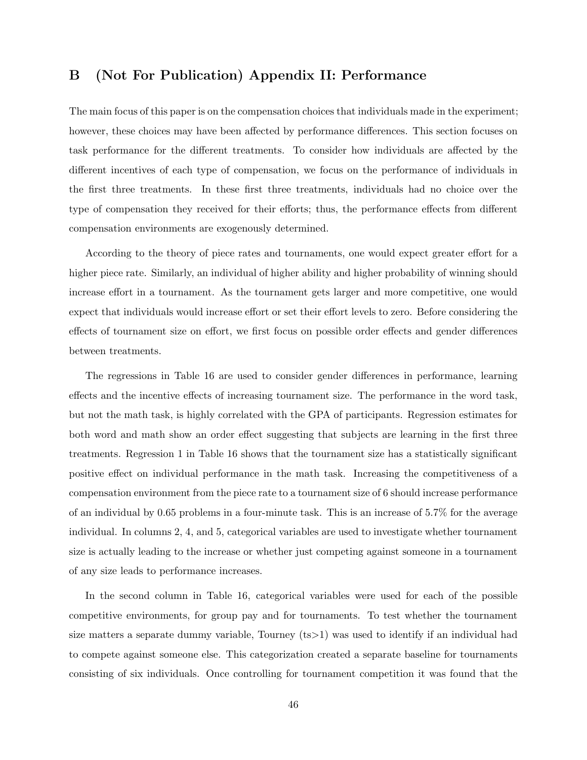## B (Not For Publication) Appendix II: Performance

The main focus of this paper is on the compensation choices that individuals made in the experiment; however, these choices may have been affected by performance differences. This section focuses on task performance for the different treatments. To consider how individuals are affected by the different incentives of each type of compensation, we focus on the performance of individuals in the first three treatments. In these first three treatments, individuals had no choice over the type of compensation they received for their efforts; thus, the performance effects from different compensation environments are exogenously determined.

According to the theory of piece rates and tournaments, one would expect greater effort for a higher piece rate. Similarly, an individual of higher ability and higher probability of winning should increase effort in a tournament. As the tournament gets larger and more competitive, one would expect that individuals would increase effort or set their effort levels to zero. Before considering the effects of tournament size on effort, we first focus on possible order effects and gender differences between treatments.

The regressions in Table 16 are used to consider gender differences in performance, learning effects and the incentive effects of increasing tournament size. The performance in the word task, but not the math task, is highly correlated with the GPA of participants. Regression estimates for both word and math show an order effect suggesting that subjects are learning in the first three treatments. Regression 1 in Table 16 shows that the tournament size has a statistically significant positive effect on individual performance in the math task. Increasing the competitiveness of a compensation environment from the piece rate to a tournament size of 6 should increase performance of an individual by 0.65 problems in a four-minute task. This is an increase of 5.7% for the average individual. In columns 2, 4, and 5, categorical variables are used to investigate whether tournament size is actually leading to the increase or whether just competing against someone in a tournament of any size leads to performance increases.

In the second column in Table 16, categorical variables were used for each of the possible competitive environments, for group pay and for tournaments. To test whether the tournament size matters a separate dummy variable, Tourney ($ts>1$) was used to identify if an individual had to compete against someone else. This categorization created a separate baseline for tournaments consisting of six individuals. Once controlling for tournament competition it was found that the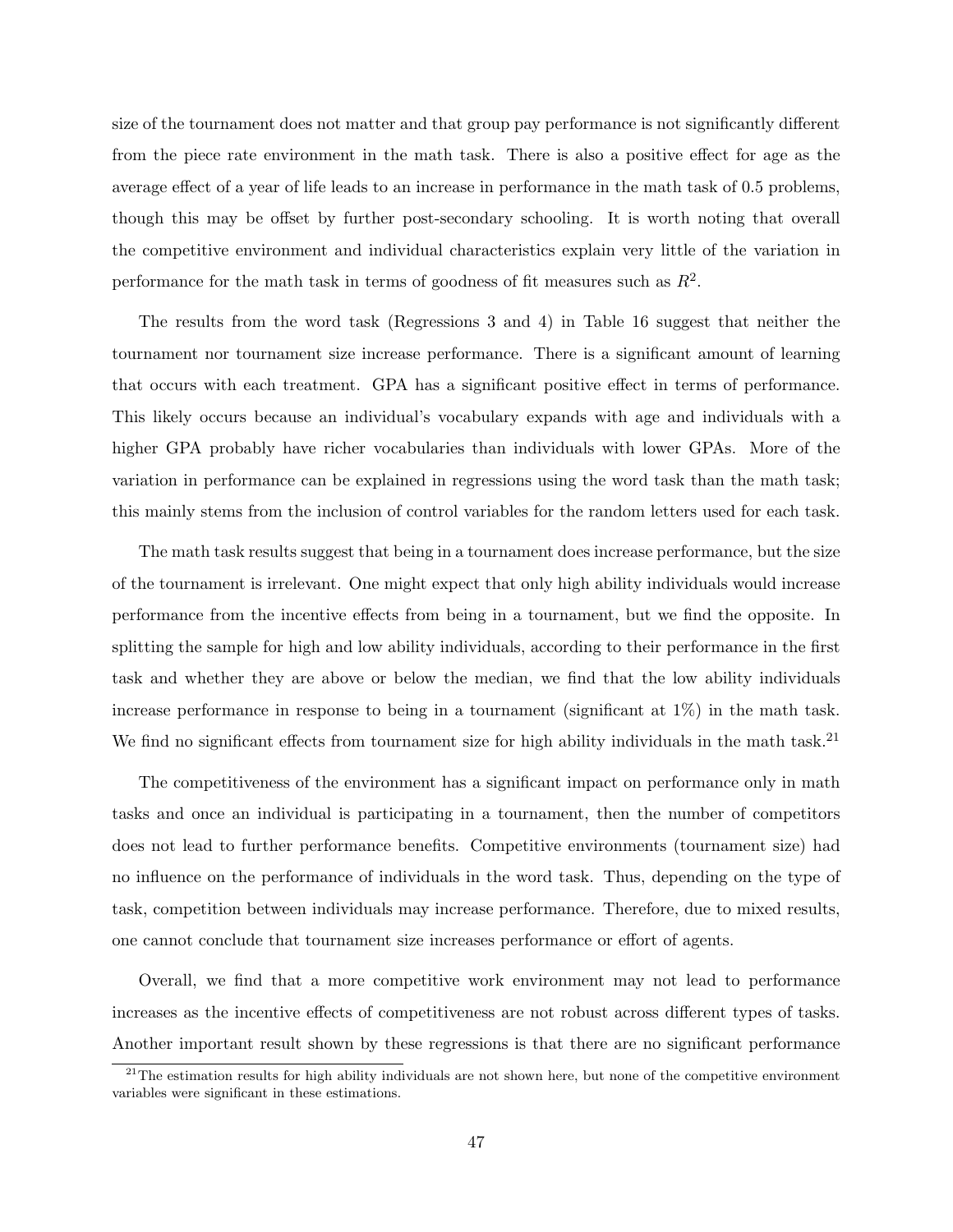size of the tournament does not matter and that group pay performance is not significantly different from the piece rate environment in the math task. There is also a positive effect for age as the average effect of a year of life leads to an increase in performance in the math task of 0.5 problems, though this may be offset by further post-secondary schooling. It is worth noting that overall the competitive environment and individual characteristics explain very little of the variation in performance for the math task in terms of goodness of fit measures such as $R^2$.

The results from the word task (Regressions 3 and 4) in Table 16 suggest that neither the tournament nor tournament size increase performance. There is a significant amount of learning that occurs with each treatment. GPA has a significant positive effect in terms of performance. This likely occurs because an individual's vocabulary expands with age and individuals with a higher GPA probably have richer vocabularies than individuals with lower GPAs. More of the variation in performance can be explained in regressions using the word task than the math task; this mainly stems from the inclusion of control variables for the random letters used for each task.

The math task results suggest that being in a tournament does increase performance, but the size of the tournament is irrelevant. One might expect that only high ability individuals would increase performance from the incentive effects from being in a tournament, but we find the opposite. In splitting the sample for high and low ability individuals, according to their performance in the first task and whether they are above or below the median, we find that the low ability individuals increase performance in response to being in a tournament (significant at 1%) in the math task. We find no significant effects from tournament size for high ability individuals in the math task.[21]

The competitiveness of the environment has a significant impact on performance only in math tasks and once an individual is participating in a tournament, then the number of competitors does not lead to further performance benefits. Competitive environments (tournament size) had no influence on the performance of individuals in the word task. Thus, depending on the type of task, competition between individuals may increase performance. Therefore, due to mixed results, one cannot conclude that tournament size increases performance or effort of agents.

Overall, we find that a more competitive work environment may not lead to performance increases as the incentive effects of competitiveness are not robust across different types of tasks. Another important result shown by these regressions is that there are no significant performance

[21] The estimation results for high ability individuals are not shown here, but none of the competitive environment variables were significant in these estimations.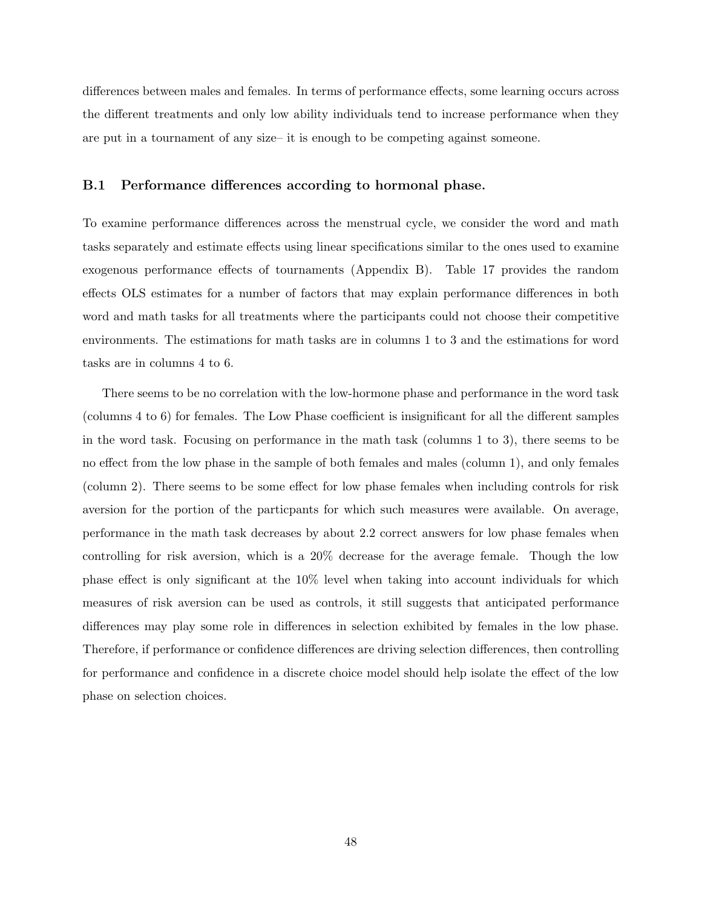differences between males and females. In terms of performance effects, some learning occurs across the different treatments and only low ability individuals tend to increase performance when they are put in a tournament of any size– it is enough to be competing against someone.

### B.1 Performance differences according to hormonal phase.

To examine performance differences across the menstrual cycle, we consider the word and math tasks separately and estimate effects using linear specifications similar to the ones used to examine exogenous performance effects of tournaments (Appendix B). Table 17 provides the random effects OLS estimates for a number of factors that may explain performance differences in both word and math tasks for all treatments where the participants could not choose their competitive environments. The estimations for math tasks are in columns 1 to 3 and the estimations for word tasks are in columns 4 to 6.

There seems to be no correlation with the low-hormone phase and performance in the word task (columns 4 to 6) for females. The Low Phase coefficient is insignificant for all the different samples in the word task. Focusing on performance in the math task (columns 1 to 3), there seems to be no effect from the low phase in the sample of both females and males (column 1), and only females (column 2). There seems to be some effect for low phase females when including controls for risk aversion for the portion of the particpants for which such measures were available. On average, performance in the math task decreases by about 2.2 correct answers for low phase females when controlling for risk aversion, which is a 20% decrease for the average female. Though the low phase effect is only significant at the 10% level when taking into account individuals for which measures of risk aversion can be used as controls, it still suggests that anticipated performance differences may play some role in differences in selection exhibited by females in the low phase. Therefore, if performance or confidence differences are driving selection differences, then controlling for performance and confidence in a discrete choice model should help isolate the effect of the low phase on selection choices.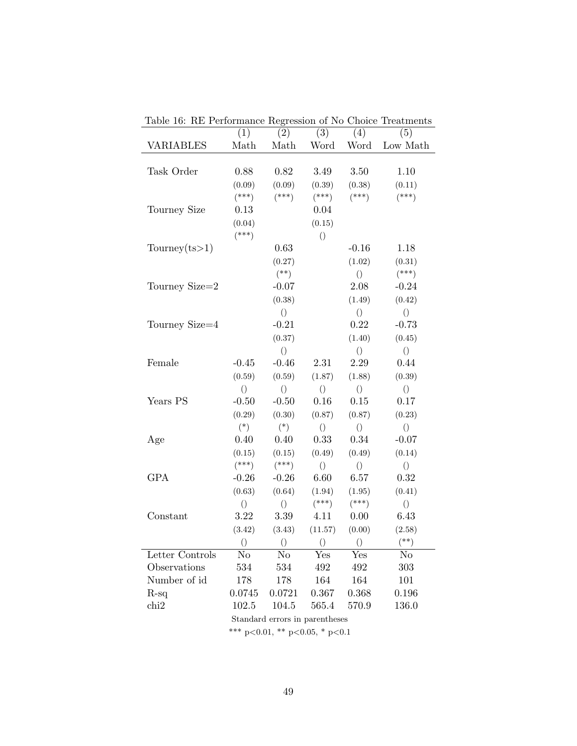Table 16: RE Performance Regression of No Choice Treatments

| VARIABLES | (1) Math | (2) Math | (3) Word | (4) Word | (5) Low Math |
|---|---|---|---|---|---|
| Task Order | 0.88 | 0.82 | 3.49 | 3.50 | 1.10 |
| | (0.09) | (0.09) | (0.39) | (0.38) | (0.11) |
| | (***) | (***) | (***) | (***) | (***) |
| Tourney Size | 0.13 | | 0.04 | | |
| | (0.04) | | (0.15) | | |
| | (***) | | () | | |
| Tourney(ts>1) | | 0.63 | | -0.16 | 1.18 |
| | | (0.27) | | (1.02) | (0.31) |
| | | (**) | | () | (***) |
| Tourney Size=2 | | -0.07 | | 2.08 | -0.24 |
| | | (0.38) | | (1.49) | (0.42) |
| | | () | | () | () |
| Tourney Size=4 | | -0.21 | | 0.22 | -0.73 |
| | | (0.37) | | (1.40) | (0.45) |
| | | () | | () | () |
| Female | -0.45 | -0.46 | 2.31 | 2.29 | 0.44 |
| | (0.59) | (0.59) | (1.87) | (1.88) | (0.39) |
| | () | () | () | () | () |
| Years PS | -0.50 | -0.50 | 0.16 | 0.15 | 0.17 |
| | (0.29) | (0.30) | (0.87) | (0.87) | (0.23) |
| | (*) | (*) | () | () | () |
| Age | 0.40 | 0.40 | 0.33 | 0.34 | -0.07 |
| | (0.15) | (0.15) | (0.49) | (0.49) | (0.14) |
| | (***) | (***) | () | () | () |
| GPA | -0.26 | -0.26 | 6.60 | 6.57 | 0.32 |
| | (0.63) | (0.64) | (1.94) | (1.95) | (0.41) |
| | () | () | (***) | (***) | () |
| Constant | 3.22 | 3.39 | 4.11 | 0.00 | 6.43 |
| | (3.42) | (3.43) | (11.57) | (0.00) | (2.58) |
| | () | () | () | () | (**) |
| Letter Controls | No | No | Yes | Yes | No |
| Observations | 534 | 534 | 492 | 492 | 303 |
| Number of id | 178 | 178 | 164 | 164 | 101 |
| R-sq | 0.0745 | 0.0721 | 0.367 | 0.368 | 0.196 |
| chi2 | 102.5 | 104.5 | 565.4 | 570.9 | 136.0 |

Standard errors in parentheses

*** p<0.01, ** p<0.05, * p<0.1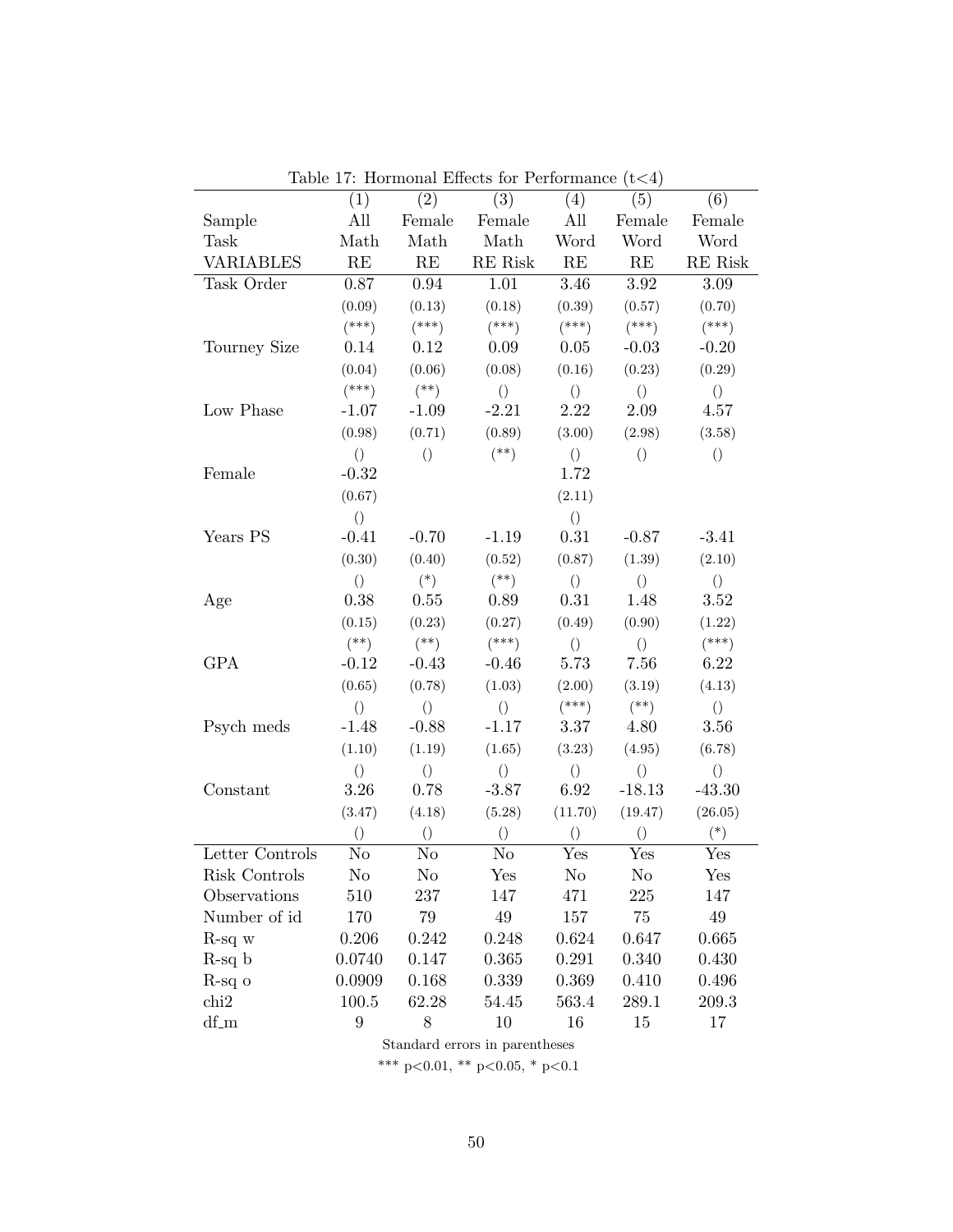Table 17: Hormonal Effects for Performance (t<4)

| | (1) | (2) | (3) | (4) | (5) | (6) |
|---|---|---|---|---|---|---|
| Sample | All | Female | Female | All | Female | Female |
| Task | Math | Math | Math | Word | Word | Word |
| VARIABLES | RE | RE | RE Risk | RE | RE | RE Risk |
| Task Order | 0.87 | 0.94 | 1.01 | 3.46 | 3.92 | 3.09 |
| | (0.09) | (0.13) | (0.18) | (0.39) | (0.57) | (0.70) |
| | (***) | (***) | (***) | (***) | (***) | (***) |
| Tourney Size | 0.14 | 0.12 | 0.09 | 0.05 | -0.03 | -0.20 |
| | (0.04) | (0.06) | (0.08) | (0.16) | (0.23) | (0.29) |
| | (***) | (**) | () | () | () | () |
| Low Phase | -1.07 | -1.09 | -2.21 | 2.22 | 2.09 | 4.57 |
| | (0.98) | (0.71) | (0.89) | (3.00) | (2.98) | (3.58) |
| | () | () | (**) | () | () | () |
| Female | -0.32 | | | 1.72 | | |
| | (0.67) | | | (2.11) | | |
| | () | | | () | | |
| Years PS | -0.41 | -0.70 | -1.19 | 0.31 | -0.87 | -3.41 |
| | (0.30) | (0.40) | (0.52) | (0.87) | (1.39) | (2.10) |
| | () | (*) | (**) | () | () | () |
| Age | 0.38 | 0.55 | 0.89 | 0.31 | 1.48 | 3.52 |
| | (0.15) | (0.23) | (0.27) | (0.49) | (0.90) | (1.22) |
| | (**) | (**) | (***) | () | () | (***) |
| GPA | -0.12 | -0.43 | -0.46 | 5.73 | 7.56 | 6.22 |
| | (0.65) | (0.78) | (1.03) | (2.00) | (3.19) | (4.13) |
| | () | () | () | (***) | (**) | () |
| Psych meds | -1.48 | -0.88 | -1.17 | 3.37 | 4.80 | 3.56 |
| | (1.10) | (1.19) | (1.65) | (3.23) | (4.95) | (6.78) |
| | () | () | () | () | () | () |
| Constant | 3.26 | 0.78 | -3.87 | 6.92 | -18.13 | -43.30 |
| | (3.47) | (4.18) | (5.28) | (11.70) | (19.47) | (26.05) |
| | () | () | () | () | () | (*) |
| Letter Controls | No | No | No | Yes | Yes | Yes |
| Risk Controls | No | No | Yes | No | No | Yes |
| Observations | 510 | 237 | 147 | 471 | 225 | 147 |
| Number of id | 170 | 79 | 49 | 157 | 75 | 49 |
| R-sq w | 0.206 | 0.242 | 0.248 | 0.624 | 0.647 | 0.665 |
| R-sq b | 0.0740 | 0.147 | 0.365 | 0.291 | 0.340 | 0.430 |
| R-sq o | 0.0909 | 0.168 | 0.339 | 0.369 | 0.410 | 0.496 |
| chi2 | 100.5 | 62.28 | 54.45 | 563.4 | 289.1 | 209.3 |
| df_m | 9 | 8 | 10 | 16 | 15 | 17 |

Standard errors in parentheses

*** p<0.01, ** p<0.05, * p<0.1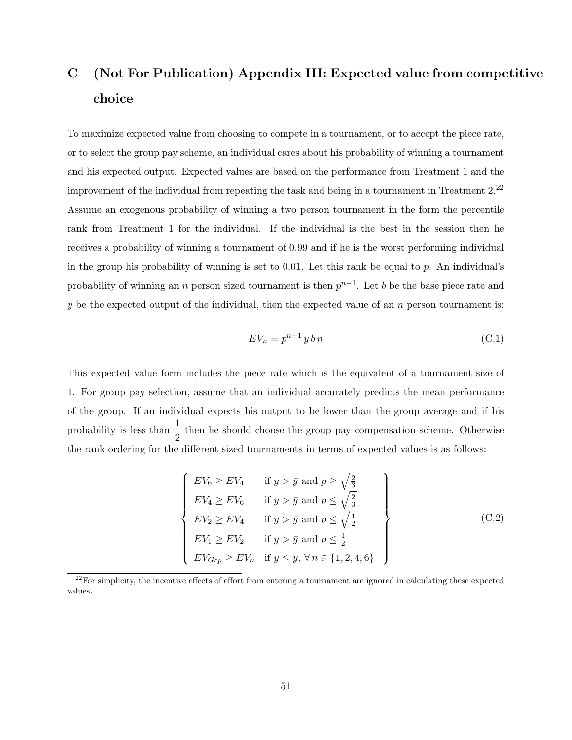# C (Not For Publication) Appendix III: Expected value from competitive choice

To maximize expected value from choosing to compete in a tournament, or to accept the piece rate, or to select the group pay scheme, an individual cares about his probability of winning a tournament and his expected output. Expected values are based on the performance from Treatment 1 and the improvement of the individual from repeating the task and being in a tournament in Treatment 2.[22] Assume an exogenous probability of winning a two person tournament in the form the percentile rank from Treatment 1 for the individual. If the individual is the best in the session then he receives a probability of winning a tournament of 0.99 and if he is the worst performing individual in the group his probability of winning is set to 0.01. Let this rank be equal to $p$. An individual's probability of winning an $n$ person sized tournament is then $p^{n-1}$. Let $b$ be the base piece rate and $y$ be the expected output of the individual, then the expected value of an $n$ person tournament is:

$$EV_n = p^{n-1}\, y\, b\, n \tag{C.1}$$

This expected value form includes the piece rate which is the equivalent of a tournament size of 1. For group pay selection, assume that an individual accurately predicts the mean performance of the group. If an individual expects his output to be lower than the group average and if his probability is less than $\frac{1}{2}$ then he should choose the group pay compensation scheme. Otherwise the rank ordering for the different sized tournaments in terms of expected values is as follows:

$$\left\{ \begin{array}{ll} EV_6 \geq EV_4 & \text{if } y > \bar{y} \text{ and } p \geq \sqrt{\frac{2}{3}} \\ EV_4 \geq EV_6 & \text{if } y > \bar{y} \text{ and } p \leq \sqrt{\frac{2}{3}} \\ EV_2 \geq EV_4 & \text{if } y > \bar{y} \text{ and } p \leq \sqrt{\frac{1}{2}} \\ EV_1 \geq EV_2 & \text{if } y > \bar{y} \text{ and } p \leq \frac{1}{2} \\ EV_{Grp} \geq EV_n & \text{if } y \leq \bar{y},\, \forall\, n \in \{1, 2, 4, 6\} \end{array} \right\} \tag{C.2}$$

[22] For simplicity, the incentive effects of effort from entering a tournament are ignored in calculating these expected values.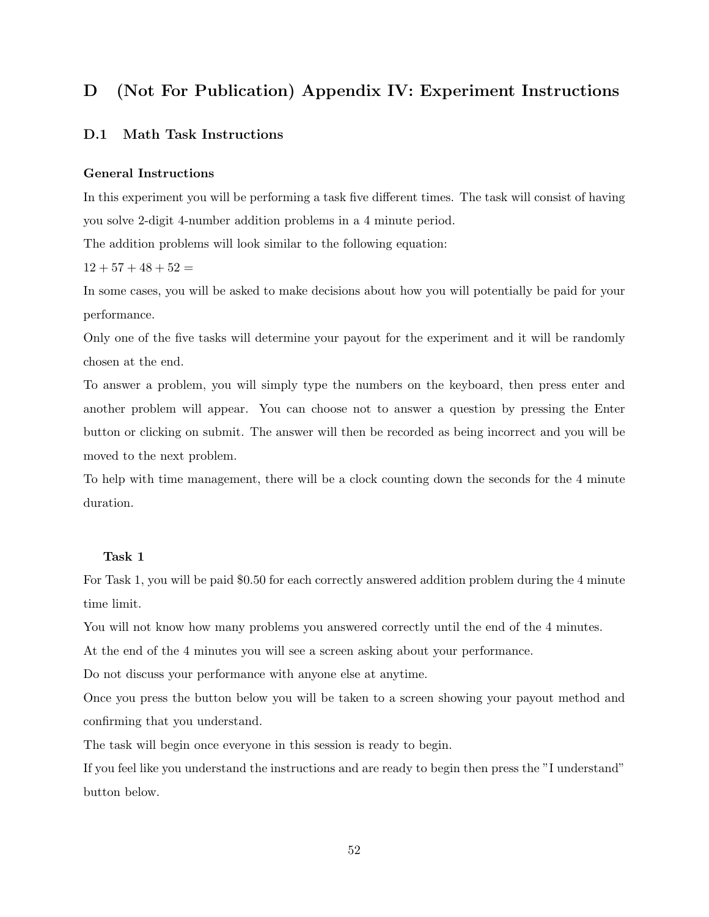## D (Not For Publication) Appendix IV: Experiment Instructions

### D.1 Math Task Instructions

#### General Instructions

In this experiment you will be performing a task five different times. The task will consist of having you solve 2-digit 4-number addition problems in a 4 minute period.

The addition problems will look similar to the following equation:

$12 + 57 + 48 + 52 =$

In some cases, you will be asked to make decisions about how you will potentially be paid for your performance.

Only one of the five tasks will determine your payout for the experiment and it will be randomly chosen at the end.

To answer a problem, you will simply type the numbers on the keyboard, then press enter and another problem will appear. You can choose not to answer a question by pressing the Enter button or clicking on submit. The answer will then be recorded as being incorrect and you will be moved to the next problem.

To help with time management, there will be a clock counting down the seconds for the 4 minute duration.

#### Task 1

For Task 1, you will be paid $0.50 for each correctly answered addition problem during the 4 minute time limit.

You will not know how many problems you answered correctly until the end of the 4 minutes.

At the end of the 4 minutes you will see a screen asking about your performance.

Do not discuss your performance with anyone else at anytime.

Once you press the button below you will be taken to a screen showing your payout method and confirming that you understand.

The task will begin once everyone in this session is ready to begin.

If you feel like you understand the instructions and are ready to begin then press the "I understand" button below.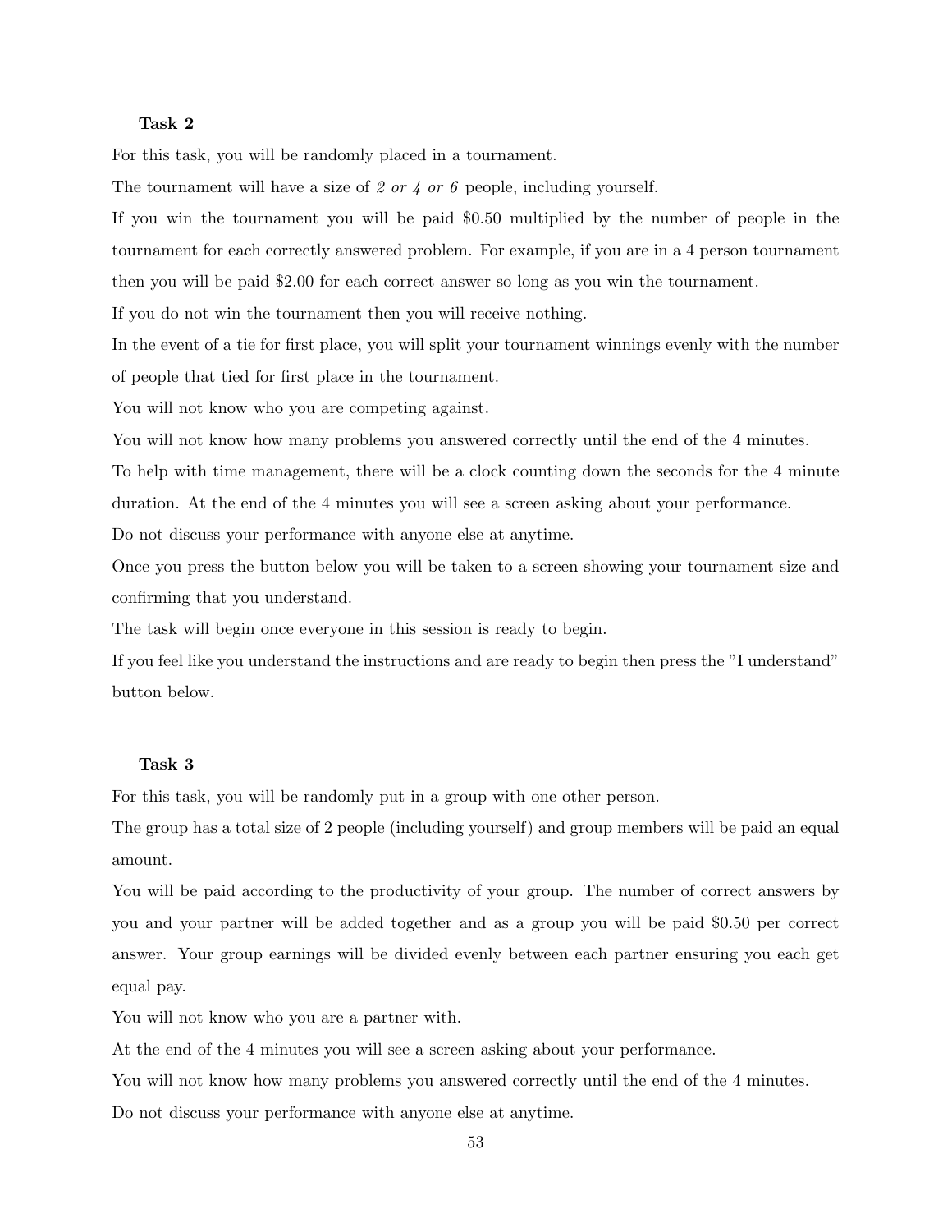**Task 2**

For this task, you will be randomly placed in a tournament.

The tournament will have a size of *2 or 4 or 6* people, including yourself.

If you win the tournament you will be paid $0.50 multiplied by the number of people in the tournament for each correctly answered problem. For example, if you are in a 4 person tournament then you will be paid $2.00 for each correct answer so long as you win the tournament.

If you do not win the tournament then you will receive nothing.

In the event of a tie for first place, you will split your tournament winnings evenly with the number of people that tied for first place in the tournament.

You will not know who you are competing against.

You will not know how many problems you answered correctly until the end of the 4 minutes.

To help with time management, there will be a clock counting down the seconds for the 4 minute duration. At the end of the 4 minutes you will see a screen asking about your performance.

Do not discuss your performance with anyone else at anytime.

Once you press the button below you will be taken to a screen showing your tournament size and confirming that you understand.

The task will begin once everyone in this session is ready to begin.

If you feel like you understand the instructions and are ready to begin then press the "I understand" button below.

**Task 3**

For this task, you will be randomly put in a group with one other person.

The group has a total size of 2 people (including yourself) and group members will be paid an equal amount.

You will be paid according to the productivity of your group. The number of correct answers by you and your partner will be added together and as a group you will be paid $0.50 per correct answer. Your group earnings will be divided evenly between each partner ensuring you each get equal pay.

You will not know who you are a partner with.

At the end of the 4 minutes you will see a screen asking about your performance.

You will not know how many problems you answered correctly until the end of the 4 minutes.

Do not discuss your performance with anyone else at anytime.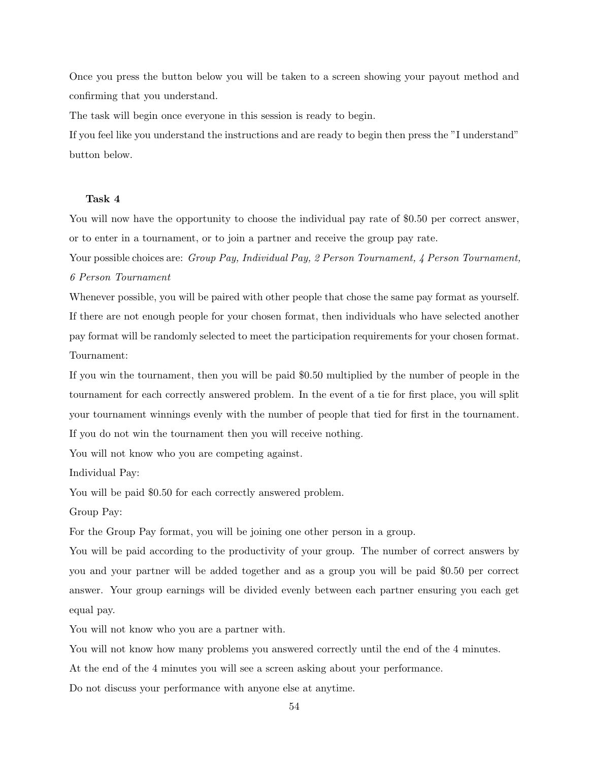Once you press the button below you will be taken to a screen showing your payout method and confirming that you understand.

The task will begin once everyone in this session is ready to begin.

If you feel like you understand the instructions and are ready to begin then press the "I understand" button below.

**Task 4**

You will now have the opportunity to choose the individual pay rate of $0.50 per correct answer, or to enter in a tournament, or to join a partner and receive the group pay rate.

Your possible choices are: *Group Pay, Individual Pay, 2 Person Tournament, 4 Person Tournament, 6 Person Tournament*

Whenever possible, you will be paired with other people that chose the same pay format as yourself. If there are not enough people for your chosen format, then individuals who have selected another pay format will be randomly selected to meet the participation requirements for your chosen format.

Tournament:

If you win the tournament, then you will be paid $0.50 multiplied by the number of people in the tournament for each correctly answered problem. In the event of a tie for first place, you will split your tournament winnings evenly with the number of people that tied for first in the tournament. If you do not win the tournament then you will receive nothing.

You will not know who you are competing against.

Individual Pay:

You will be paid $0.50 for each correctly answered problem.

Group Pay:

For the Group Pay format, you will be joining one other person in a group.

You will be paid according to the productivity of your group. The number of correct answers by you and your partner will be added together and as a group you will be paid $0.50 per correct answer. Your group earnings will be divided evenly between each partner ensuring you each get equal pay.

You will not know who you are a partner with.

You will not know how many problems you answered correctly until the end of the 4 minutes.

At the end of the 4 minutes you will see a screen asking about your performance.

Do not discuss your performance with anyone else at anytime.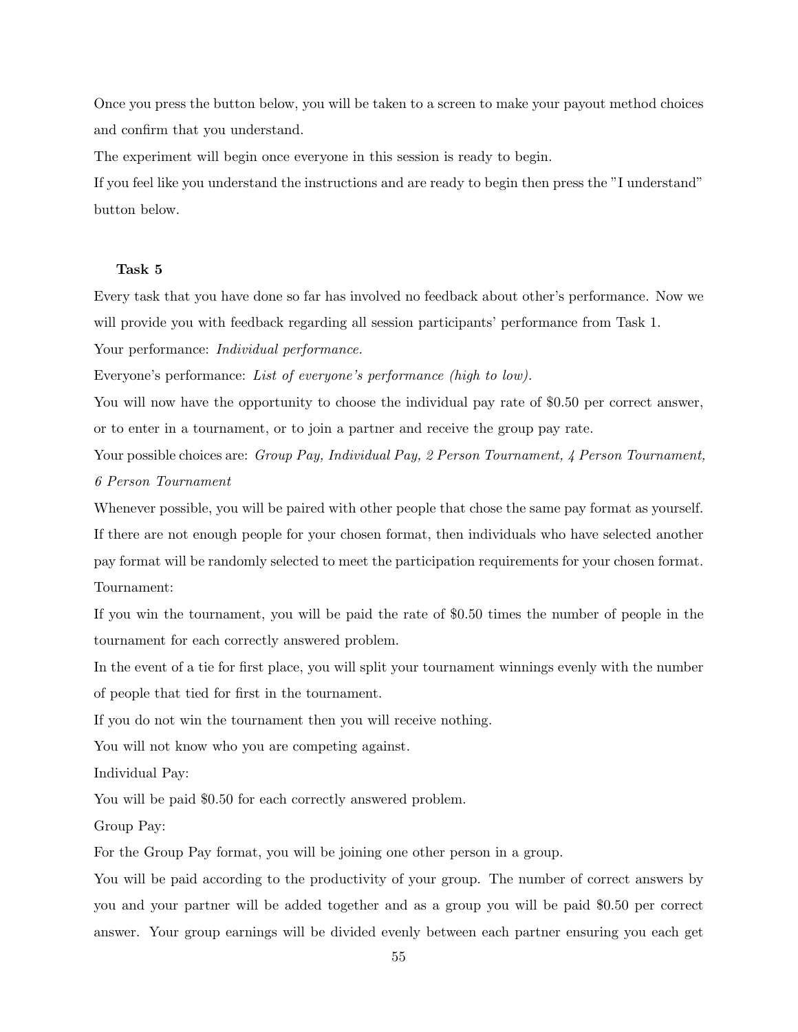Once you press the button below, you will be taken to a screen to make your payout method choices and confirm that you understand.

The experiment will begin once everyone in this session is ready to begin.

If you feel like you understand the instructions and are ready to begin then press the "I understand" button below.

**Task 5**

Every task that you have done so far has involved no feedback about other's performance. Now we will provide you with feedback regarding all session participants' performance from Task 1.

Your performance: *Individual performance.*

Everyone's performance: *List of everyone's performance (high to low).*

You will now have the opportunity to choose the individual pay rate of $0.50 per correct answer, or to enter in a tournament, or to join a partner and receive the group pay rate.

Your possible choices are: *Group Pay, Individual Pay, 2 Person Tournament, 4 Person Tournament, 6 Person Tournament*

Whenever possible, you will be paired with other people that chose the same pay format as yourself. If there are not enough people for your chosen format, then individuals who have selected another pay format will be randomly selected to meet the participation requirements for your chosen format.

Tournament:

If you win the tournament, you will be paid the rate of $0.50 times the number of people in the tournament for each correctly answered problem.

In the event of a tie for first place, you will split your tournament winnings evenly with the number of people that tied for first in the tournament.

If you do not win the tournament then you will receive nothing.

You will not know who you are competing against.

Individual Pay:

You will be paid $0.50 for each correctly answered problem.

Group Pay:

For the Group Pay format, you will be joining one other person in a group.

You will be paid according to the productivity of your group. The number of correct answers by you and your partner will be added together and as a group you will be paid $0.50 per correct answer. Your group earnings will be divided evenly between each partner ensuring you each get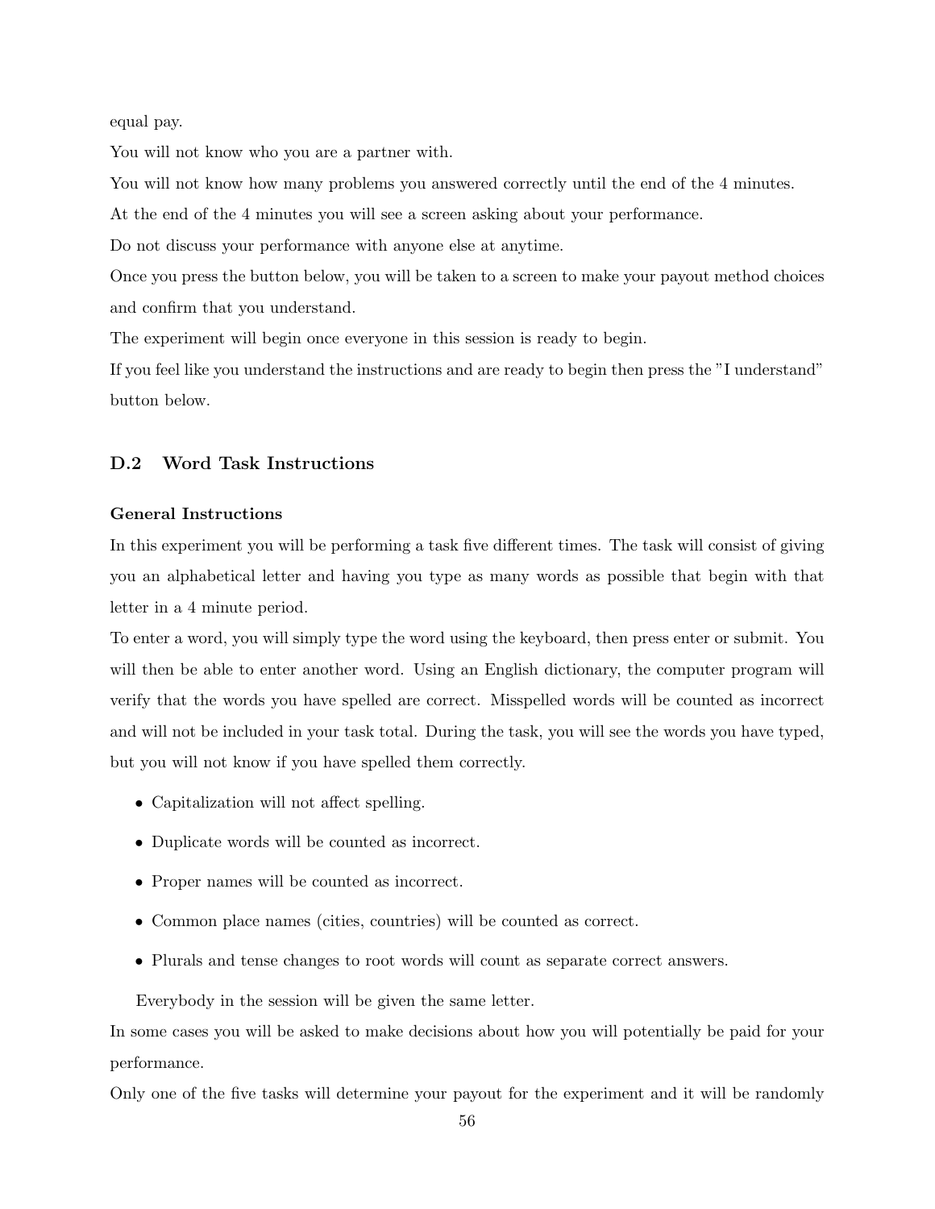equal pay.

You will not know who you are a partner with.

You will not know how many problems you answered correctly until the end of the 4 minutes.

At the end of the 4 minutes you will see a screen asking about your performance.

Do not discuss your performance with anyone else at anytime.

Once you press the button below, you will be taken to a screen to make your payout method choices and confirm that you understand.

The experiment will begin once everyone in this session is ready to begin.

If you feel like you understand the instructions and are ready to begin then press the "I understand" button below.

### D.2 Word Task Instructions

**General Instructions**

In this experiment you will be performing a task five different times. The task will consist of giving you an alphabetical letter and having you type as many words as possible that begin with that letter in a 4 minute period.

To enter a word, you will simply type the word using the keyboard, then press enter or submit. You will then be able to enter another word. Using an English dictionary, the computer program will verify that the words you have spelled are correct. Misspelled words will be counted as incorrect and will not be included in your task total. During the task, you will see the words you have typed, but you will not know if you have spelled them correctly.

- Capitalization will not affect spelling.
- Duplicate words will be counted as incorrect.
- Proper names will be counted as incorrect.
- Common place names (cities, countries) will be counted as correct.
- Plurals and tense changes to root words will count as separate correct answers.

Everybody in the session will be given the same letter.

In some cases you will be asked to make decisions about how you will potentially be paid for your performance.

Only one of the five tasks will determine your payout for the experiment and it will be randomly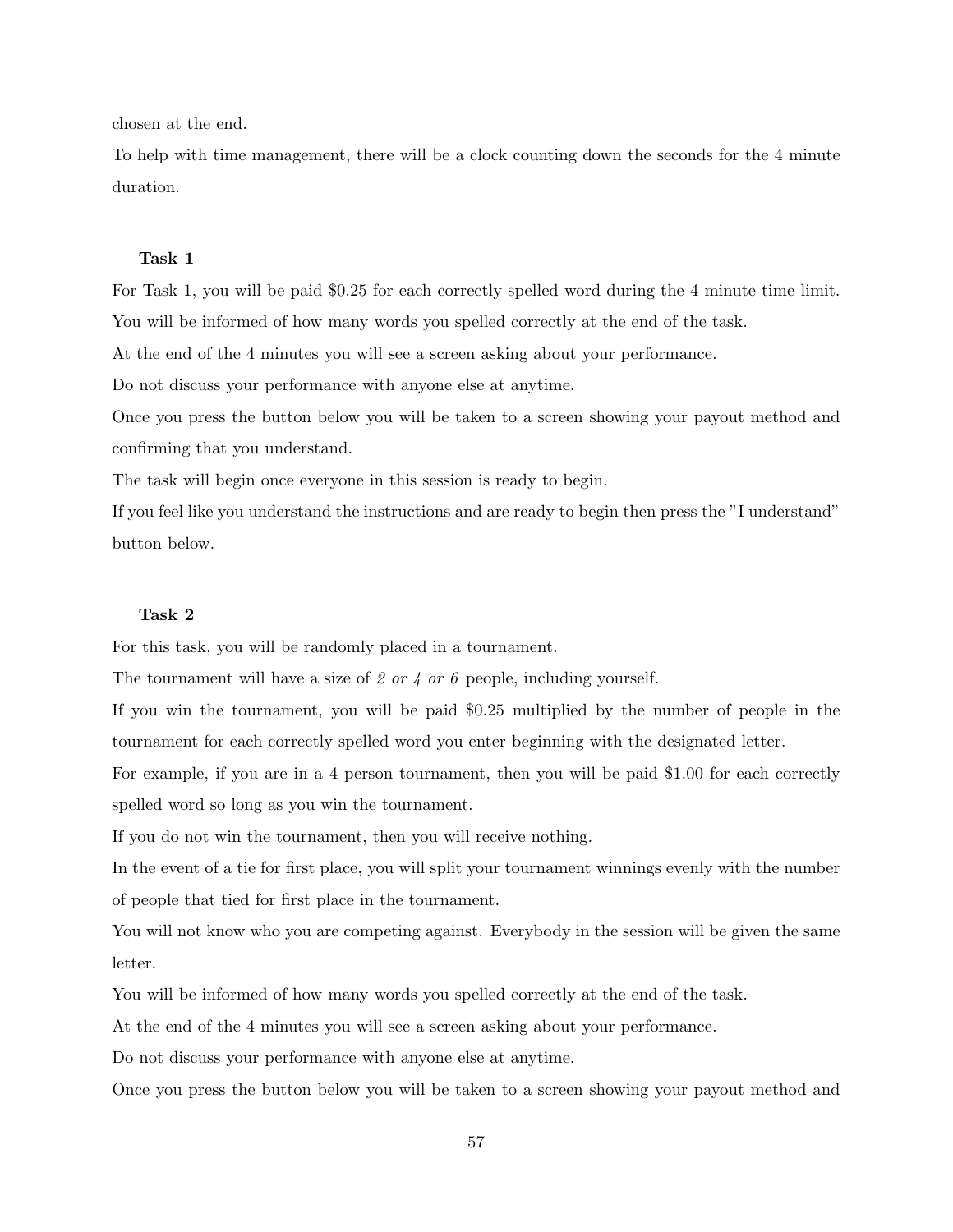chosen at the end.

To help with time management, there will be a clock counting down the seconds for the 4 minute duration.

**Task 1**

For Task 1, you will be paid $0.25 for each correctly spelled word during the 4 minute time limit.

You will be informed of how many words you spelled correctly at the end of the task.

At the end of the 4 minutes you will see a screen asking about your performance.

Do not discuss your performance with anyone else at anytime.

Once you press the button below you will be taken to a screen showing your payout method and confirming that you understand.

The task will begin once everyone in this session is ready to begin.

If you feel like you understand the instructions and are ready to begin then press the "I understand" button below.

**Task 2**

For this task, you will be randomly placed in a tournament.

The tournament will have a size of *2 or 4 or 6* people, including yourself.

If you win the tournament, you will be paid $0.25 multiplied by the number of people in the tournament for each correctly spelled word you enter beginning with the designated letter.

For example, if you are in a 4 person tournament, then you will be paid $1.00 for each correctly spelled word so long as you win the tournament.

If you do not win the tournament, then you will receive nothing.

In the event of a tie for first place, you will split your tournament winnings evenly with the number of people that tied for first place in the tournament.

You will not know who you are competing against. Everybody in the session will be given the same letter.

You will be informed of how many words you spelled correctly at the end of the task.

At the end of the 4 minutes you will see a screen asking about your performance.

Do not discuss your performance with anyone else at anytime.

Once you press the button below you will be taken to a screen showing your payout method and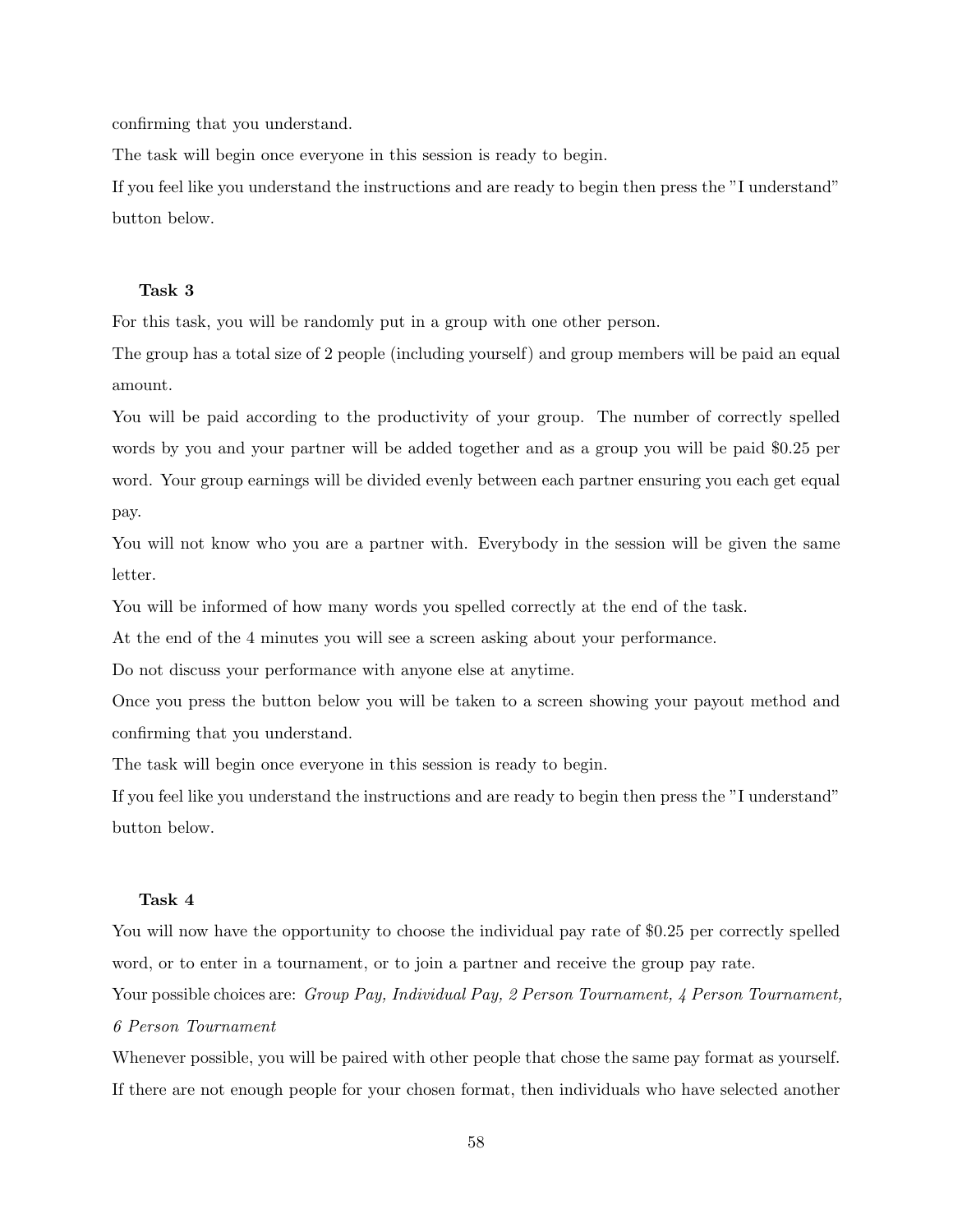confirming that you understand.

The task will begin once everyone in this session is ready to begin.

If you feel like you understand the instructions and are ready to begin then press the "I understand" button below.

**Task 3**

For this task, you will be randomly put in a group with one other person.

The group has a total size of 2 people (including yourself) and group members will be paid an equal amount.

You will be paid according to the productivity of your group. The number of correctly spelled words by you and your partner will be added together and as a group you will be paid $0.25 per word. Your group earnings will be divided evenly between each partner ensuring you each get equal pay.

You will not know who you are a partner with. Everybody in the session will be given the same letter.

You will be informed of how many words you spelled correctly at the end of the task.

At the end of the 4 minutes you will see a screen asking about your performance.

Do not discuss your performance with anyone else at anytime.

Once you press the button below you will be taken to a screen showing your payout method and confirming that you understand.

The task will begin once everyone in this session is ready to begin.

If you feel like you understand the instructions and are ready to begin then press the "I understand" button below.

**Task 4**

You will now have the opportunity to choose the individual pay rate of $0.25 per correctly spelled word, or to enter in a tournament, or to join a partner and receive the group pay rate.

Your possible choices are: *Group Pay, Individual Pay, 2 Person Tournament, 4 Person Tournament, 6 Person Tournament*

Whenever possible, you will be paired with other people that chose the same pay format as yourself. If there are not enough people for your chosen format, then individuals who have selected another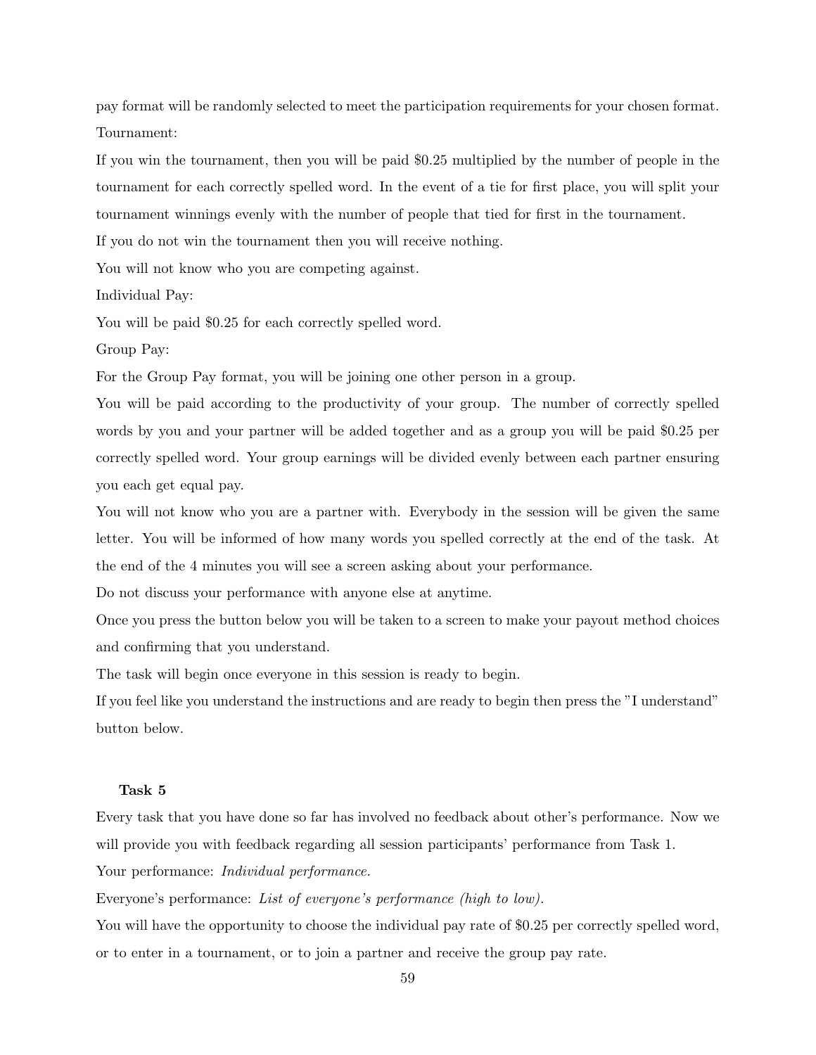pay format will be randomly selected to meet the participation requirements for your chosen format.

Tournament:

If you win the tournament, then you will be paid $0.25 multiplied by the number of people in the tournament for each correctly spelled word. In the event of a tie for first place, you will split your tournament winnings evenly with the number of people that tied for first in the tournament.

If you do not win the tournament then you will receive nothing.

You will not know who you are competing against.

Individual Pay:

You will be paid $0.25 for each correctly spelled word.

Group Pay:

For the Group Pay format, you will be joining one other person in a group.

You will be paid according to the productivity of your group. The number of correctly spelled words by you and your partner will be added together and as a group you will be paid $0.25 per correctly spelled word. Your group earnings will be divided evenly between each partner ensuring you each get equal pay.

You will not know who you are a partner with. Everybody in the session will be given the same letter. You will be informed of how many words you spelled correctly at the end of the task. At the end of the 4 minutes you will see a screen asking about your performance.

Do not discuss your performance with anyone else at anytime.

Once you press the button below you will be taken to a screen to make your payout method choices and confirming that you understand.

The task will begin once everyone in this session is ready to begin.

If you feel like you understand the instructions and are ready to begin then press the "I understand" button below.

**Task 5**

Every task that you have done so far has involved no feedback about other's performance. Now we will provide you with feedback regarding all session participants' performance from Task 1.

Your performance: *Individual performance.*

Everyone's performance: *List of everyone's performance (high to low).*

You will have the opportunity to choose the individual pay rate of $0.25 per correctly spelled word, or to enter in a tournament, or to join a partner and receive the group pay rate.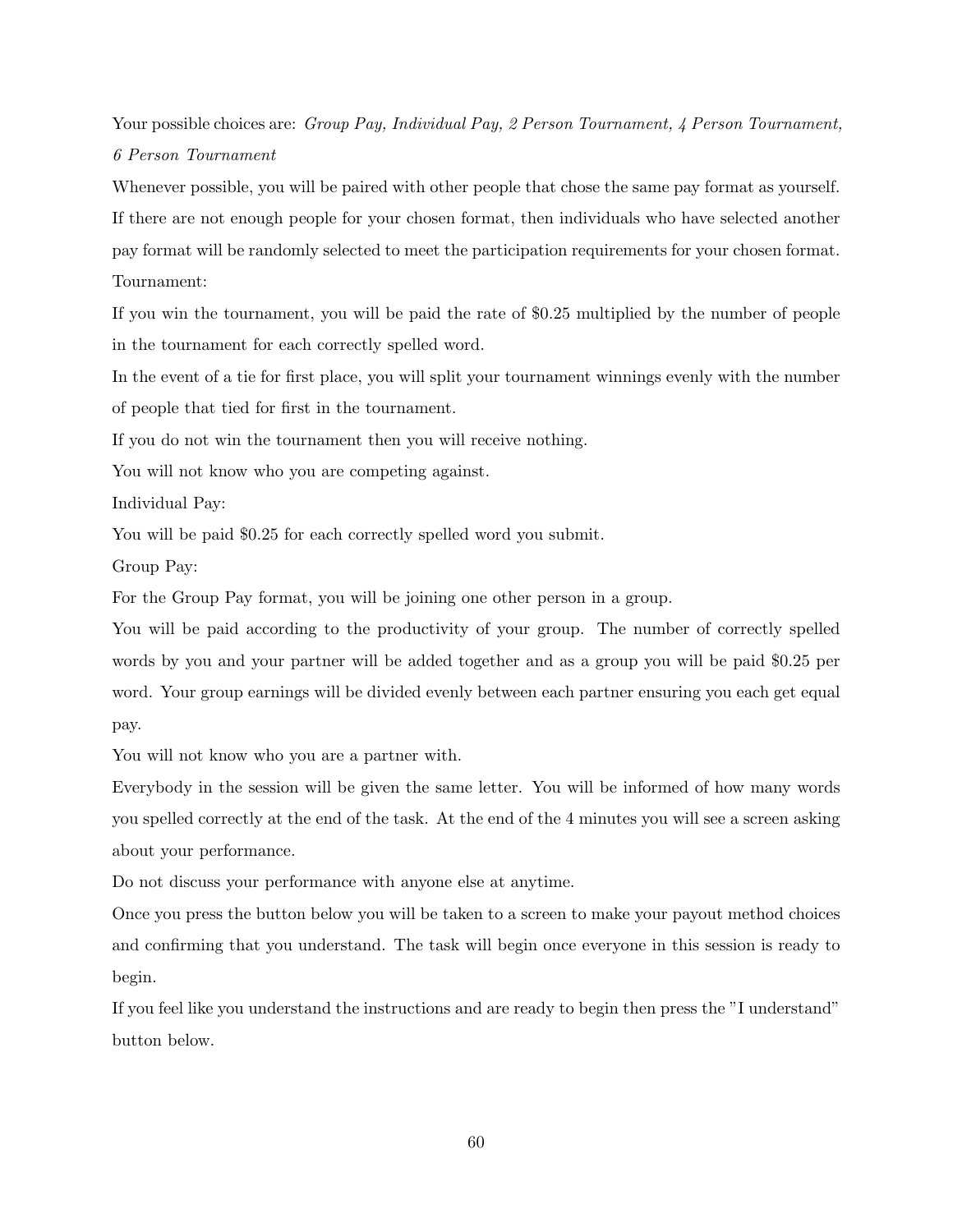Your possible choices are: *Group Pay, Individual Pay, 2 Person Tournament, 4 Person Tournament, 6 Person Tournament*

Whenever possible, you will be paired with other people that chose the same pay format as yourself. If there are not enough people for your chosen format, then individuals who have selected another pay format will be randomly selected to meet the participation requirements for your chosen format.

Tournament:

If you win the tournament, you will be paid the rate of $0.25 multiplied by the number of people in the tournament for each correctly spelled word.

In the event of a tie for first place, you will split your tournament winnings evenly with the number of people that tied for first in the tournament.

If you do not win the tournament then you will receive nothing.

You will not know who you are competing against.

Individual Pay:

You will be paid $0.25 for each correctly spelled word you submit.

Group Pay:

For the Group Pay format, you will be joining one other person in a group.

You will be paid according to the productivity of your group. The number of correctly spelled words by you and your partner will be added together and as a group you will be paid $0.25 per word. Your group earnings will be divided evenly between each partner ensuring you each get equal pay.

You will not know who you are a partner with.

Everybody in the session will be given the same letter. You will be informed of how many words you spelled correctly at the end of the task. At the end of the 4 minutes you will see a screen asking about your performance.

Do not discuss your performance with anyone else at anytime.

Once you press the button below you will be taken to a screen to make your payout method choices and confirming that you understand. The task will begin once everyone in this session is ready to begin.

If you feel like you understand the instructions and are ready to begin then press the "I understand" button below.